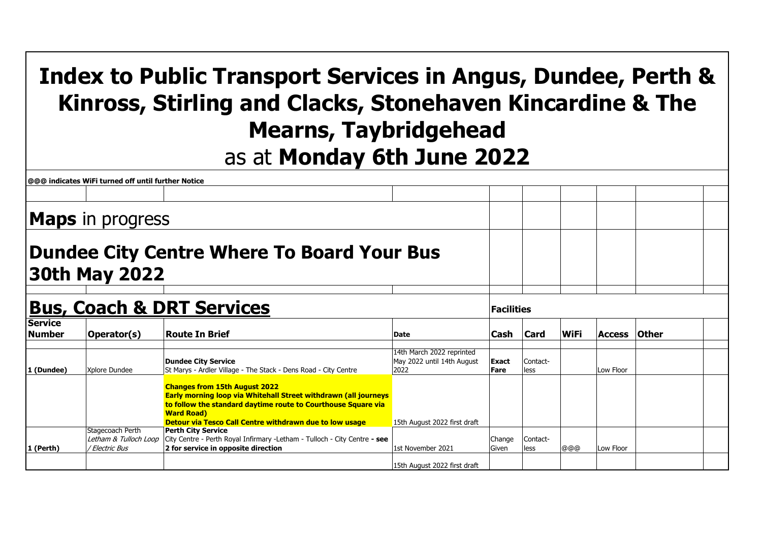# Index to Public Transport Services in Angus, Dundee, Perth & Kinross, Stirling and Clacks, Stonehaven Kincardine & The Mearns, Taybridgehead
as at **Monday 6th June 2022**

**@@@ indicates WiFi turned off until further Notice**

## **Maps** in progress

## Dundee City Centre Where To Board Your Bus 30th May 2022

## Bus, Coach & DRT Services

| Service Number | Operator(s) | Route In Brief | Date | Facilities | | | | |
|---|---|---|---|---|---|---|---|---|
| | | | | **Cash** | **Card** | **WiFi** | **Access** | **Other** |
| 1 (Dundee) | Xplore Dundee | **Dundee City Service**<br>St Marys - Ardler Village - The Stack - Dens Road - City Centre | 14th March 2022 reprinted May 2022 until 14th August 2022 | **Exact Fare** | Contact-less | | Low Floor | |
| | | **Changes from 15th August 2022**<br>**Early morning loop via Whitehall Street withdrawn (all journeys to follow the standard daytime route to Courthouse Square via Ward Road)**<br>**Detour via Tesco Call Centre withdrawn due to low usage** | 15th August 2022 first draft | | | | | |
| 1 (Perth) | Stagecoach Perth<br>*Letham & Tulloch Loop / Electric Bus* | **Perth City Service**<br>City Centre - Perth Royal Infirmary -Letham - Tulloch - City Centre **- see 2 for service in opposite direction** | 1st November 2021 | Change Given | Contact-less | @@@ | Low Floor | |
| | | | 15th August 2022 first draft | | | | | |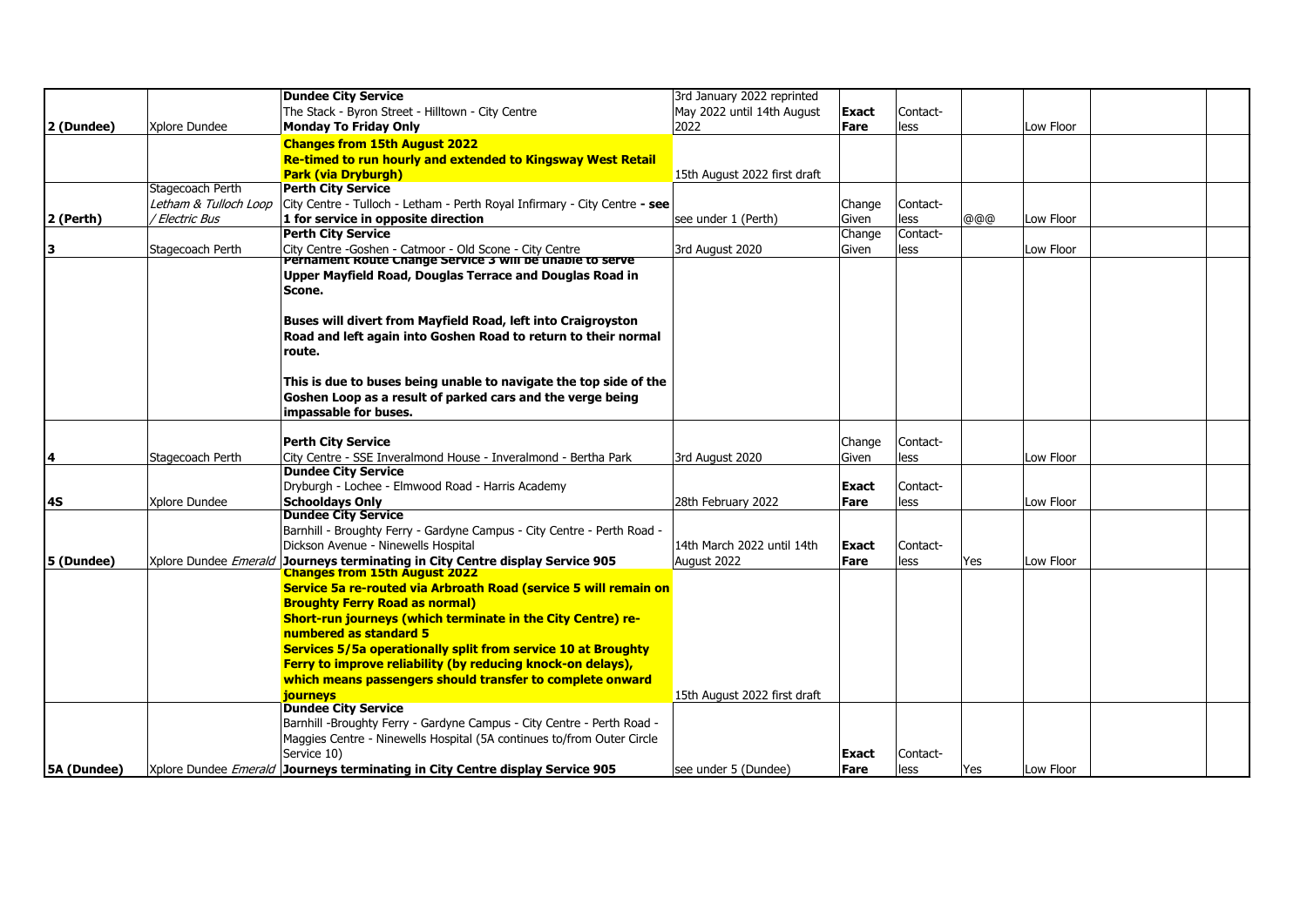| | | | | | | | | | |
|---|---|---|---|---|---|---|---|---|---|
| 2 (Dundee) | Xplore Dundee | **Dundee City Service**<br>The Stack - Byron Street - Hilltown - City Centre<br>**Monday To Friday Only** | 3rd January 2022 reprinted May 2022 until 14th August 2022 | **Exact Fare** | Contact-less | | Low Floor | | |
| | | **Changes from 15th August 2022**<br>**Re-timed to run hourly and extended to Kingsway West Retail Park (via Dryburgh)** | 15th August 2022 first draft | | | | | | |
| 2 (Perth) | Stagecoach Perth<br>*Letham & Tulloch Loop / Electric Bus* | **Perth City Service**<br>City Centre - Tulloch - Letham - Perth Royal Infirmary - City Centre **- see 1 for service in opposite direction** | see under 1 (Perth) | Change Given | Contact-less | @@@ | Low Floor | | |
| 3 | Stagecoach Perth | **Perth City Service**<br>City Centre -Goshen - Catmoor - Old Scone - City Centre | 3rd August 2020 | Change Given | Contact-less | | Low Floor | | |
| | | **Pernament Route Change Service 3 will be unable to serve Upper Mayfield Road, Douglas Terrace and Douglas Road in Scone.**<br><br>**Buses will divert from Mayfield Road, left into Craigroyston Road and left again into Goshen Road to return to their normal route.**<br><br>**This is due to buses being unable to navigate the top side of the Goshen Loop as a result of parked cars and the verge being impassable for buses.** | | | | | | | |
| 4 | Stagecoach Perth | **Perth City Service**<br>City Centre - SSE Inveralmond House - Inveralmond - Bertha Park | 3rd August 2020 | Change Given | Contact-less | | Low Floor | | |
| 4S | Xplore Dundee | **Dundee City Service**<br>Dryburgh - Lochee - Elmwood Road - Harris Academy<br>**Schooldays Only** | 28th February 2022 | **Exact Fare** | Contact-less | | Low Floor | | |
| 5 (Dundee) | Xplore Dundee *Emerald* | **Dundee City Service**<br>Barnhill - Broughty Ferry - Gardyne Campus - City Centre - Perth Road - Dickson Avenue - Ninewells Hospital<br>**Journeys terminating in City Centre display Service 905** | 14th March 2022 until 14th August 2022 | **Exact Fare** | Contact-less | Yes | Low Floor | | |
| | | **Changes from 15th August 2022**<br>**Service 5a re-routed via Arbroath Road (service 5 will remain on Broughty Ferry Road as normal)**<br>**Short-run journeys (which terminate in the City Centre) re-numbered as standard 5**<br>**Services 5/5a operationally split from service 10 at Broughty Ferry to improve reliability (by reducing knock-on delays), which means passengers should transfer to complete onward journeys** | 15th August 2022 first draft | | | | | | |
| 5A (Dundee) | Xplore Dundee *Emerald* | **Dundee City Service**<br>Barnhill -Broughty Ferry - Gardyne Campus - City Centre - Perth Road - Maggies Centre - Ninewells Hospital (5A continues to/from Outer Circle Service 10)<br>**Journeys terminating in City Centre display Service 905** | see under 5 (Dundee) | **Exact Fare** | Contact-less | Yes | Low Floor | | |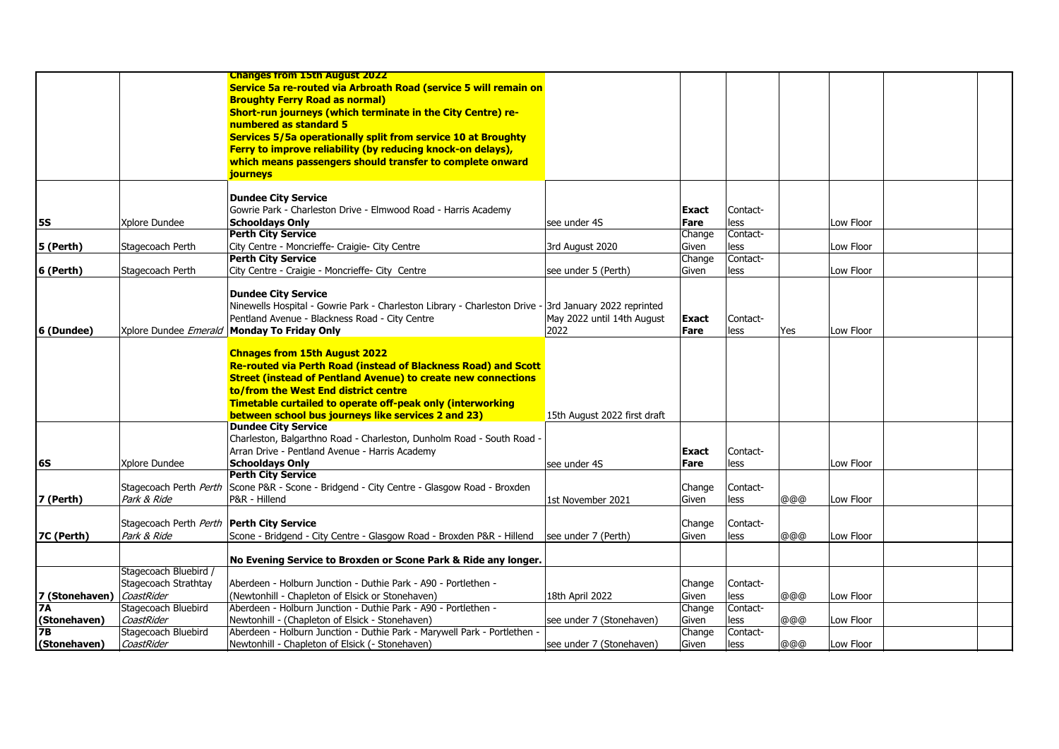| | | | | | | | | | |
|---|---|---|---|---|---|---|---|---|---|
| | | **Changes from 15th August 2022**<br>**Service 5a re-routed via Arbroath Road (service 5 will remain on Broughty Ferry Road as normal)**<br>**Short-run journeys (which terminate in the City Centre) re-numbered as standard 5**<br>**Services 5/5a operationally split from service 10 at Broughty Ferry to improve reliability (by reducing knock-on delays), which means passengers should transfer to complete onward journeys** | | | | | | | |
| **5S** | Xplore Dundee | **Dundee City Service**<br>Gowrie Park - Charleston Drive - Elmwood Road - Harris Academy<br>**Schooldays Only** | see under 4S | **Exact Fare** | Contact-less | | Low Floor | | |
| **5 (Perth)** | Stagecoach Perth | **Perth City Service**<br>City Centre - Moncrieffe- Craigie- City Centre | 3rd August 2020 | Change Given | Contact-less | | Low Floor | | |
| **6 (Perth)** | Stagecoach Perth | **Perth City Service**<br>City Centre - Craigie - Moncrieffe- City Centre | see under 5 (Perth) | Change Given | Contact-less | | Low Floor | | |
| **6 (Dundee)** | Xplore Dundee *Emerald* | **Dundee City Service**<br>Ninewells Hospital - Gowrie Park - Charleston Library - Charleston Drive - Pentland Avenue - Blackness Road - City Centre<br>**Monday To Friday Only** | 3rd January 2022 reprinted May 2022 until 14th August 2022 | **Exact Fare** | Contact-less | Yes | Low Floor | | |
| | | **Chnages from 15th August 2022**<br>**Re-routed via Perth Road (instead of Blackness Road) and Scott Street (instead of Pentland Avenue) to create new connections to/from the West End district centre**<br>**Timetable curtailed to operate off-peak only (interworking between school bus journeys like services 2 and 23)** | 15th August 2022 first draft | | | | | | |
| **6S** | Xplore Dundee | **Dundee City Service**<br>Charleston, Balgarthno Road - Charleston, Dunholm Road - South Road - Arran Drive - Pentland Avenue - Harris Academy<br>**Schooldays Only** | see under 4S | **Exact Fare** | Contact-less | | Low Floor | | |
| **7 (Perth)** | Stagecoach Perth *Perth Park & Ride* | **Perth City Service**<br>Scone P&R - Scone - Bridgend - City Centre - Glasgow Road - Broxden P&R - Hillend | 1st November 2021 | Change Given | Contact-less | @@@ | Low Floor | | |
| **7C (Perth)** | Stagecoach Perth *Perth Park & Ride* | **Perth City Service**<br>Scone - Bridgend - City Centre - Glasgow Road - Broxden P&R - Hillend | see under 7 (Perth) | Change Given | Contact-less | @@@ | Low Floor | | |
| | | **No Evening Service to Broxden or Scone Park & Ride any longer.** | | | | | | | |
| **7 (Stonehaven)** | Stagecoach Bluebird / Stagecoach Strathtay *CoastRider* | Aberdeen - Holburn Junction - Duthie Park - A90 - Portlethen - (Newtonhill - Chapleton of Elsick or Stonehaven) | 18th April 2022 | Change Given | Contact-less | @@@ | Low Floor | | |
| **7A (Stonehaven)** | Stagecoach Bluebird *CoastRider* | Aberdeen - Holburn Junction - Duthie Park - A90 - Portlethen - Newtonhill - (Chapleton of Elsick - Stonehaven) | see under 7 (Stonehaven) | Change Given | Contact-less | @@@ | Low Floor | | |
| **7B (Stonehaven)** | Stagecoach Bluebird *CoastRider* | Aberdeen - Holburn Junction - Duthie Park - Marywell Park - Portlethen - Newtonhill - Chapleton of Elsick (- Stonehaven) | see under 7 (Stonehaven) | Change Given | Contact-less | @@@ | Low Floor | | |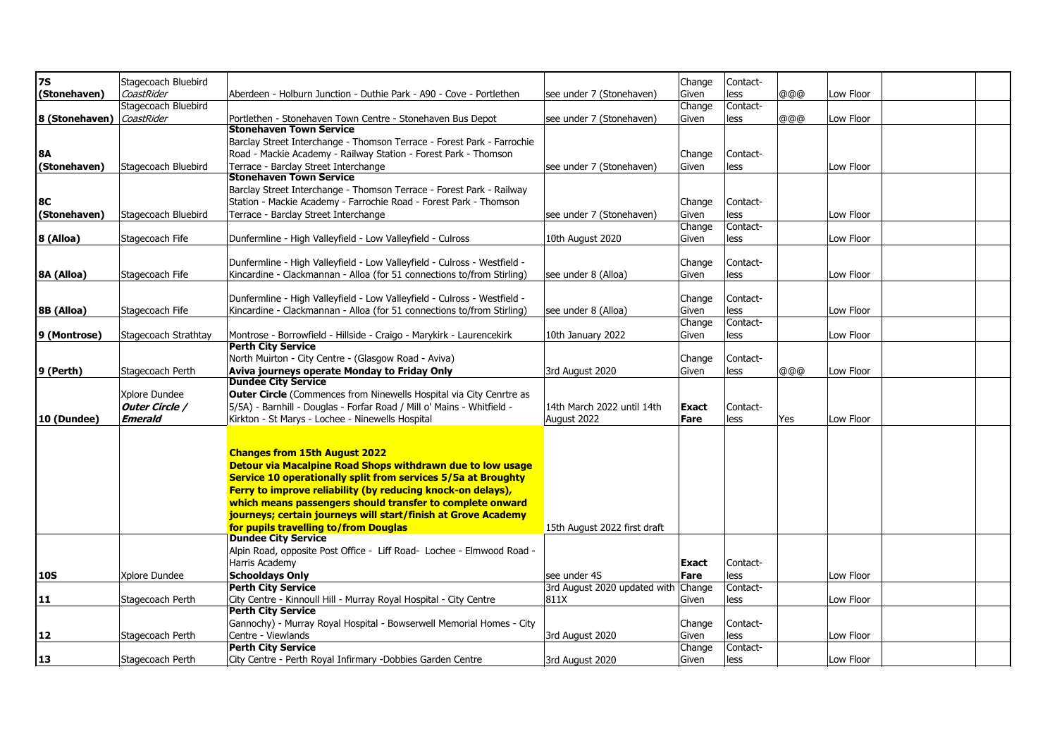| | | | | | | | | | |
|---|---|---|---|---|---|---|---|---|---|
| **7S (Stonehaven)** | Stagecoach Bluebird *CoastRider* | Aberdeen - Holburn Junction - Duthie Park - A90 - Cove - Portlethen | see under 7 (Stonehaven) | Change Given | Contact-less | @@@ | Low Floor | | |
| **8 (Stonehaven)** | Stagecoach Bluebird *CoastRider* | Portlethen - Stonehaven Town Centre - Stonehaven Bus Depot | see under 7 (Stonehaven) | Change Given | Contact-less | @@@ | Low Floor | | |
| **8A (Stonehaven)** | Stagecoach Bluebird | **Stonehaven Town Service** Barclay Street Interchange - Thomson Terrace - Forest Park - Farrochie Road - Mackie Academy - Railway Station - Forest Park - Thomson Terrace - Barclay Street Interchange | see under 7 (Stonehaven) | Change Given | Contact-less | | Low Floor | | |
| **8C (Stonehaven)** | Stagecoach Bluebird | **Stonehaven Town Service** Barclay Street Interchange - Thomson Terrace - Forest Park - Railway Station - Mackie Academy - Farrochie Road - Forest Park - Thomson Terrace - Barclay Street Interchange | see under 7 (Stonehaven) | Change Given | Contact-less | | Low Floor | | |
| **8 (Alloa)** | Stagecoach Fife | Dunfermline - High Valleyfield - Low Valleyfield - Culross | 10th August 2020 | Change Given | Contact-less | | Low Floor | | |
| **8A (Alloa)** | Stagecoach Fife | Dunfermline - High Valleyfield - Low Valleyfield - Culross - Westfield - Kincardine - Clackmannan - Alloa (for 51 connections to/from Stirling) | see under 8 (Alloa) | Change Given | Contact-less | | Low Floor | | |
| **8B (Alloa)** | Stagecoach Fife | Dunfermline - High Valleyfield - Low Valleyfield - Culross - Westfield - Kincardine - Clackmannan - Alloa (for 51 connections to/from Stirling) | see under 8 (Alloa) | Change Given | Contact-less | | Low Floor | | |
| **9 (Montrose)** | Stagecoach Strathtay | Montrose - Borrowfield - Hillside - Craigo - Marykirk - Laurencekirk | 10th January 2022 | Change Given | Contact-less | | Low Floor | | |
| **9 (Perth)** | Stagecoach Perth | **Perth City Service** North Muirton - City Centre - (Glasgow Road - Aviva) **Aviva journeys operate Monday to Friday Only** | 3rd August 2020 | Change Given | Contact-less | @@@ | Low Floor | | |
| **10 (Dundee)** | Xplore Dundee ***Outer Circle / Emerald*** | **Dundee City Service** **Outer Circle** (Commences from Ninewells Hospital via City Cenrtre as 5/5A) - Barnhill - Douglas - Forfar Road / Mill o' Mains - Whitfield - Kirkton - St Marys - Lochee - Ninewells Hospital | 14th March 2022 until 14th August 2022 | **Exact Fare** | Contact-less | Yes | Low Floor | | |
| | | **Changes from 15th August 2022** **Detour via Macalpine Road Shops withdrawn due to low usage** **Service 10 operationally split from services 5/5a at Broughty Ferry to improve reliability (by reducing knock-on delays), which means passengers should transfer to complete onward journeys; certain journeys will start/finish at Grove Academy for pupils travelling to/from Douglas** | 15th August 2022 first draft | | | | | | |
| **10S** | Xplore Dundee | **Dundee City Service** Alpin Road, opposite Post Office - Liff Road- Lochee - Elmwood Road - Harris Academy **Schooldays Only** | see under 4S | **Exact Fare** | Contact-less | | Low Floor | | |
| **11** | Stagecoach Perth | **Perth City Service** City Centre - Kinnoull Hill - Murray Royal Hospital - City Centre | 3rd August 2020 updated with 811X | Change Given | Contact-less | | Low Floor | | |
| **12** | Stagecoach Perth | **Perth City Service** Gannochy) - Murray Royal Hospital - Bowserwell Memorial Homes - City Centre - Viewlands | 3rd August 2020 | Change Given | Contact-less | | Low Floor | | |
| **13** | Stagecoach Perth | **Perth City Service** City Centre - Perth Royal Infirmary -Dobbies Garden Centre | 3rd August 2020 | Change Given | Contact-less | | Low Floor | | |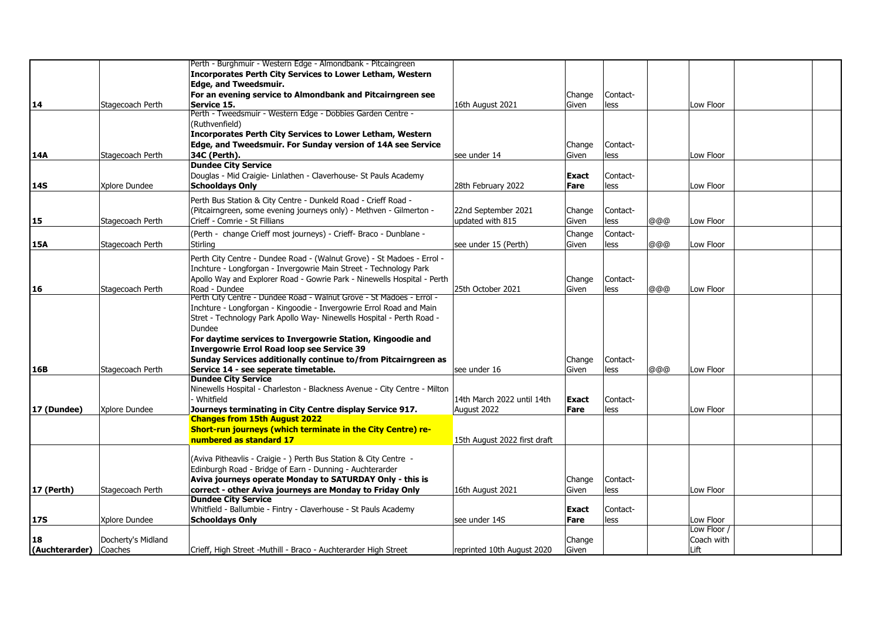| | | | | | | | | | |
|---|---|---|---|---|---|---|---|---|---|
| **14** | Stagecoach Perth | Perth - Burghmuir - Western Edge - Almondbank - Pitcaingreen **Incorporates Perth City Services to Lower Letham, Western Edge, and Tweedsmuir. For an evening service to Almondbank and Pitcairngreen see Service 15.** | 16th August 2021 | Change Given | Contact-less | | Low Floor | | |
| **14A** | Stagecoach Perth | Perth - Tweedsmuir - Western Edge - Dobbies Garden Centre - (Ruthvenfield) **Incorporates Perth City Services to Lower Letham, Western Edge, and Tweedsmuir. For Sunday version of 14A see Service 34C (Perth).** | see under 14 | Change Given | Contact-less | | Low Floor | | |
| **14S** | Xplore Dundee | **Dundee City Service** Douglas - Mid Craigie- Linlathen - Claverhouse- St Pauls Academy **Schooldays Only** | 28th February 2022 | **Exact Fare** | Contact-less | | Low Floor | | |
| **15** | Stagecoach Perth | Perth Bus Station & City Centre - Dunkeld Road - Crieff Road - (Pitcairngreen, some evening journeys only) - Methven - Gilmerton - Crieff - Comrie - St Fillians | 22nd September 2021 updated with 815 | Change Given | Contact-less | @@@ | Low Floor | | |
| **15A** | Stagecoach Perth | (Perth - change Crieff most journeys) - Crieff- Braco - Dunblane - Stirling | see under 15 (Perth) | Change Given | Contact-less | @@@ | Low Floor | | |
| **16** | Stagecoach Perth | Perth City Centre - Dundee Road - (Walnut Grove) - St Madoes - Errol - Inchture - Longforgan - Invergowrie Main Street - Technology Park Apollo Way and Explorer Road - Gowrie Park - Ninewells Hospital - Perth Road - Dundee | 25th October 2021 | Change Given | Contact-less | @@@ | Low Floor | | |
| **16B** | Stagecoach Perth | Perth City Centre - Dundee Road - Walnut Grove - St Madoes - Errol - Inchture - Longforgan - Kingoodie - Invergowrie Errol Road and Main Stret - Technology Park Apollo Way- Ninewells Hospital - Perth Road - Dundee **For daytime services to Invergowrie Station, Kingoodie and Invergowrie Errol Road loop see Service 39 Sunday Services additionally continue to/from Pitcairngreen as Service 14 - see seperate timetable.** | see under 16 | Change Given | Contact-less | @@@ | Low Floor | | |
| **17 (Dundee)** | Xplore Dundee | **Dundee City Service** Ninewells Hospital - Charleston - Blackness Avenue - City Centre - Milton - Whitfield **Journeys terminating in City Centre display Service 917.** | 14th March 2022 until 14th August 2022 | **Exact Fare** | Contact-less | | Low Floor | | |
| | | **Changes from 15th August 2022 Short-run journeys (which terminate in the City Centre) re-numbered as standard 17** | 15th August 2022 first draft | | | | | | |
| **17 (Perth)** | Stagecoach Perth | (Aviva Pitheavlis - Craigie - ) Perth Bus Station & City Centre - Edinburgh Road - Bridge of Earn - Dunning - Auchterarder **Aviva journeys operate Monday to SATURDAY Only - this is correct - other Aviva journeys are Monday to Friday Only** | 16th August 2021 | Change Given | Contact-less | | Low Floor | | |
| **17S** | Xplore Dundee | **Dundee City Service** Whitfield - Ballumbie - Fintry - Claverhouse - St Pauls Academy **Schooldays Only** | see under 14S | **Exact Fare** | Contact-less | | Low Floor | | |
| **18 (Auchterarder)** | Docherty's Midland Coaches | Crieff, High Street -Muthill - Braco - Auchterarder High Street | reprinted 10th August 2020 | Change Given | | | Low Floor / Coach with Lift | | |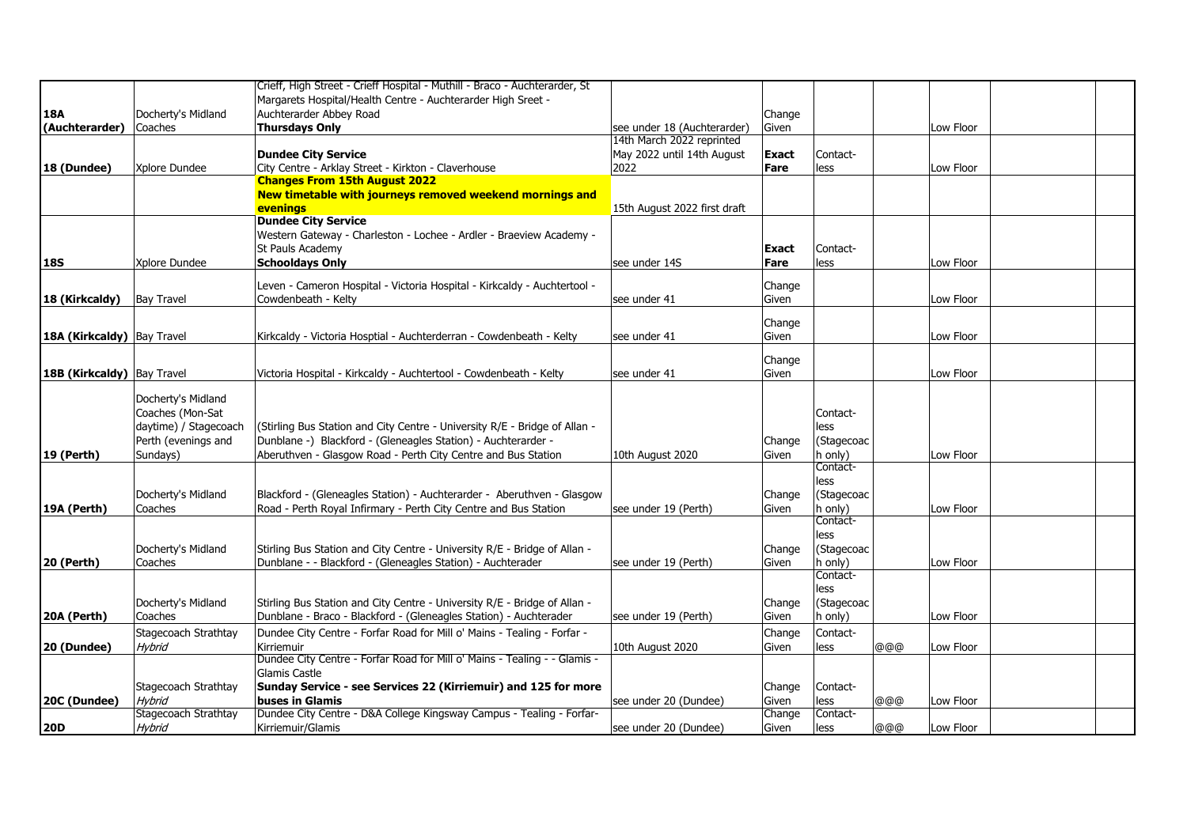| | | | | | | | | | |
|---|---|---|---|---|---|---|---|---|---|
| **18A (Auchterarder)** | Docherty's Midland Coaches | Crieff, High Street - Crieff Hospital - Muthill - Braco - Auchterarder, St Margarets Hospital/Health Centre - Auchterarder High Sreet - Auchterarder Abbey Road **Thursdays Only** | see under 18 (Auchterarder) | Change Given | | | Low Floor | | |
| **18 (Dundee)** | Xplore Dundee | **Dundee City Service** City Centre - Arklay Street - Kirkton - Claverhouse | 14th March 2022 reprinted May 2022 until 14th August 2022 | **Exact Fare** | Contact-less | | Low Floor | | |
| | | **Changes From 15th August 2022** **New timetable with journeys removed weekend mornings and evenings** | 15th August 2022 first draft | | | | | | |
| **18S** | Xplore Dundee | **Dundee City Service** Western Gateway - Charleston - Lochee - Ardler - Braeview Academy - St Pauls Academy **Schooldays Only** | see under 14S | **Exact Fare** | Contact-less | | Low Floor | | |
| **18 (Kirkcaldy)** | Bay Travel | Leven - Cameron Hospital - Victoria Hospital - Kirkcaldy - Auchtertool - Cowdenbeath - Kelty | see under 41 | Change Given | | | Low Floor | | |
| **18A (Kirkcaldy)** | Bay Travel | Kirkcaldy - Victoria Hosptial - Auchterderran - Cowdenbeath - Kelty | see under 41 | Change Given | | | Low Floor | | |
| **18B (Kirkcaldy)** | Bay Travel | Victoria Hospital - Kirkcaldy - Auchtertool - Cowdenbeath - Kelty | see under 41 | Change Given | | | Low Floor | | |
| **19 (Perth)** | Docherty's Midland Coaches (Mon-Sat daytime) / Stagecoach Perth (evenings and Sundays) | (Stirling Bus Station and City Centre - University R/E - Bridge of Allan - Dunblane -) Blackford - (Gleneagles Station) - Auchterarder - Aberuthven - Glasgow Road - Perth City Centre and Bus Station | 10th August 2020 | Change Given | Contact-less (Stagecoach only) | | Low Floor | | |
| **19A (Perth)** | Docherty's Midland Coaches | Blackford - (Gleneagles Station) - Auchterarder - Aberuthven - Glasgow Road - Perth Royal Infirmary - Perth City Centre and Bus Station | see under 19 (Perth) | Change Given | Contact-less (Stagecoach only) | | Low Floor | | |
| **20 (Perth)** | Docherty's Midland Coaches | Stirling Bus Station and City Centre - University R/E - Bridge of Allan - Dunblane - - Blackford - (Gleneagles Station) - Auchterader | see under 19 (Perth) | Change Given | Contact-less (Stagecoach only) | | Low Floor | | |
| **20A (Perth)** | Docherty's Midland Coaches | Stirling Bus Station and City Centre - University R/E - Bridge of Allan - Dunblane - Braco - Blackford - (Gleneagles Station) - Auchterader | see under 19 (Perth) | Change Given | Contact-less (Stagecoach only) | | Low Floor | | |
| **20 (Dundee)** | Stagecoach Strathtay *Hybrid* | Dundee City Centre - Forfar Road for Mill o' Mains - Tealing - Forfar - Kirriemuir | 10th August 2020 | Change Given | Contact-less | @@@ | Low Floor | | |
| **20C (Dundee)** | Stagecoach Strathtay *Hybrid* | Dundee City Centre - Forfar Road for Mill o' Mains - Tealing - - Glamis - Glamis Castle **Sunday Service - see Services 22 (Kirriemuir) and 125 for more buses in Glamis** | see under 20 (Dundee) | Change Given | Contact-less | @@@ | Low Floor | | |
| **20D** | Stagecoach Strathtay *Hybrid* | Dundee City Centre - D&A College Kingsway Campus - Tealing - Forfar-Kirriemuir/Glamis | see under 20 (Dundee) | Change Given | Contact-less | @@@ | Low Floor | | |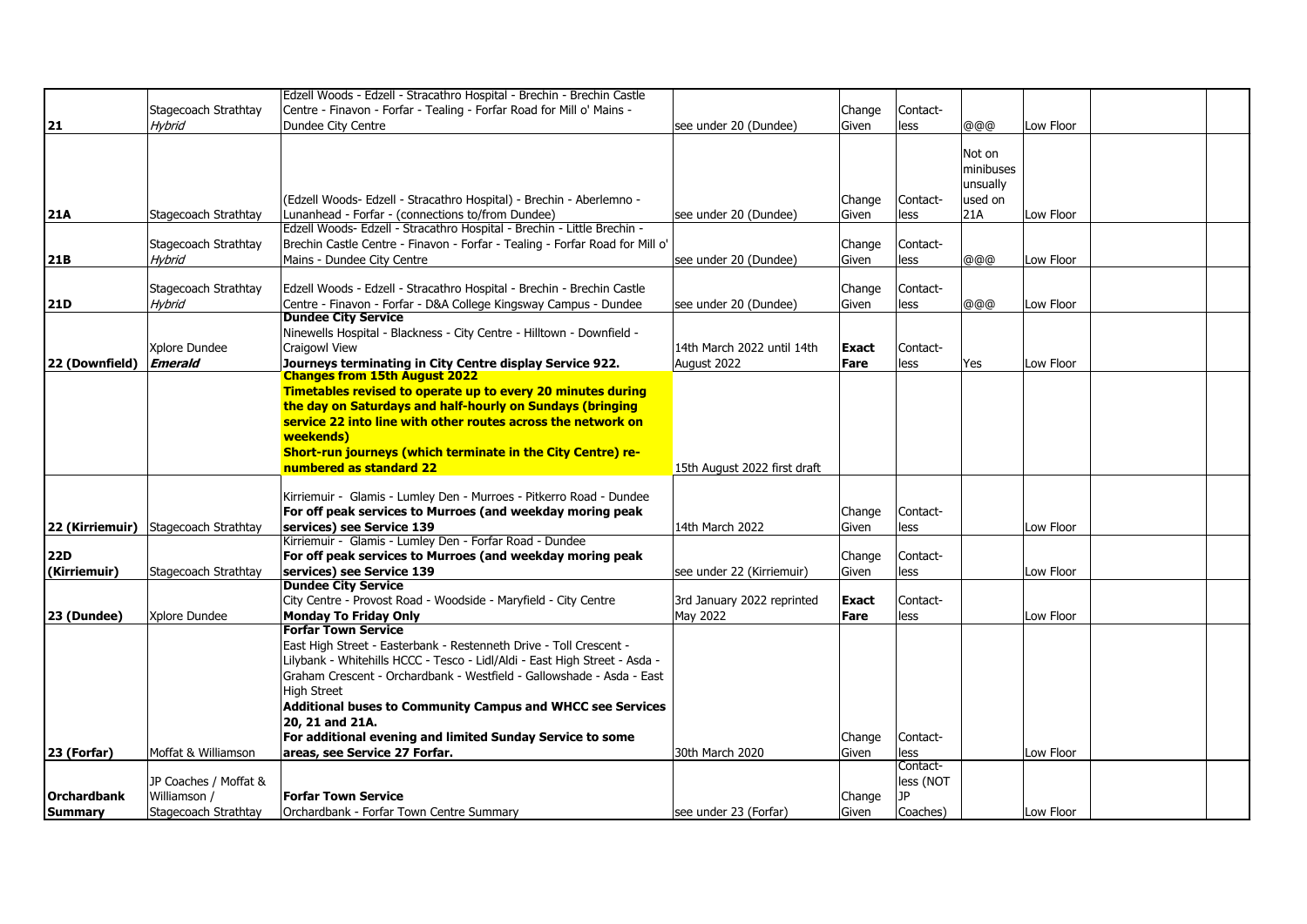| | | | | | | | | | |
|---|---|---|---|---|---|---|---|---|---|
| **21** | Stagecoach Strathtay *Hybrid* | Edzell Woods - Edzell - Stracathro Hospital - Brechin - Brechin Castle Centre - Finavon - Forfar - Tealing - Forfar Road for Mill o' Mains - Dundee City Centre | see under 20 (Dundee) | Change Given | Contact-less | @@@ | Low Floor | | |
| **21A** | Stagecoach Strathtay | (Edzell Woods- Edzell - Stracathro Hospital) - Brechin - Aberlemno - Lunanhead - Forfar - (connections to/from Dundee) | see under 20 (Dundee) | Change Given | Contact-less | Not on minibuses unsually used on 21A | Low Floor | | |
| **21B** | Stagecoach Strathtay *Hybrid* | Edzell Woods- Edzell - Stracathro Hospital - Brechin - Little Brechin - Brechin Castle Centre - Finavon - Forfar - Tealing - Forfar Road for Mill o' Mains - Dundee City Centre | see under 20 (Dundee) | Change Given | Contact-less | @@@ | Low Floor | | |
| **21D** | Stagecoach Strathtay *Hybrid* | Edzell Woods - Edzell - Stracathro Hospital - Brechin - Brechin Castle Centre - Finavon - Forfar - D&A College Kingsway Campus - Dundee | see under 20 (Dundee) | Change Given | Contact-less | @@@ | Low Floor | | |
| **22 (Downfield)** | Xplore Dundee ***Emerald*** | **Dundee City Service** Ninewells Hospital - Blackness - City Centre - Hilltown - Downfield - Craigowl View **Journeys terminating in City Centre display Service 922.** | 14th March 2022 until 14th August 2022 | **Exact Fare** | Contact-less | Yes | Low Floor | | |
| | | **Changes from 15th August 2022 Timetables revised to operate up to every 20 minutes during the day on Saturdays and half-hourly on Sundays (bringing service 22 into line with other routes across the network on weekends) Short-run journeys (which terminate in the City Centre) re-numbered as standard 22** | 15th August 2022 first draft | | | | | | |
| **22 (Kirriemuir)** | Stagecoach Strathtay | Kirriemuir - Glamis - Lumley Den - Murroes - Pitkerro Road - Dundee **For off peak services to Murroes (and weekday moring peak services) see Service 139** | 14th March 2022 | Change Given | Contact-less | | Low Floor | | |
| **22D (Kirriemuir)** | Stagecoach Strathtay | Kirriemuir - Glamis - Lumley Den - Forfar Road - Dundee **For off peak services to Murroes (and weekday moring peak services) see Service 139** | see under 22 (Kirriemuir) | Change Given | Contact-less | | Low Floor | | |
| **23 (Dundee)** | Xplore Dundee | **Dundee City Service** City Centre - Provost Road - Woodside - Maryfield - City Centre **Monday To Friday Only** | 3rd January 2022 reprinted May 2022 | **Exact Fare** | Contact-less | | Low Floor | | |
| **23 (Forfar)** | Moffat & Williamson | **Forfar Town Service** East High Street - Easterbank - Restenneth Drive - Toll Crescent - Lilybank - Whitehills HCCC - Tesco - Lidl/Aldi - East High Street - Asda - Graham Crescent - Orchardbank - Westfield - Gallowshade - Asda - East High Street **Additional buses to Community Campus and WHCC see Services 20, 21 and 21A. For additional evening and limited Sunday Service to some areas, see Service 27 Forfar.** | 30th March 2020 | Change Given | Contact-less | | Low Floor | | |
| **Orchardbank Summary** | JP Coaches / Moffat & Williamson / Stagecoach Strathtay | **Forfar Town Service** Orchardbank - Forfar Town Centre Summary | see under 23 (Forfar) | Change Given | Contact-less (NOT JP Coaches) | | Low Floor | | |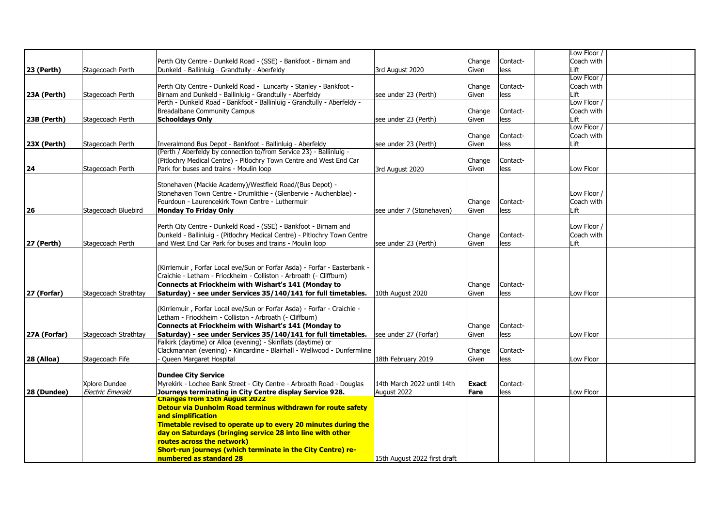| | | | | | | | | | |
|---|---|---|---|---|---|---|---|---|---|
| **23 (Perth)** | Stagecoach Perth | Perth City Centre - Dunkeld Road - (SSE) - Bankfoot - Birnam and Dunkeld - Ballinluig - Grandtully - Aberfeldy | 3rd August 2020 | Change Given | Contact-less | | Low Floor / Coach with Lift | | |
| **23A (Perth)** | Stagecoach Perth | Perth City Centre - Dunkeld Road - Luncarty - Stanley - Bankfoot - Birnam and Dunkeld - Ballinluig - Grandtully - Aberfeldy | see under 23 (Perth) | Change Given | Contact-less | | Low Floor / Coach with Lift | | |
| **23B (Perth)** | Stagecoach Perth | Perth - Dunkeld Road - Bankfoot - Ballinluig - Grandtully - Aberfeldy - Breadalbane Community Campus **Schooldays Only** | see under 23 (Perth) | Change Given | Contact-less | | Low Floor / Coach with Lift | | |
| **23X (Perth)** | Stagecoach Perth | Inveralmond Bus Depot - Bankfoot - Ballinluig - Aberfeldy | see under 23 (Perth) | Change Given | Contact-less | | Low Floor / Coach with Lift | | |
| **24** | Stagecoach Perth | (Perth / Aberfeldy by connection to/from Service 23) - Ballinluig - (Pitlochry Medical Centre) - Pltlochry Town Centre and West End Car Park for buses and trains - Moulin loop | 3rd August 2020 | Change Given | Contact-less | | Low Floor | | |
| **26** | Stagecoach Bluebird | Stonehaven (Mackie Academy)/Westfield Road/(Bus Depot) - Stonehaven Town Centre - Drumlithie - (Glenbervie - Auchenblae) - Fourdoun - Laurencekirk Town Centre - Luthermuir **Monday To Friday Only** | see under 7 (Stonehaven) | Change Given | Contact-less | | Low Floor / Coach with Lift | | |
| **27 (Perth)** | Stagecoach Perth | Perth City Centre - Dunkeld Road - (SSE) - Bankfoot - Birnam and Dunkeld - Ballinluig - (Pitlochry Medical Centre) - Pltlochry Town Centre and West End Car Park for buses and trains - Moulin loop | see under 23 (Perth) | Change Given | Contact-less | | Low Floor / Coach with Lift | | |
| **27 (Forfar)** | Stagecoach Strathtay | (Kirriemuir , Forfar Local eve/Sun or Forfar Asda) - Forfar - Easterbank - Craichie - Letham - Friockheim - Colliston - Arbroath (- Cliffburn) **Connects at Friockheim with Wishart's 141 (Monday to Saturday) - see under Services 35/140/141 for full timetables.** | 10th August 2020 | Change Given | Contact-less | | Low Floor | | |
| **27A (Forfar)** | Stagecoach Strathtay | (Kirriemuir , Forfar Local eve/Sun or Forfar Asda) - Forfar - Craichie - Letham - Friockheim - Colliston - Arbroath (- Cliffburn) **Connects at Friockheim with Wishart's 141 (Monday to Saturday) - see under Services 35/140/141 for full timetables.** | see under 27 (Forfar) | Change Given | Contact-less | | Low Floor | | |
| **28 (Alloa)** | Stagecoach Fife | Falkirk (daytime) or Alloa (evening) - Skinflats (daytime) or Clackmannan (evening) - Kincardine - Blairhall - Wellwood - Dunfermline - Queen Margaret Hospital | 18th February 2019 | Change Given | Contact-less | | Low Floor | | |
| **28 (Dundee)** | Xplore Dundee *Electric Emerald* | **Dundee City Service** Myrekirk - Lochee Bank Street - City Centre - Arbroath Road - Douglas **Journeys terminating in City Centre display Service 928.** | 14th March 2022 until 14th August 2022 | **Exact Fare** | Contact-less | | Low Floor | | |
| | | **Changes from 15th August 2022** **Detour via Dunholm Road terminus withdrawn for route safety and simplification** **Timetable revised to operate up to every 20 minutes during the day on Saturdays (bringing service 28 into line with other routes across the network)** **Short-run journeys (which terminate in the City Centre) re-numbered as standard 28** | 15th August 2022 first draft | | | | | | |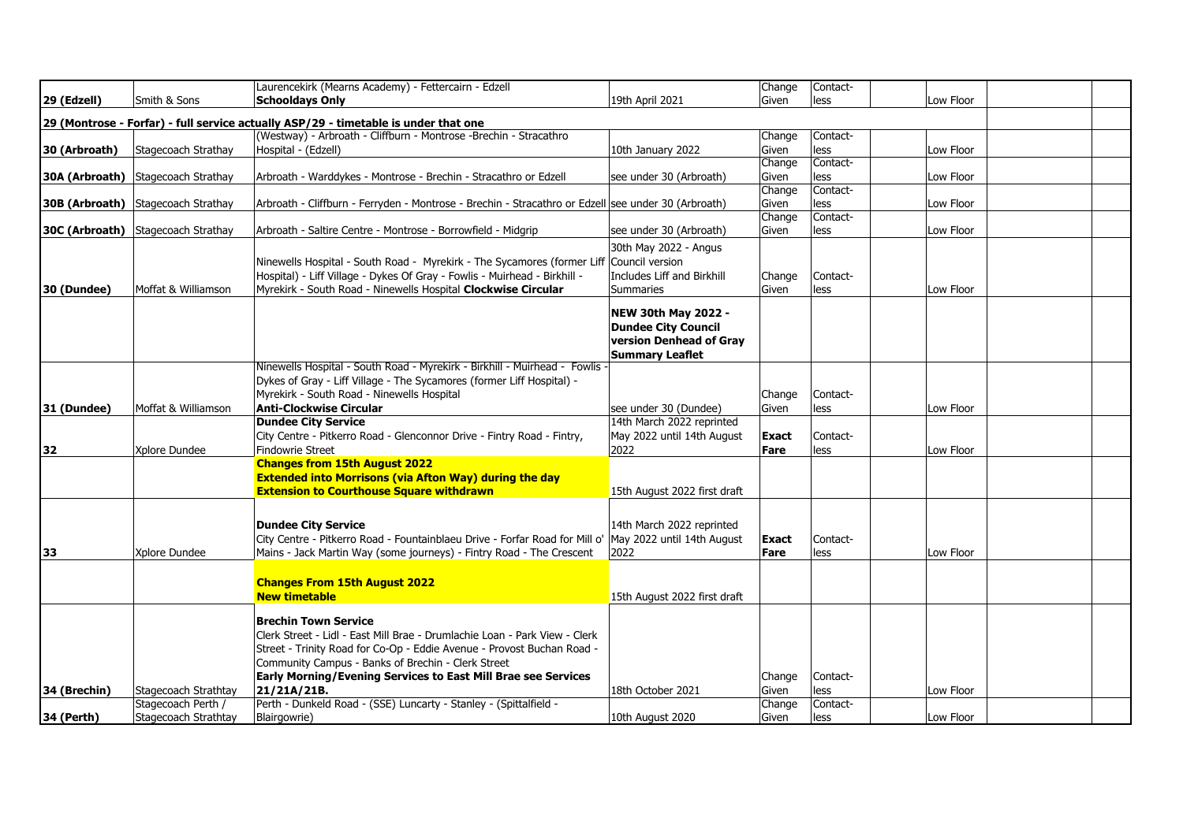| | | | | | | | | | |
|---|---|---|---|---|---|---|---|---|---|
| **29 (Edzell)** | Smith & Sons | Laurencekirk (Mearns Academy) - Fettercairn - Edzell **Schooldays Only** | 19th April 2021 | Change Given | Contact-less | | Low Floor | | |
| **29 (Montrose - Forfar) - full service actually ASP/29 - timetable is under that one** | | | | | | | | | |
| **30 (Arbroath)** | Stagecoach Strathay | (Westway) - Arbroath - Cliffburn - Montrose -Brechin - Stracathro Hospital - (Edzell) | 10th January 2022 | Change Given | Contact-less | | Low Floor | | |
| **30A (Arbroath)** | Stagecoach Strathay | Arbroath - Warddykes - Montrose - Brechin - Stracathro or Edzell | see under 30 (Arbroath) | Change Given | Contact-less | | Low Floor | | |
| **30B (Arbroath)** | Stagecoach Strathay | Arbroath - Cliffburn - Ferryden - Montrose - Brechin - Stracathro or Edzell | see under 30 (Arbroath) | Change Given | Contact-less | | Low Floor | | |
| **30C (Arbroath)** | Stagecoach Strathay | Arbroath - Saltire Centre - Montrose - Borrowfield - Midgrip | see under 30 (Arbroath) | Change Given | Contact-less | | Low Floor | | |
| **30 (Dundee)** | Moffat & Williamson | Ninewells Hospital - South Road - Myrekirk - The Sycamores (former Liff Hospital) - Liff Village - Dykes Of Gray - Fowlis - Muirhead - Birkhill - Myrekirk - South Road - Ninewells Hospital **Clockwise Circular** | 30th May 2022 - Angus Council version Includes Liff and Birkhill Summaries | Change Given | Contact-less | | Low Floor | | |
| | | | **NEW 30th May 2022 - Dundee City Council version Denhead of Gray Summary Leaflet** | | | | | | |
| **31 (Dundee)** | Moffat & Williamson | Ninewells Hospital - South Road - Myrekirk - Birkhill - Muirhead - Fowlis - Dykes of Gray - Liff Village - The Sycamores (former Liff Hospital) - Myrekirk - South Road - Ninewells Hospital **Anti-Clockwise Circular** | see under 30 (Dundee) | Change Given | Contact-less | | Low Floor | | |
| **32** | Xplore Dundee | **Dundee City Service** City Centre - Pitkerro Road - Glenconnor Drive - Fintry Road - Fintry, Findowrie Street | 14th March 2022 reprinted May 2022 until 14th August 2022 | **Exact Fare** | Contact-less | | Low Floor | | |
| | | **Changes from 15th August 2022** **Extended into Morrisons (via Afton Way) during the day** **Extension to Courthouse Square withdrawn** | 15th August 2022 first draft | | | | | | |
| **33** | Xplore Dundee | **Dundee City Service** City Centre - Pitkerro Road - Fountainblaeu Drive - Forfar Road for Mill o' Mains - Jack Martin Way (some journeys) - Fintry Road - The Crescent | 14th March 2022 reprinted May 2022 until 14th August 2022 | **Exact Fare** | Contact-less | | Low Floor | | |
| | | **Changes From 15th August 2022** **New timetable** | 15th August 2022 first draft | | | | | | |
| **34 (Brechin)** | Stagecoach Strathtay | **Brechin Town Service** Clerk Street - Lidl - East Mill Brae - Drumlachie Loan - Park View - Clerk Street - Trinity Road for Co-Op - Eddie Avenue - Provost Buchan Road - Community Campus - Banks of Brechin - Clerk Street **Early Morning/Evening Services to East Mill Brae see Services 21/21A/21B.** | 18th October 2021 | Change Given | Contact-less | | Low Floor | | |
| **34 (Perth)** | Stagecoach Perth / Stagecoach Strathtay | Perth - Dunkeld Road - (SSE) Luncarty - Stanley - (Spittalfield - Blairgowrie) | 10th August 2020 | Change Given | Contact-less | | Low Floor | | |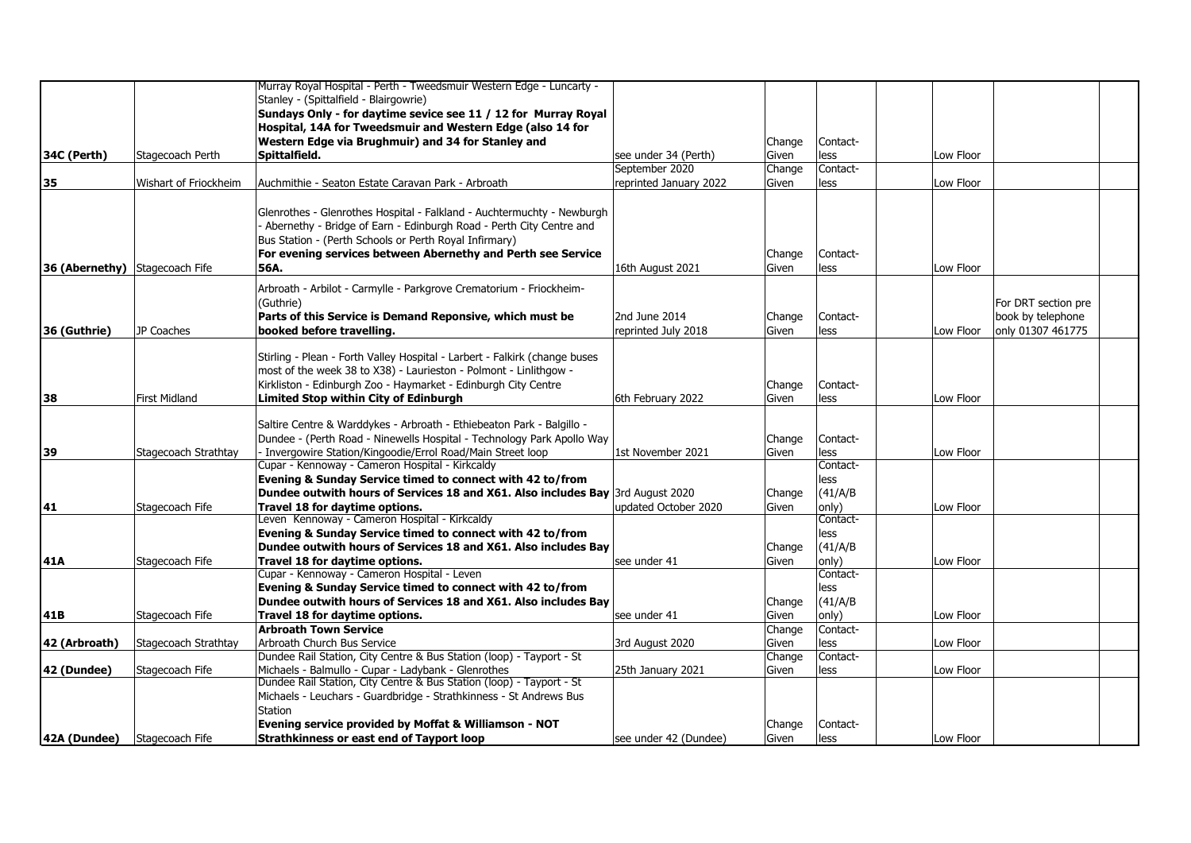| | | | | | | | | | |
|---|---|---|---|---|---|---|---|---|---|
| **34C (Perth)** | Stagecoach Perth | Murray Royal Hospital - Perth - Tweedsmuir Western Edge - Luncarty - Stanley - (Spittalfield - Blairgowrie) **Sundays Only - for daytime sevice see 11 / 12 for Murray Royal Hospital, 14A for Tweedsmuir and Western Edge (also 14 for Western Edge via Brughmuir) and 34 for Stanley and Spittalfield.** | see under 34 (Perth) | Change Given | Contact-less | | Low Floor | | |
| **35** | Wishart of Friockheim | Auchmithie - Seaton Estate Caravan Park - Arbroath | September 2020 reprinted January 2022 | Change Given | Contact-less | | Low Floor | | |
| **36 (Abernethy)** | Stagecoach Fife | Glenrothes - Glenrothes Hospital - Falkland - Auchtermuchty - Newburgh - Abernethy - Bridge of Earn - Edinburgh Road - Perth City Centre and Bus Station - (Perth Schools or Perth Royal Infirmary) **For evening services between Abernethy and Perth see Service 56A.** | 16th August 2021 | Change Given | Contact-less | | Low Floor | | |
| **36 (Guthrie)** | JP Coaches | Arbroath - Arbilot - Carmylle - Parkgrove Crematorium - Friockheim-(Guthrie) **Parts of this Service is Demand Reponsive, which must be booked before travelling.** | 2nd June 2014 reprinted July 2018 | Change Given | Contact-less | | Low Floor | For DRT section pre book by telephone only 01307 461775 | |
| **38** | First Midland | Stirling - Plean - Forth Valley Hospital - Larbert - Falkirk (change buses most of the week 38 to X38) - Laurieston - Polmont - Linlithgow - Kirkliston - Edinburgh Zoo - Haymarket - Edinburgh City Centre **Limited Stop within City of Edinburgh** | 6th February 2022 | Change Given | Contact-less | | Low Floor | | |
| **39** | Stagecoach Strathtay | Saltire Centre & Warddykes - Arbroath - Ethiebeaton Park - Balgillo - Dundee - (Perth Road - Ninewells Hospital - Technology Park Apollo Way - Invergowire Station/Kingoodie/Errol Road/Main Street loop | 1st November 2021 | Change Given | Contact-less | | Low Floor | | |
| **41** | Stagecoach Fife | Cupar - Kennoway - Cameron Hospital - Kirkcaldy **Evening & Sunday Service timed to connect with 42 to/from Dundee outwith hours of Services 18 and X61. Also includes Bay Travel 18 for daytime options.** | 3rd August 2020 updated October 2020 | Change Given | Contact-less (41/A/B only) | | Low Floor | | |
| **41A** | Stagecoach Fife | Leven Kennoway - Cameron Hospital - Kirkcaldy **Evening & Sunday Service timed to connect with 42 to/from Dundee outwith hours of Services 18 and X61. Also includes Bay Travel 18 for daytime options.** | see under 41 | Change Given | Contact-less (41/A/B only) | | Low Floor | | |
| **41B** | Stagecoach Fife | Cupar - Kennoway - Cameron Hospital - Leven **Evening & Sunday Service timed to connect with 42 to/from Dundee outwith hours of Services 18 and X61. Also includes Bay Travel 18 for daytime options.** | see under 41 | Change Given | Contact-less (41/A/B only) | | Low Floor | | |
| **42 (Arbroath)** | Stagecoach Strathtay | **Arbroath Town Service** Arbroath Church Bus Service | 3rd August 2020 | Change Given | Contact-less | | Low Floor | | |
| **42 (Dundee)** | Stagecoach Fife | Dundee Rail Station, City Centre & Bus Station (loop) - Tayport - St Michaels - Balmullo - Cupar - Ladybank - Glenrothes | 25th January 2021 | Change Given | Contact-less | | Low Floor | | |
| **42A (Dundee)** | Stagecoach Fife | Dundee Rail Station, City Centre & Bus Station (loop) - Tayport - St Michaels - Leuchars - Guardbridge - Strathkinness - St Andrews Bus Station **Evening service provided by Moffat & Williamson - NOT Strathkinness or east end of Tayport loop** | see under 42 (Dundee) | Change Given | Contact-less | | Low Floor | | |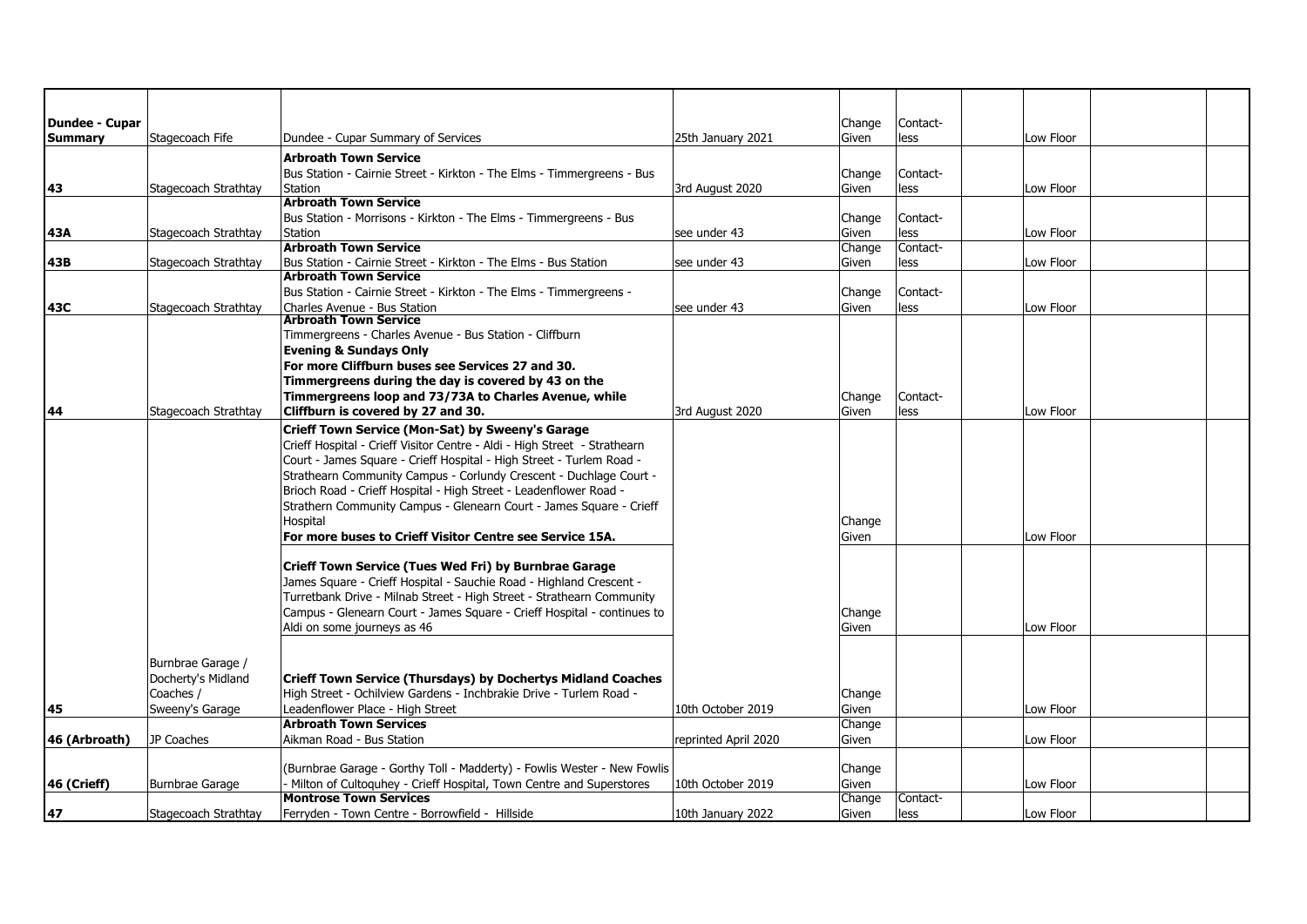| | | | | | | | | | |
|---|---|---|---|---|---|---|---|---|---|
| **Dundee - Cupar Summary** | Stagecoach Fife | Dundee - Cupar Summary of Services | 25th January 2021 | Change Given | Contact-less | | Low Floor | | |
| **43** | Stagecoach Strathtay | **Arbroath Town Service**<br>Bus Station - Cairnie Street - Kirkton - The Elms - Timmergreens - Bus Station | 3rd August 2020 | Change Given | Contact-less | | Low Floor | | |
| **43A** | Stagecoach Strathtay | **Arbroath Town Service**<br>Bus Station - Morrisons - Kirkton - The Elms - Timmergreens - Bus Station | see under 43 | Change Given | Contact-less | | Low Floor | | |
| **43B** | Stagecoach Strathtay | **Arbroath Town Service**<br>Bus Station - Cairnie Street - Kirkton - The Elms - Bus Station | see under 43 | Change Given | Contact-less | | Low Floor | | |
| **43C** | Stagecoach Strathtay | **Arbroath Town Service**<br>Bus Station - Cairnie Street - Kirkton - The Elms - Timmergreens - Charles Avenue - Bus Station | see under 43 | Change Given | Contact-less | | Low Floor | | |
| **44** | Stagecoach Strathtay | **Arbroath Town Service**<br>Timmergreens - Charles Avenue - Bus Station - Cliffburn<br>**Evening & Sundays Only**<br>**For more Cliffburn buses see Services 27 and 30.**<br>**Timmergreens during the day is covered by 43 on the Timmergreens loop and 73/73A to Charles Avenue, while Cliffburn is covered by 27 and 30.** | 3rd August 2020 | Change Given | Contact-less | | Low Floor | | |
| | | **Crieff Town Service (Mon-Sat) by Sweeny's Garage**<br>Crieff Hospital - Crieff Visitor Centre - Aldi - High Street - Strathearn Court - James Square - Crieff Hospital - High Street - Turlem Road - Strathearn Community Campus - Corlundy Crescent - Duchlage Court - Brioch Road - Crieff Hospital - High Street - Leadenflower Road - Strathern Community Campus - Glenearn Court - James Square - Crieff Hospital<br>**For more buses to Crieff Visitor Centre see Service 15A.** | | Change Given | | | Low Floor | | |
| | | **Crieff Town Service (Tues Wed Fri) by Burnbrae Garage**<br>James Square - Crieff Hospital - Sauchie Road - Highland Crescent - Turretbank Drive - Milnab Street - High Street - Strathearn Community Campus - Glenearn Court - James Square - Crieff Hospital - continues to Aldi on some journeys as 46 | | Change Given | | | Low Floor | | |
| **45** | Burnbrae Garage / Docherty's Midland Coaches / Sweeny's Garage | **Crieff Town Service (Thursdays) by Dochertys Midland Coaches**<br>High Street - Ochilview Gardens - Inchbrakie Drive - Turlem Road - Leadenflower Place - High Street | 10th October 2019 | Change Given | | | Low Floor | | |
| **46 (Arbroath)** | JP Coaches | **Arbroath Town Services**<br>Aikman Road - Bus Station | reprinted April 2020 | Change Given | | | Low Floor | | |
| **46 (Crieff)** | Burnbrae Garage | (Burnbrae Garage - Gorthy Toll - Madderty) - Fowlis Wester - New Fowlis - Milton of Cultoquhey - Crieff Hospital, Town Centre and Superstores | 10th October 2019 | Change Given | | | Low Floor | | |
| **47** | Stagecoach Strathtay | **Montrose Town Services**<br>Ferryden - Town Centre - Borrowfield - Hillside | 10th January 2022 | Change Given | Contact-less | | Low Floor | | |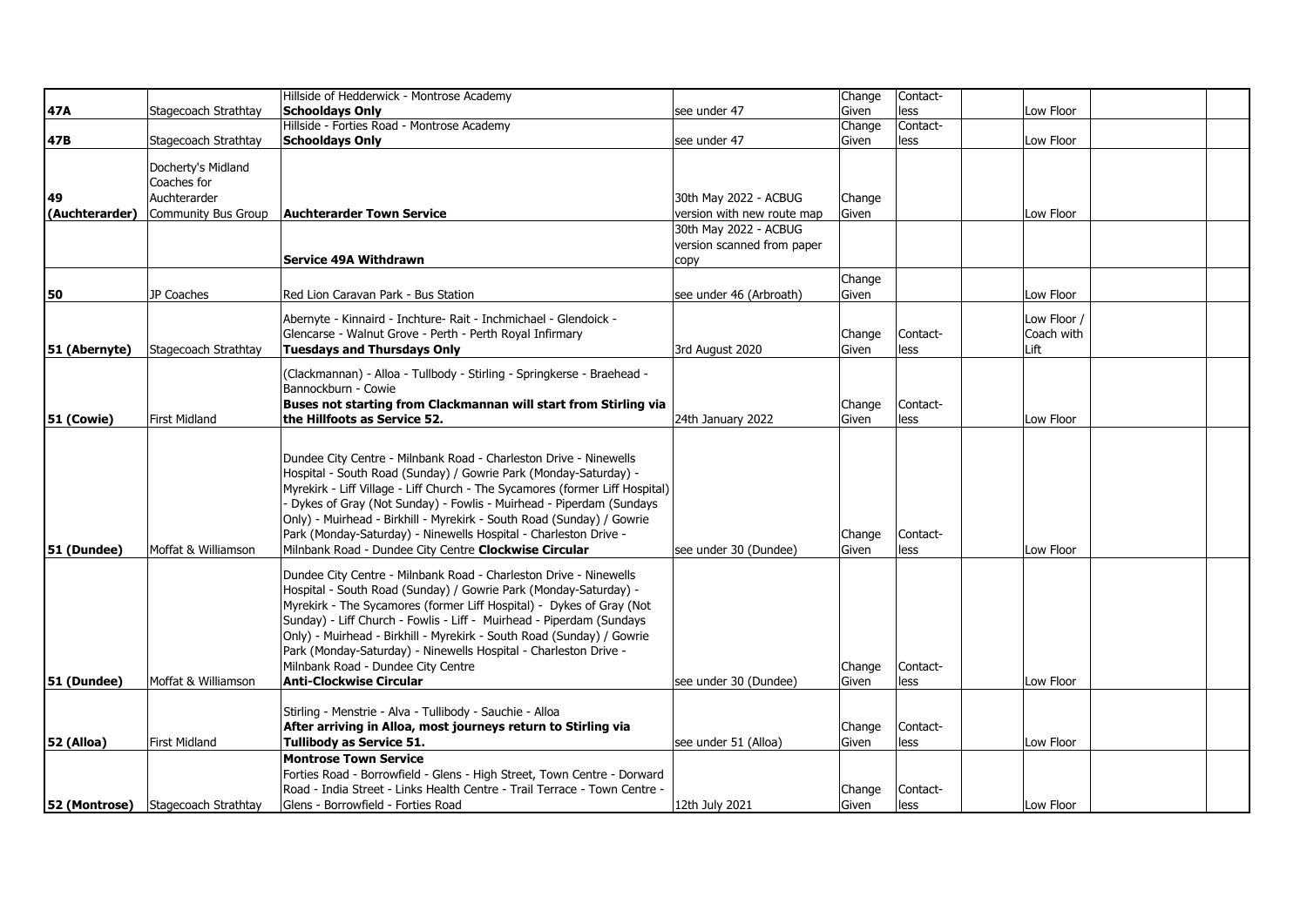| | | | | | | | | | |
|---|---|---|---|---|---|---|---|---|---|
| **47A** | Stagecoach Strathtay | Hillside of Hedderwick - Montrose Academy **Schooldays Only** | see under 47 | Change Given | Contact-less | | Low Floor | | |
| **47B** | Stagecoach Strathtay | Hillside - Forties Road - Montrose Academy **Schooldays Only** | see under 47 | Change Given | Contact-less | | Low Floor | | |
| **49 (Auchterarder)** | Docherty's Midland Coaches for Auchterarder Community Bus Group | **Auchterarder Town Service** | 30th May 2022 - ACBUG version with new route map | Change Given | | | Low Floor | | |
| | | **Service 49A Withdrawn** | 30th May 2022 - ACBUG version scanned from paper copy | | | | | | |
| **50** | JP Coaches | Red Lion Caravan Park - Bus Station | see under 46 (Arbroath) | Change Given | | | Low Floor | | |
| **51 (Abernyte)** | Stagecoach Strathtay | Abernyte - Kinnaird - Inchture- Rait - Inchmichael - Glendoick - Glencarse - Walnut Grove - Perth - Perth Royal Infirmary **Tuesdays and Thursdays Only** | 3rd August 2020 | Change Given | Contact-less | | Low Floor / Coach with Lift | | |
| **51 (Cowie)** | First Midland | (Clackmannan) - Alloa - Tullbody - Stirling - Springkerse - Braehead - Bannockburn - Cowie **Buses not starting from Clackmannan will start from Stirling via the Hillfoots as Service 52.** | 24th January 2022 | Change Given | Contact-less | | Low Floor | | |
| **51 (Dundee)** | Moffat & Williamson | Dundee City Centre - Milnbank Road - Charleston Drive - Ninewells Hospital - South Road (Sunday) / Gowrie Park (Monday-Saturday) - Myrekirk - Liff Village - Liff Church - The Sycamores (former Liff Hospital) - Dykes of Gray (Not Sunday) - Fowlis - Muirhead - Piperdam (Sundays Only) - Muirhead - Birkhill - Myrekirk - South Road (Sunday) / Gowrie Park (Monday-Saturday) - Ninewells Hospital - Charleston Drive - Milnbank Road - Dundee City Centre **Clockwise Circular** | see under 30 (Dundee) | Change Given | Contact-less | | Low Floor | | |
| **51 (Dundee)** | Moffat & Williamson | Dundee City Centre - Milnbank Road - Charleston Drive - Ninewells Hospital - South Road (Sunday) / Gowrie Park (Monday-Saturday) - Myrekirk - The Sycamores (former Liff Hospital) - Dykes of Gray (Not Sunday) - Liff Church - Fowlis - Liff - Muirhead - Piperdam (Sundays Only) - Muirhead - Birkhill - Myrekirk - South Road (Sunday) / Gowrie Park (Monday-Saturday) - Ninewells Hospital - Charleston Drive - Milnbank Road - Dundee City Centre **Anti-Clockwise Circular** | see under 30 (Dundee) | Change Given | Contact-less | | Low Floor | | |
| **52 (Alloa)** | First Midland | Stirling - Menstrie - Alva - Tullibody - Sauchie - Alloa **After arriving in Alloa, most journeys return to Stirling via Tullibody as Service 51.** | see under 51 (Alloa) | Change Given | Contact-less | | Low Floor | | |
| **52 (Montrose)** | Stagecoach Strathtay | **Montrose Town Service** Forties Road - Borrowfield - Glens - High Street, Town Centre - Dorward Road - India Street - Links Health Centre - Trail Terrace - Town Centre - Glens - Borrowfield - Forties Road | 12th July 2021 | Change Given | Contact-less | | Low Floor | | |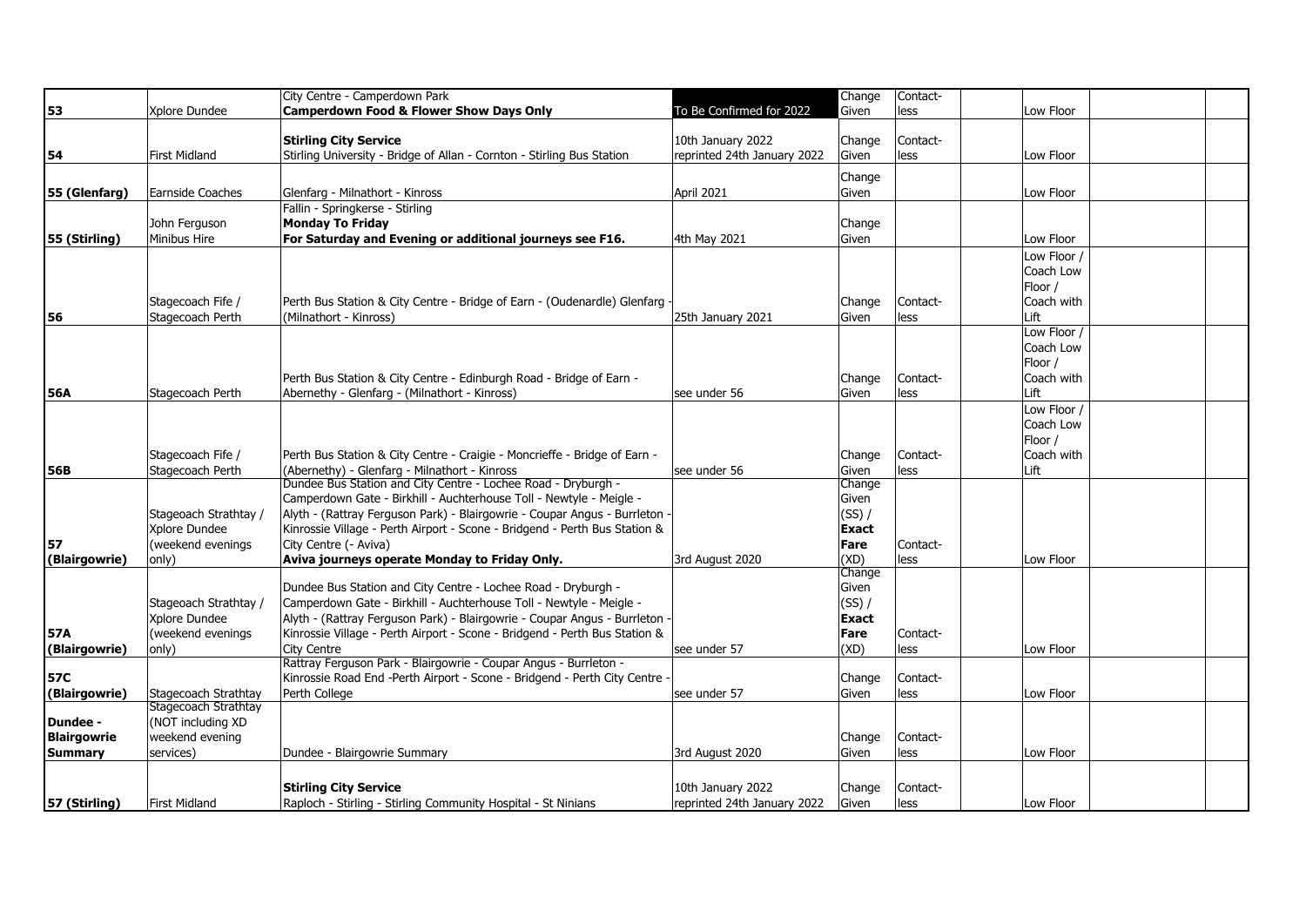| | | | | | | | | | |
|---|---|---|---|---|---|---|---|---|---|
| **53** | Xplore Dundee | City Centre - Camperdown Park<br>**Camperdown Food & Flower Show Days Only** | To Be Confirmed for 2022 | Change Given | Contact-less | | Low Floor | | |
| **54** | First Midland | **Stirling City Service**<br>Stirling University - Bridge of Allan - Cornton - Stirling Bus Station | 10th January 2022<br>reprinted 24th January 2022 | Change Given | Contact-less | | Low Floor | | |
| **55 (Glenfarg)** | Earnside Coaches | Glenfarg - Milnathort - Kinross | April 2021 | Change Given | | | Low Floor | | |
| **55 (Stirling)** | John Ferguson Minibus Hire | Fallin - Springkerse - Stirling<br>**Monday To Friday**<br>**For Saturday and Evening or additional journeys see F16.** | 4th May 2021 | Change Given | | | Low Floor | | |
| **56** | Stagecoach Fife / Stagecoach Perth | Perth Bus Station & City Centre - Bridge of Earn - (Oudenardle) Glenfarg - (Milnathort - Kinross) | 25th January 2021 | Change Given | Contact-less | | Low Floor / Coach Low Floor / Coach with Lift | | |
| **56A** | Stagecoach Perth | Perth Bus Station & City Centre - Edinburgh Road - Bridge of Earn - Abernethy - Glenfarg - (Milnathort - Kinross) | see under 56 | Change Given | Contact-less | | Low Floor / Coach Low Floor / Coach with Lift | | |
| **56B** | Stagecoach Fife / Stagecoach Perth | Perth Bus Station & City Centre - Craigie - Moncrieffe - Bridge of Earn - (Abernethy) - Glenfarg - Milnathort - Kinross | see under 56 | Change Given | Contact-less | | Low Floor / Coach Low Floor / Coach with Lift | | |
| **57 (Blairgowrie)** | Stageoach Strathtay / Xplore Dundee (weekend evenings only) | Dundee Bus Station and City Centre - Lochee Road - Dryburgh - Camperdown Gate - Birkhill - Auchterhouse Toll - Newtyle - Meigle - Alyth - (Rattray Ferguson Park) - Blairgowrie - Coupar Angus - Burrleton - Kinrossie Village - Perth Airport - Scone - Bridgend - Perth Bus Station & City Centre (- Aviva)<br>**Aviva journeys operate Monday to Friday Only.** | 3rd August 2020 | Change Given (SS) / **Exact Fare** (XD) | Contact-less | | Low Floor | | |
| **57A (Blairgowrie)** | Stageoach Strathtay / Xplore Dundee (weekend evenings only) | Dundee Bus Station and City Centre - Lochee Road - Dryburgh - Camperdown Gate - Birkhill - Auchterhouse Toll - Newtyle - Meigle - Alyth - (Rattray Ferguson Park) - Blairgowrie - Coupar Angus - Burrleton - Kinrossie Village - Perth Airport - Scone - Bridgend - Perth Bus Station & City Centre | see under 57 | Change Given (SS) / **Exact Fare** (XD) | Contact-less | | Low Floor | | |
| **57C (Blairgowrie)** | Stagecoach Strathtay | Rattray Ferguson Park - Blairgowrie - Coupar Angus - Burrleton - Kinrossie Road End -Perth Airport - Scone - Bridgend - Perth City Centre - Perth College | see under 57 | Change Given | Contact-less | | Low Floor | | |
| **Dundee - Blairgowrie Summary** | Stagecoach Strathtay (NOT including XD weekend evening services) | Dundee - Blairgowrie Summary | 3rd August 2020 | Change Given | Contact-less | | Low Floor | | |
| **57 (Stirling)** | First Midland | **Stirling City Service**<br>Raploch - Stirling - Stirling Community Hospital - St Ninians | 10th January 2022<br>reprinted 24th January 2022 | Change Given | Contact-less | | Low Floor | | |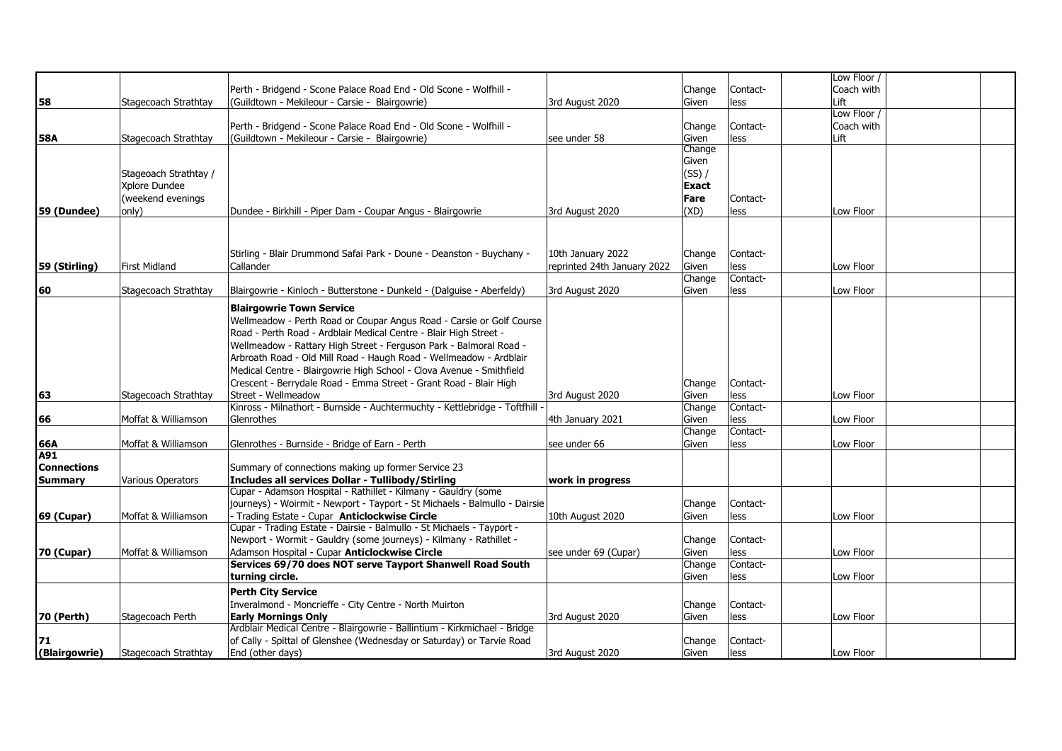| | | | | | | | | | |
|---|---|---|---|---|---|---|---|---|---|
| **58** | Stagecoach Strathtay | Perth - Bridgend - Scone Palace Road End - Old Scone - Wolfhill - (Guildtown - Mekileour - Carsie - Blairgowrie) | 3rd August 2020 | Change Given | Contact-less | | Low Floor / Coach with Lift | | |
| **58A** | Stagecoach Strathtay | Perth - Bridgend - Scone Palace Road End - Old Scone - Wolfhill - (Guildtown - Mekileour - Carsie - Blairgowrie) | see under 58 | Change Given | Contact-less | | Low Floor / Coach with Lift | | |
| **59 (Dundee)** | Stageoach Strathtay / Xplore Dundee (weekend evenings only) | Dundee - Birkhill - Piper Dam - Coupar Angus - Blairgowrie | 3rd August 2020 | Change Given (SS) / **Exact Fare** (XD) | Contact-less | | Low Floor | | |
| **59 (Stirling)** | First Midland | Stirling - Blair Drummond Safai Park - Doune - Deanston - Buychany - Callander | 10th January 2022 reprinted 24th January 2022 | Change Given | Contact-less | | Low Floor | | |
| **60** | Stagecoach Strathtay | Blairgowrie - Kinloch - Butterstone - Dunkeld - (Dalguise - Aberfeldy) | 3rd August 2020 | Change Given | Contact-less | | Low Floor | | |
| **63** | Stagecoach Strathtay | **Blairgowrie Town Service** Wellmeadow - Perth Road or Coupar Angus Road - Carsie or Golf Course Road - Perth Road - Ardblair Medical Centre - Blair High Street - Wellmeadow - Rattary High Street - Ferguson Park - Balmoral Road - Arbroath Road - Old Mill Road - Haugh Road - Wellmeadow - Ardblair Medical Centre - Blairgowrie High School - Clova Avenue - Smithfield Crescent - Berrydale Road - Emma Street - Grant Road - Blair High Street - Wellmeadow | 3rd August 2020 | Change Given | Contact-less | | Low Floor | | |
| **66** | Moffat & Williamson | Kinross - Milnathort - Burnside - Auchtermuchty - Kettlebridge - Toftfhill - Glenrothes | 4th January 2021 | Change Given | Contact-less | | Low Floor | | |
| **66A** | Moffat & Williamson | Glenrothes - Burnside - Bridge of Earn - Perth | see under 66 | Change Given | Contact-less | | Low Floor | | |
| **A91 Connections Summary** | Various Operators | Summary of connections making up former Service 23 **Includes all services Dollar - Tullibody/Stirling** | **work in progress** | | | | | | |
| **69 (Cupar)** | Moffat & Williamson | Cupar - Adamson Hospital - Rathillet - Kilmany - Gauldry (some journeys) - Woirmit - Newport - Tayport - St Michaels - Balmullo - Dairsie - Trading Estate - Cupar **Anticlockwise Circle** | 10th August 2020 | Change Given | Contact-less | | Low Floor | | |
| **70 (Cupar)** | Moffat & Williamson | Cupar - Trading Estate - Dairsie - Balmullo - St Michaels - Tayport - Newport - Wormit - Gauldry (some journeys) - Kilmany - Rathillet - Adamson Hospital - Cupar **Anticlockwise Circle** | see under 69 (Cupar) | Change Given | Contact-less | | Low Floor | | |
| | | **Services 69/70 does NOT serve Tayport Shanwell Road South turning circle.** | | Change Given | Contact-less | | Low Floor | | |
| **70 (Perth)** | Stagecoach Perth | **Perth City Service** Inveralmond - Moncrieffe - City Centre - North Muirton **Early Mornings Only** | 3rd August 2020 | Change Given | Contact-less | | Low Floor | | |
| **71 (Blairgowrie)** | Stagecoach Strathtay | Ardblair Medical Centre - Blairgowrie - Ballintium - Kirkmichael - Bridge of Cally - Spittal of Glenshee (Wednesday or Saturday) or Tarvie Road End (other days) | 3rd August 2020 | Change Given | Contact-less | | Low Floor | | |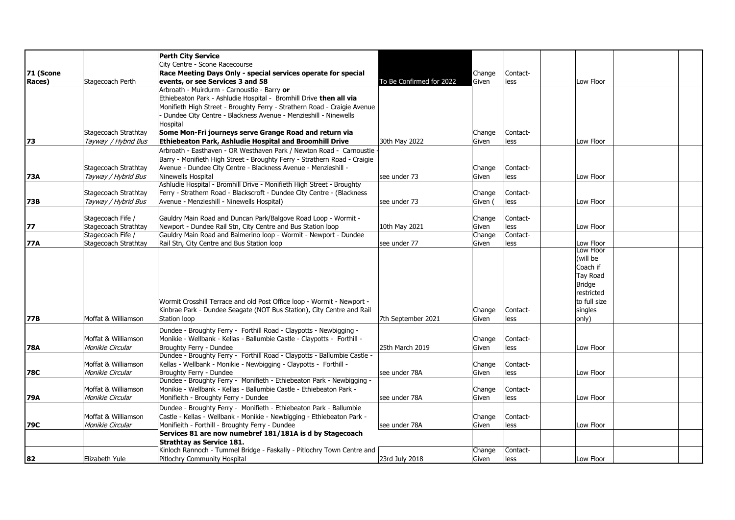| | | | | | | | | | |
|---|---|---|---|---|---|---|---|---|---|
| **71 (Scone Races)** | Stagecoach Perth | **Perth City Service** City Centre - Scone Racecourse **Race Meeting Days Only - special services operate for special events, or see Services 3 and 58** | To Be Confirmed for 2022 | Change Given | Contact-less | | Low Floor | | |
| **73** | Stagecoach Strathtay *Tayway / Hybrid Bus* | Arbroath - Muirdurm - Carnoustie - Barry **or** Ethiebeaton Park - Ashludie Hospital - Bromhill Drive **then all via** Monifieth High Street - Broughty Ferry - Strathern Road - Craigie Avenue - Dundee City Centre - Blackness Avenue - Menzieshill - Ninewells Hospital **Some Mon-Fri journeys serve Grange Road and return via Ethiebeaton Park, Ashludie Hospital and Broomhill Drive** | 30th May 2022 | Change Given | Contact-less | | Low Floor | | |
| **73A** | Stagecoach Strathtay *Tayway / Hybrid Bus* | Arbroath - Easthaven - OR Westhaven Park / Newton Road - Carnoustie - Barry - Monifieth High Street - Broughty Ferry - Strathern Road - Craigie Avenue - Dundee City Centre - Blackness Avenue - Menzieshill - Ninewells Hospital | see under 73 | Change Given | Contact-less | | Low Floor | | |
| **73B** | Stagecoach Strathtay *Tayway / Hybrid Bus* | Ashludie Hospital - Bromhill Drive - Monifieth High Street - Broughty Ferry - Strathern Road - Blackscroft - Dundee City Centre - (Blackness Avenue - Menzieshill - Ninewells Hospital) | see under 73 | Change Given ( | Contact-less | | Low Floor | | |
| **77** | Stagecoach Fife / Stagecoach Strathtay | Gauldry Main Road and Duncan Park/Balgove Road Loop - Wormit - Newport - Dundee Rail Stn, City Centre and Bus Station loop | 10th May 2021 | Change Given | Contact-less | | Low Floor | | |
| **77A** | Stagecoach Fife / Stagecoach Strathtay | Gauldry Main Road and Balmerino loop - Wormit - Newport - Dundee Rail Stn, City Centre and Bus Station loop | see under 77 | Change Given | Contact-less | | Low Floor | | |
| **77B** | Moffat & Williamson | Wormit Crosshill Terrace and old Post Office loop - Wormit - Newport - Kinbrae Park - Dundee Seagate (NOT Bus Station), City Centre and Rail Station loop | 7th September 2021 | Change Given | Contact-less | | Low Floor (will be Coach if Tay Road Bridge restricted to full size singles only) | | |
| **78A** | Moffat & Williamson *Monikie Circular* | Dundee - Broughty Ferry - Forthill Road - Claypotts - Newbigging - Monikie - Wellbank - Kellas - Ballumbie Castle - Claypotts - Forthill - Broughty Ferry - Dundee | 25th March 2019 | Change Given | Contact-less | | Low Floor | | |
| **78C** | Moffat & Williamson *Monikie Circular* | Dundee - Broughty Ferry - Forthill Road - Claypotts - Ballumbie Castle - Kellas - Wellbank - Monikie - Newbigging - Claypotts - Forthill - Broughty Ferry - Dundee | see under 78A | Change Given | Contact-less | | Low Floor | | |
| **79A** | Moffat & Williamson *Monikie Circular* | Dundee - Broughty Ferry - Monifieth - Ethiebeaton Park - Newbigging - Monikie - Wellbank - Kellas - Ballumbie Castle - Ethiebeaton Park - Monifieith - Broughty Ferry - Dundee | see under 78A | Change Given | Contact-less | | Low Floor | | |
| **79C** | Moffat & Williamson *Monikie Circular* | Dundee - Broughty Ferry - Monifieth - Ethiebeaton Park - Ballumbie Castle - Kellas - Wellbank - Monikie - Newbigging - Ethiebeaton Park - Monifieith - Forthill - Broughty Ferry - Dundee | see under 78A | Change Given | Contact-less | | Low Floor | | |
| | | **Services 81 are now numebref 181/181A is d by Stagecoach Strathtay as Service 181.** | | | | | | | |
| **82** | Elizabeth Yule | Kinloch Rannoch - Tummel Bridge - Faskally - Pitlochry Town Centre and Pitlochry Community Hospital | 23rd July 2018 | Change Given | Contact-less | | Low Floor | | |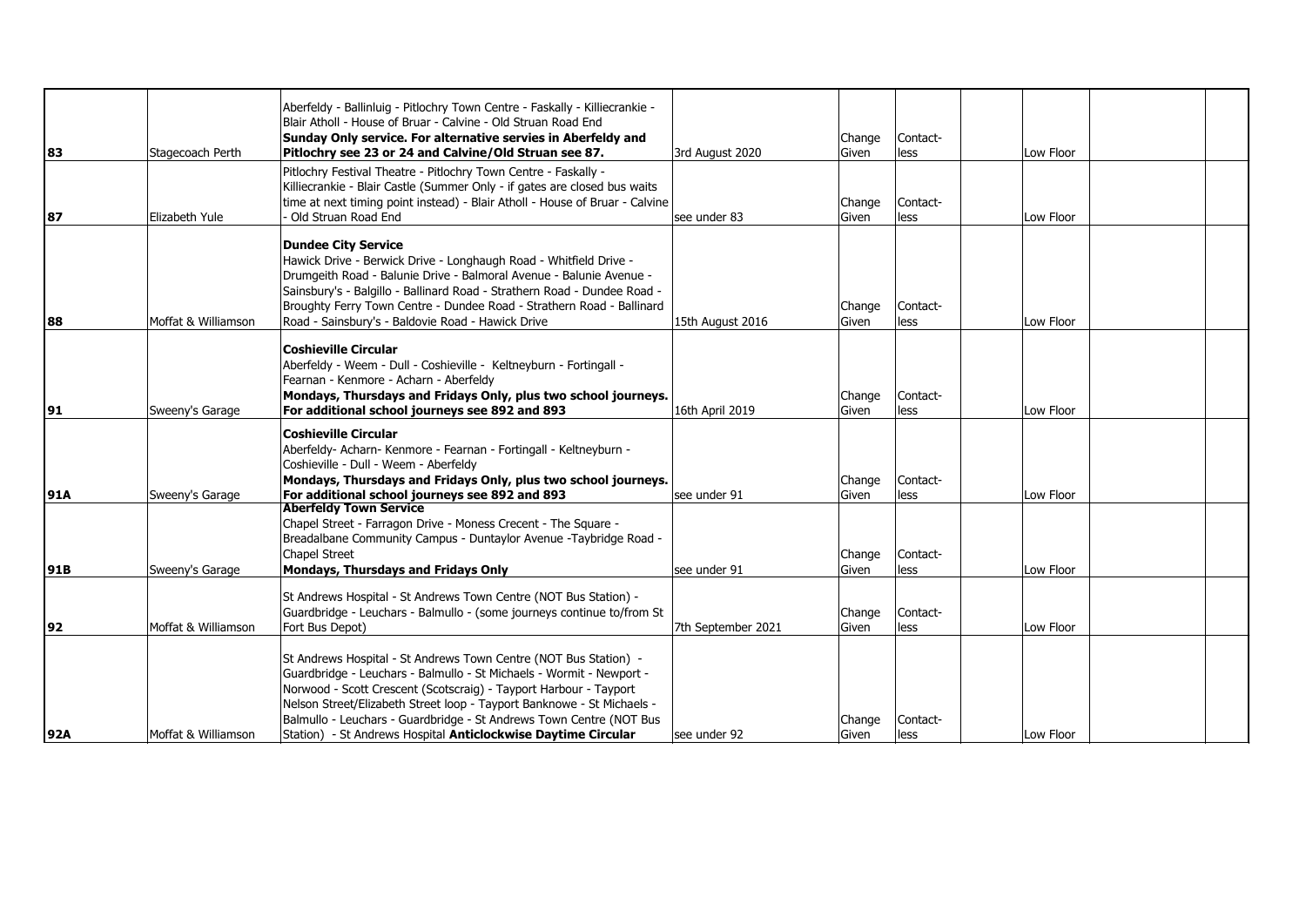| | | | | | | | | | |
|---|---|---|---|---|---|---|---|---|---|
| **83** | Stagecoach Perth | Aberfeldy - Ballinluig - Pitlochry Town Centre - Faskally - Killiecrankie - Blair Atholl - House of Bruar - Calvine - Old Struan Road End **Sunday Only service. For alternative servies in Aberfeldy and Pitlochry see 23 or 24 and Calvine/Old Struan see 87.** | 3rd August 2020 | Change Given | Contact-less | | Low Floor | | |
| **87** | Elizabeth Yule | Pitlochry Festival Theatre - Pitlochry Town Centre - Faskally - Killiecrankie - Blair Castle (Summer Only - if gates are closed bus waits time at next timing point instead) - Blair Atholl - House of Bruar - Calvine - Old Struan Road End | see under 83 | Change Given | Contact-less | | Low Floor | | |
| **88** | Moffat & Williamson | **Dundee City Service** Hawick Drive - Berwick Drive - Longhaugh Road - Whitfield Drive - Drumgeith Road - Balunie Drive - Balmoral Avenue - Balunie Avenue - Sainsbury's - Balgillo - Ballinard Road - Strathern Road - Dundee Road - Broughty Ferry Town Centre - Dundee Road - Strathern Road - Ballinard Road - Sainsbury's - Baldovie Road - Hawick Drive | 15th August 2016 | Change Given | Contact-less | | Low Floor | | |
| **91** | Sweeny's Garage | **Coshieville Circular** Aberfeldy - Weem - Dull - Coshieville - Keltneyburn - Fortingall - Fearnan - Kenmore - Acharn - Aberfeldy **Mondays, Thursdays and Fridays Only, plus two school journeys. For additional school journeys see 892 and 893** | 16th April 2019 | Change Given | Contact-less | | Low Floor | | |
| **91A** | Sweeny's Garage | **Coshieville Circular** Aberfeldy- Acharn- Kenmore - Fearnan - Fortingall - Keltneyburn - Coshieville - Dull - Weem - Aberfeldy **Mondays, Thursdays and Fridays Only, plus two school journeys. For additional school journeys see 892 and 893** | see under 91 | Change Given | Contact-less | | Low Floor | | |
| **91B** | Sweeny's Garage | **Aberfeldy Town Service** Chapel Street - Farragon Drive - Moness Crecent - The Square - Breadalbane Community Campus - Duntaylor Avenue -Taybridge Road - Chapel Street **Mondays, Thursdays and Fridays Only** | see under 91 | Change Given | Contact-less | | Low Floor | | |
| **92** | Moffat & Williamson | St Andrews Hospital - St Andrews Town Centre (NOT Bus Station) - Guardbridge - Leuchars - Balmullo - (some journeys continue to/from St Fort Bus Depot) | 7th September 2021 | Change Given | Contact-less | | Low Floor | | |
| **92A** | Moffat & Williamson | St Andrews Hospital - St Andrews Town Centre (NOT Bus Station) - Guardbridge - Leuchars - Balmullo - St Michaels - Wormit - Newport - Norwood - Scott Crescent (Scotscraig) - Tayport Harbour - Tayport Nelson Street/Elizabeth Street loop - Tayport Banknowe - St Michaels - Balmullo - Leuchars - Guardbridge - St Andrews Town Centre (NOT Bus Station) - St Andrews Hospital **Anticlockwise Daytime Circular** | see under 92 | Change Given | Contact-less | | Low Floor | | |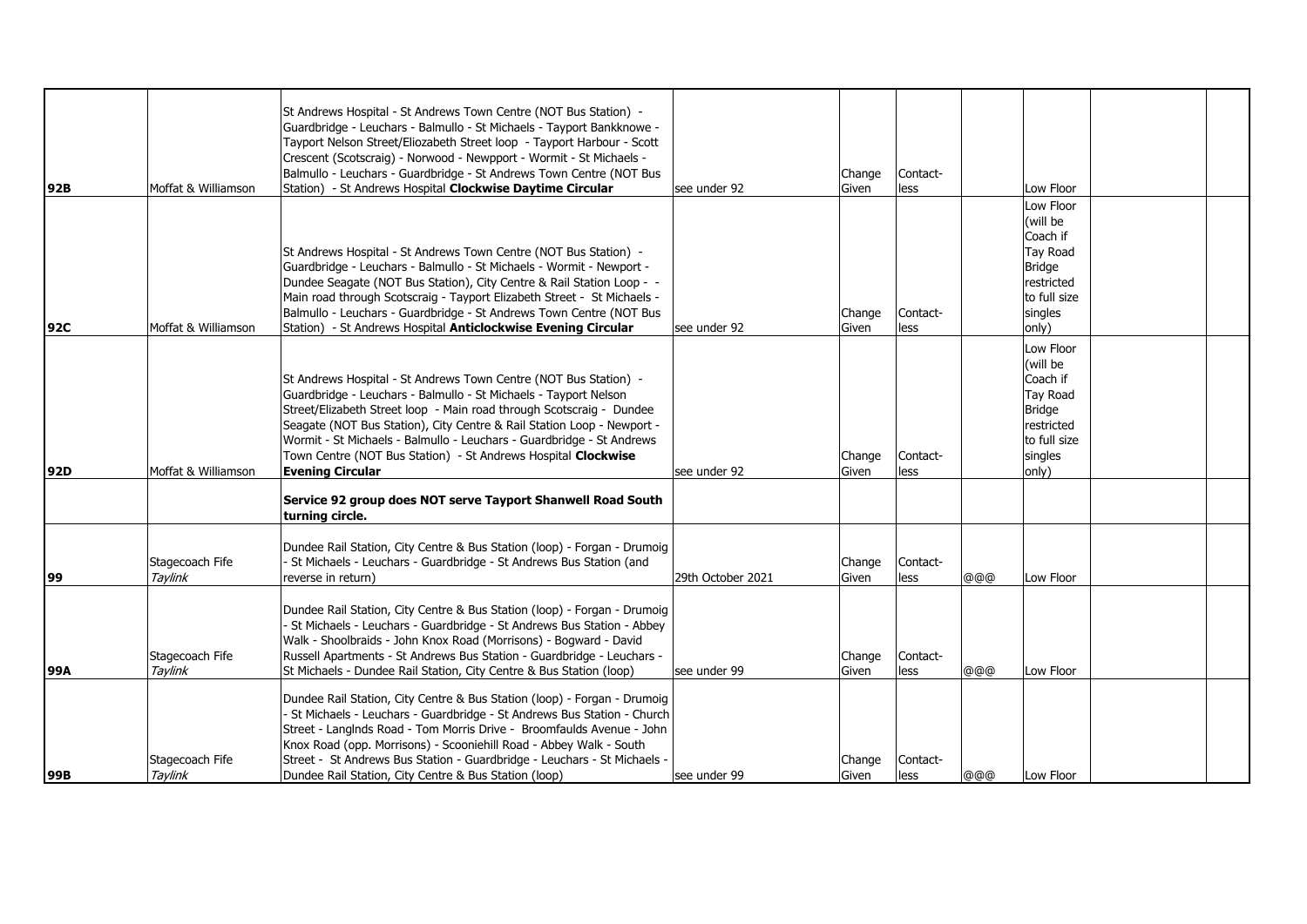| | | | | | | | | | |
|---|---|---|---|---|---|---|---|---|---|
| **92B** | Moffat & Williamson | St Andrews Hospital - St Andrews Town Centre (NOT Bus Station) - Guardbridge - Leuchars - Balmullo - St Michaels - Tayport Bankknowe - Tayport Nelson Street/Eliozabeth Street loop - Tayport Harbour - Scott Crescent (Scotscraig) - Norwood - Newpport - Wormit - St Michaels - Balmullo - Leuchars - Guardbridge - St Andrews Town Centre (NOT Bus Station) - St Andrews Hospital **Clockwise Daytime Circular** | see under 92 | Change Given | Contact-less | | Low Floor | | |
| **92C** | Moffat & Williamson | St Andrews Hospital - St Andrews Town Centre (NOT Bus Station) - Guardbridge - Leuchars - Balmullo - St Michaels - Wormit - Newport - Dundee Seagate (NOT Bus Station), City Centre & Rail Station Loop - - Main road through Scotscraig - Tayport Elizabeth Street - St Michaels - Balmullo - Leuchars - Guardbridge - St Andrews Town Centre (NOT Bus Station) - St Andrews Hospital **Anticlockwise Evening Circular** | see under 92 | Change Given | Contact-less | | Low Floor (will be Coach if Tay Road Bridge restricted to full size singles only) | | |
| **92D** | Moffat & Williamson | St Andrews Hospital - St Andrews Town Centre (NOT Bus Station) - Guardbridge - Leuchars - Balmullo - St Michaels - Tayport Nelson Street/Elizabeth Street loop - Main road through Scotscraig - Dundee Seagate (NOT Bus Station), City Centre & Rail Station Loop - Newport - Wormit - St Michaels - Balmullo - Leuchars - Guardbridge - St Andrews Town Centre (NOT Bus Station) - St Andrews Hospital **Clockwise Evening Circular** | see under 92 | Change Given | Contact-less | | Low Floor (will be Coach if Tay Road Bridge restricted to full size singles only) | | |
| | | **Service 92 group does NOT serve Tayport Shanwell Road South turning circle.** | | | | | | | |
| **99** | Stagecoach Fife *Taylink* | Dundee Rail Station, City Centre & Bus Station (loop) - Forgan - Drumoig - St Michaels - Leuchars - Guardbridge - St Andrews Bus Station (and reverse in return) | 29th October 2021 | Change Given | Contact-less | @@@ | Low Floor | | |
| **99A** | Stagecoach Fife *Taylink* | Dundee Rail Station, City Centre & Bus Station (loop) - Forgan - Drumoig - St Michaels - Leuchars - Guardbridge - St Andrews Bus Station - Abbey Walk - Shoolbraids - John Knox Road (Morrisons) - Bogward - David Russell Apartments - St Andrews Bus Station - Guardbridge - Leuchars - St Michaels - Dundee Rail Station, City Centre & Bus Station (loop) | see under 99 | Change Given | Contact-less | @@@ | Low Floor | | |
| **99B** | Stagecoach Fife *Taylink* | Dundee Rail Station, City Centre & Bus Station (loop) - Forgan - Drumoig - St Michaels - Leuchars - Guardbridge - St Andrews Bus Station - Church Street - Langlnds Road - Tom Morris Drive - Broomfaulds Avenue - John Knox Road (opp. Morrisons) - Scooniehill Road - Abbey Walk - South Street - St Andrews Bus Station - Guardbridge - Leuchars - St Michaels - Dundee Rail Station, City Centre & Bus Station (loop) | see under 99 | Change Given | Contact-less | @@@ | Low Floor | | |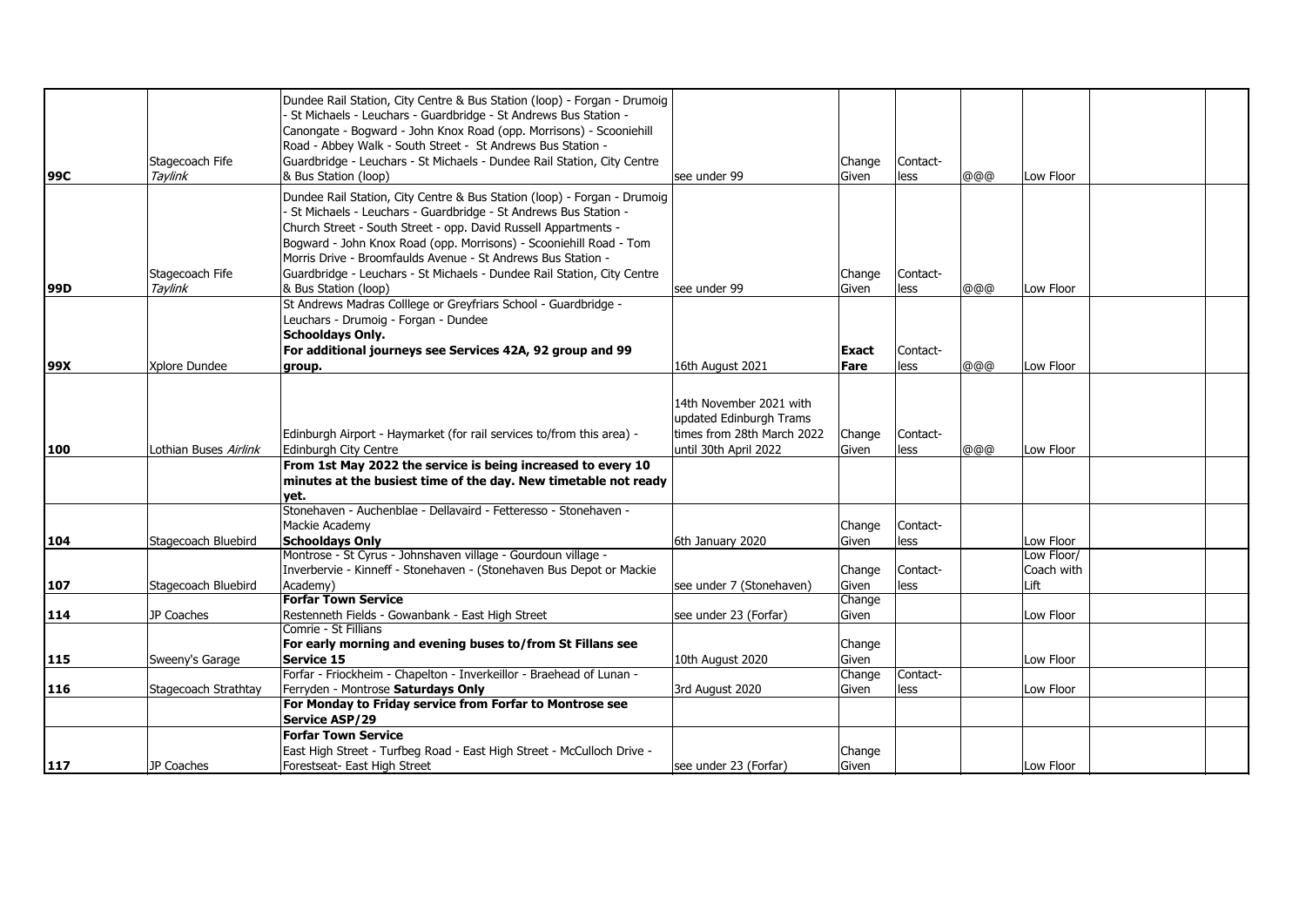| | | | | | | | | | |
|---|---|---|---|---|---|---|---|---|---|
| **99C** | Stagecoach Fife *Taylink* | Dundee Rail Station, City Centre & Bus Station (loop) - Forgan - Drumoig - St Michaels - Leuchars - Guardbridge - St Andrews Bus Station - Canongate - Bogward - John Knox Road (opp. Morrisons) - Scooniehill Road - Abbey Walk - South Street - St Andrews Bus Station - Guardbridge - Leuchars - St Michaels - Dundee Rail Station, City Centre & Bus Station (loop) | see under 99 | Change Given | Contact-less | @@@ | Low Floor | | |
| **99D** | Stagecoach Fife *Taylink* | Dundee Rail Station, City Centre & Bus Station (loop) - Forgan - Drumoig - St Michaels - Leuchars - Guardbridge - St Andrews Bus Station - Church Street - South Street - opp. David Russell Appartments - Bogward - John Knox Road (opp. Morrisons) - Scooniehill Road - Tom Morris Drive - Broomfaulds Avenue - St Andrews Bus Station - Guardbridge - Leuchars - St Michaels - Dundee Rail Station, City Centre & Bus Station (loop) | see under 99 | Change Given | Contact-less | @@@ | Low Floor | | |
| **99X** | Xplore Dundee | St Andrews Madras Colllege or Greyfriars School - Guardbridge - Leuchars - Drumoig - Forgan - Dundee **Schooldays Only. For additional journeys see Services 42A, 92 group and 99 group.** | 16th August 2021 | **Exact Fare** | Contact-less | @@@ | Low Floor | | |
| **100** | Lothian Buses *Airlink* | Edinburgh Airport - Haymarket (for rail services to/from this area) - Edinburgh City Centre | 14th November 2021 with updated Edinburgh Trams times from 28th March 2022 until 30th April 2022 | Change Given | Contact-less | @@@ | Low Floor | | |
| | | **From 1st May 2022 the service is being increased to every 10 minutes at the busiest time of the day. New timetable not ready yet.** | | | | | | | |
| **104** | Stagecoach Bluebird | Stonehaven - Auchenblae - Dellavaird - Fetteresso - Stonehaven - Mackie Academy **Schooldays Only** | 6th January 2020 | Change Given | Contact-less | | Low Floor | | |
| **107** | Stagecoach Bluebird | Montrose - St Cyrus - Johnshaven village - Gourdoun village - Inverbervie - Kinneff - Stonehaven - (Stonehaven Bus Depot or Mackie Academy) | see under 7 (Stonehaven) | Change Given | Contact-less | | Low Floor/ Coach with Lift | | |
| **114** | JP Coaches | **Forfar Town Service** Restenneth Fields - Gowanbank - East High Street | see under 23 (Forfar) | Change Given | | | Low Floor | | |
| **115** | Sweeny's Garage | Comrie - St Fillians **For early morning and evening buses to/from St Fillans see Service 15** | 10th August 2020 | Change Given | | | Low Floor | | |
| **116** | Stagecoach Strathtay | Forfar - Friockheim - Chapelton - Inverkeillor - Braehead of Lunan - Ferryden - Montrose **Saturdays Only** | 3rd August 2020 | Change Given | Contact-less | | Low Floor | | |
| | | **For Monday to Friday service from Forfar to Montrose see Service ASP/29** | | | | | | | |
| **117** | JP Coaches | **Forfar Town Service** East High Street - Turfbeg Road - East High Street - McCulloch Drive - Forestseat- East High Street | see under 23 (Forfar) | Change Given | | | Low Floor | | |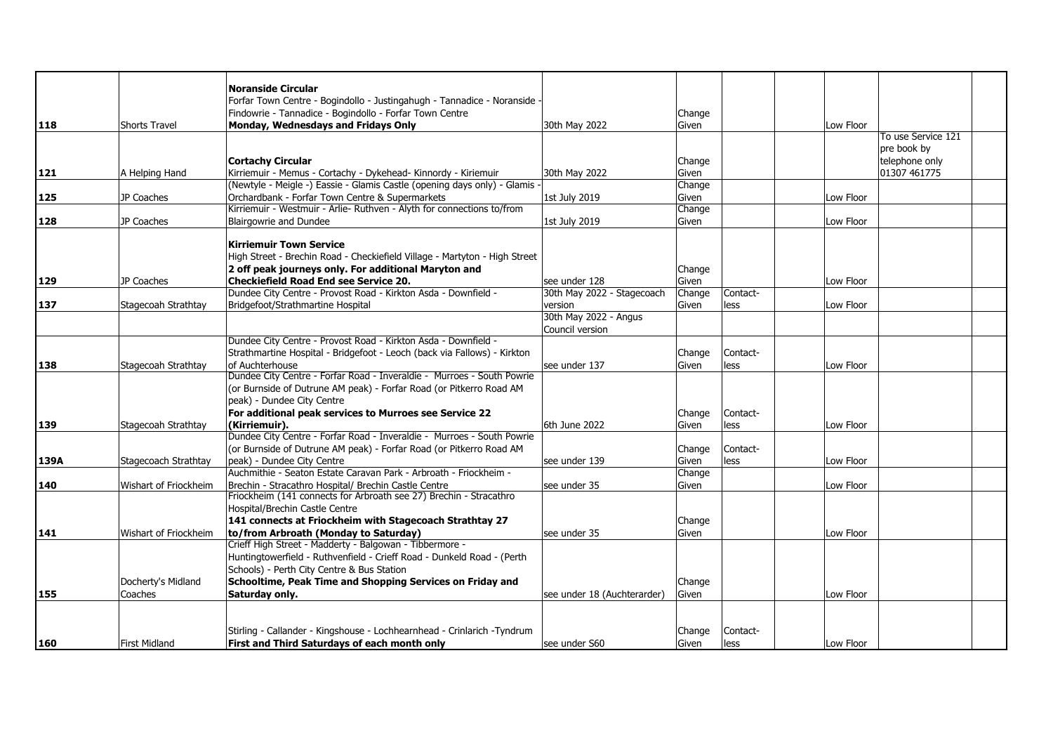| | | | | | | | | | |
|---|---|---|---|---|---|---|---|---|---|
| 118 | Shorts Travel | **Noranside Circular** Forfar Town Centre - Bogindollo - Justingahugh - Tannadice - Noranside - Findowrie - Tannadice - Bogindollo - Forfar Town Centre **Monday, Wednesdays and Fridays Only** | 30th May 2022 | Change Given | | | Low Floor | | |
| 121 | A Helping Hand | **Cortachy Circular** Kirriemuir - Memus - Cortachy - Dykehead- Kinnordy - Kiriemuir | 30th May 2022 | Change Given | | | | To use Service 121 pre book by telephone only 01307 461775 | |
| 125 | JP Coaches | (Newtyle - Meigle -) Eassie - Glamis Castle (opening days only) - Glamis - Orchardbank - Forfar Town Centre & Supermarkets | 1st July 2019 | Change Given | | | Low Floor | | |
| 128 | JP Coaches | Kirriemuir - Westmuir - Arlie- Ruthven - Alyth for connections to/from Blairgowrie and Dundee | 1st July 2019 | Change Given | | | Low Floor | | |
| 129 | JP Coaches | **Kirriemuir Town Service** High Street - Brechin Road - Checkiefield Village - Martyton - High Street **2 off peak journeys only. For additional Maryton and Checkiefield Road End see Service 20.** | see under 128 | Change Given | | | Low Floor | | |
| 137 | Stagecoah Strathtay | Dundee City Centre - Provost Road - Kirkton Asda - Downfield - Bridgefoot/Strathmartine Hospital | 30th May 2022 - Stagecoach version | Change Given | Contact-less | | Low Floor | | |
| | | | 30th May 2022 - Angus Council version | | | | | | |
| 138 | Stagecoah Strathtay | Dundee City Centre - Provost Road - Kirkton Asda - Downfield - Strathmartine Hospital - Bridgefoot - Leoch (back via Fallows) - Kirkton of Auchterhouse | see under 137 | Change Given | Contact-less | | Low Floor | | |
| 139 | Stagecoah Strathtay | Dundee City Centre - Forfar Road - Inveraldie - Murroes - South Powrie (or Burnside of Dutrune AM peak) - Forfar Road (or Pitkerro Road AM peak) - Dundee City Centre **For additional peak services to Murroes see Service 22 (Kirriemuir).** | 6th June 2022 | Change Given | Contact-less | | Low Floor | | |
| 139A | Stagecoach Strathtay | Dundee City Centre - Forfar Road - Inveraldie - Murroes - South Powrie (or Burnside of Dutrune AM peak) - Forfar Road (or Pitkerro Road AM peak) - Dundee City Centre | see under 139 | Change Given | Contact-less | | Low Floor | | |
| 140 | Wishart of Friockheim | Auchmithie - Seaton Estate Caravan Park - Arbroath - Friockheim - Brechin - Stracathro Hospital/ Brechin Castle Centre | see under 35 | Change Given | | | Low Floor | | |
| 141 | Wishart of Friockheim | Friockheim (141 connects for Arbroath see 27) Brechin - Stracathro Hospital/Brechin Castle Centre **141 connects at Friockheim with Stagecoach Strathtay 27 to/from Arbroath (Monday to Saturday)** | see under 35 | Change Given | | | Low Floor | | |
| 155 | Docherty's Midland Coaches | Crieff High Street - Madderty - Balgowan - Tibbermore - Huntingtowerfield - Ruthvenfield - Crieff Road - Dunkeld Road - (Perth Schools) - Perth City Centre & Bus Station **Schooltime, Peak Time and Shopping Services on Friday and Saturday only.** | see under 18 (Auchterarder) | Change Given | | | Low Floor | | |
| 160 | First Midland | Stirling - Callander - Kingshouse - Lochhearnhead - Crinlarich -Tyndrum **First and Third Saturdays of each month only** | see under S60 | Change Given | Contact-less | | Low Floor | | |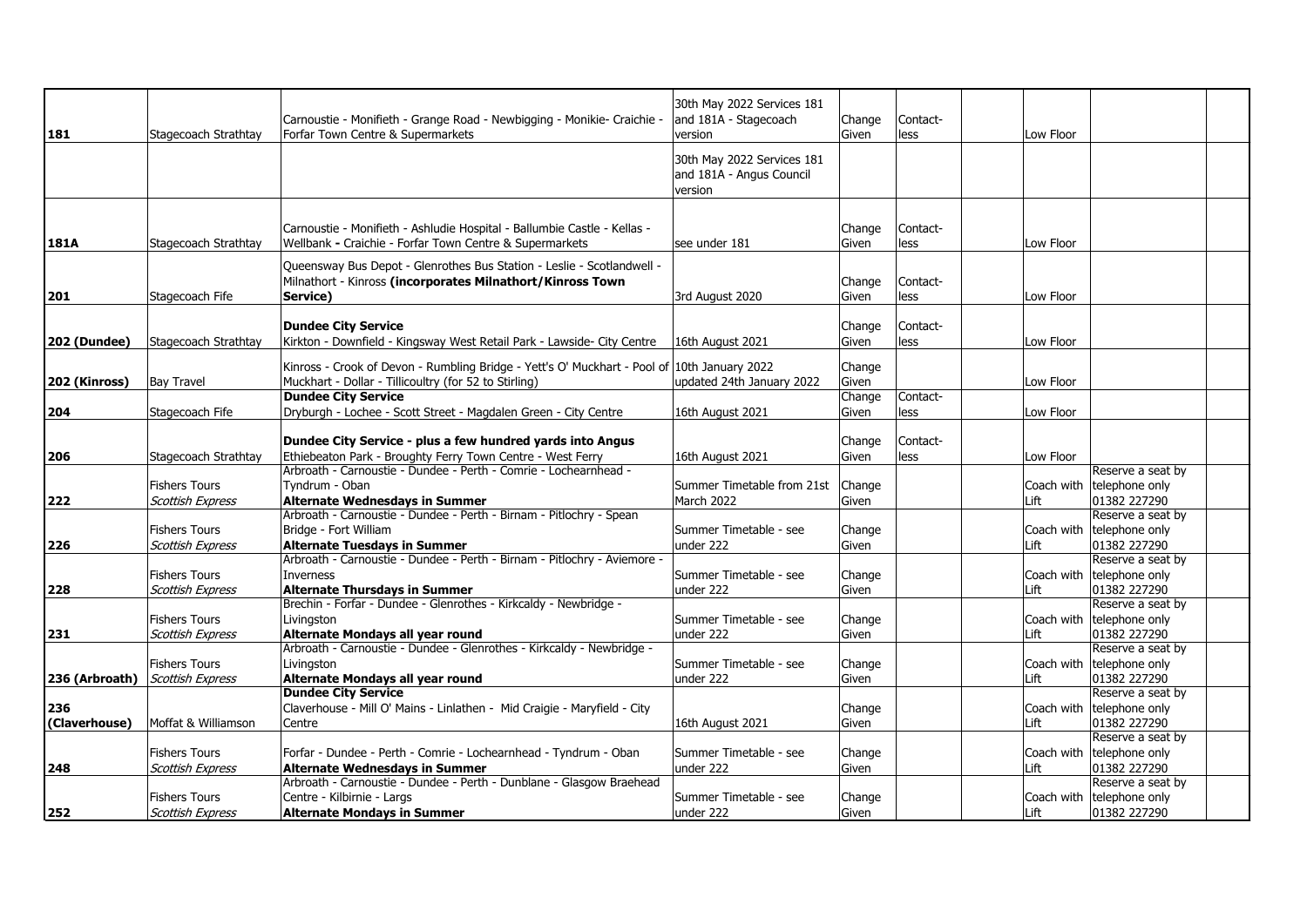| | | | | | | | | | |
|---|---|---|---|---|---|---|---|---|---|
| **181** | Stagecoach Strathtay | Carnoustie - Monifieth - Grange Road - Newbigging - Monikie- Craichie - Forfar Town Centre & Supermarkets | 30th May 2022 Services 181 and 181A - Stagecoach version | Change Given | Contact-less | | Low Floor | | |
| | | | 30th May 2022 Services 181 and 181A - Angus Council version | | | | | | |
| **181A** | Stagecoach Strathtay | Carnoustie - Monifieth - Ashludie Hospital - Ballumbie Castle - Kellas - Wellbank **-** Craichie - Forfar Town Centre & Supermarkets | see under 181 | Change Given | Contact-less | | Low Floor | | |
| **201** | Stagecoach Fife | Queensway Bus Depot - Glenrothes Bus Station - Leslie - Scotlandwell - Milnathort - Kinross **(incorporates Milnathort/Kinross Town Service)** | 3rd August 2020 | Change Given | Contact-less | | Low Floor | | |
| **202 (Dundee)** | Stagecoach Strathtay | **Dundee City Service** Kirkton - Downfield - Kingsway West Retail Park - Lawside- City Centre | 16th August 2021 | Change Given | Contact-less | | Low Floor | | |
| **202 (Kinross)** | Bay Travel | Kinross - Crook of Devon - Rumbling Bridge - Yett's O' Muckhart - Pool of Muckhart - Dollar - Tillicoultry (for 52 to Stirling) | 10th January 2022 updated 24th January 2022 | Change Given | | | Low Floor | | |
| **204** | Stagecoach Fife | **Dundee City Service** Dryburgh - Lochee - Scott Street - Magdalen Green - City Centre | 16th August 2021 | Change Given | Contact-less | | Low Floor | | |
| **206** | Stagecoach Strathtay | **Dundee City Service - plus a few hundred yards into Angus** Ethiebeaton Park - Broughty Ferry Town Centre - West Ferry | 16th August 2021 | Change Given | Contact-less | | Low Floor | | |
| **222** | Fishers Tours *Scottish Express* | Arbroath - Carnoustie - Dundee - Perth - Comrie - Lochearnhead - Tyndrum - Oban **Alternate Wednesdays in Summer** | Summer Timetable from 21st March 2022 | Change Given | | | Coach with Lift | Reserve a seat by telephone only 01382 227290 | |
| **226** | Fishers Tours *Scottish Express* | Arbroath - Carnoustie - Dundee - Perth - Birnam - Pitlochry - Spean Bridge - Fort William **Alternate Tuesdays in Summer** | Summer Timetable - see under 222 | Change Given | | | Coach with Lift | Reserve a seat by telephone only 01382 227290 | |
| **228** | Fishers Tours *Scottish Express* | Arbroath - Carnoustie - Dundee - Perth - Birnam - Pitlochry - Aviemore - Inverness **Alternate Thursdays in Summer** | Summer Timetable - see under 222 | Change Given | | | Coach with Lift | Reserve a seat by telephone only 01382 227290 | |
| **231** | Fishers Tours *Scottish Express* | Brechin - Forfar - Dundee - Glenrothes - Kirkcaldy - Newbridge - Livingston **Alternate Mondays all year round** | Summer Timetable - see under 222 | Change Given | | | Coach with Lift | Reserve a seat by telephone only 01382 227290 | |
| **236 (Arbroath)** | Fishers Tours *Scottish Express* | Arbroath - Carnoustie - Dundee - Glenrothes - Kirkcaldy - Newbridge - Livingston **Alternate Mondays all year round** | Summer Timetable - see under 222 | Change Given | | | Coach with Lift | Reserve a seat by telephone only 01382 227290 | |
| **236 (Claverhouse)** | Moffat & Williamson | **Dundee City Service** Claverhouse - Mill O' Mains - Linlathen - Mid Craigie - Maryfield - City Centre | 16th August 2021 | Change Given | | | Coach with Lift | Reserve a seat by telephone only 01382 227290 | |
| **248** | Fishers Tours *Scottish Express* | Forfar - Dundee - Perth - Comrie - Lochearnhead - Tyndrum - Oban **Alternate Wednesdays in Summer** | Summer Timetable - see under 222 | Change Given | | | Coach with Lift | Reserve a seat by telephone only 01382 227290 | |
| **252** | Fishers Tours *Scottish Express* | Arbroath - Carnoustie - Dundee - Perth - Dunblane - Glasgow Braehead Centre - Kilbirnie - Largs **Alternate Mondays in Summer** | Summer Timetable - see under 222 | Change Given | | | Coach with Lift | Reserve a seat by telephone only 01382 227290 | |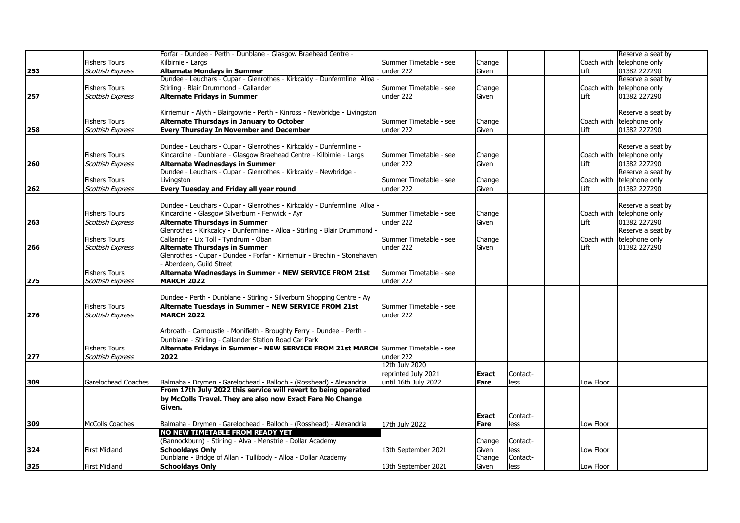| | | | | | | | | | |
|---|---|---|---|---|---|---|---|---|---|
| **253** | Fishers Tours *Scottish Express* | Forfar - Dundee - Perth - Dunblane - Glasgow Braehead Centre - Kilbirnie - Largs **Alternate Mondays in Summer** | Summer Timetable - see under 222 | Change Given | | | Coach with Lift | Reserve a seat by telephone only 01382 227290 | |
| **257** | Fishers Tours *Scottish Express* | Dundee - Leuchars - Cupar - Glenrothes - Kirkcaldy - Dunfermline Alloa - Stirling - Blair Drummond - Callander **Alternate Fridays in Summer** | Summer Timetable - see under 222 | Change Given | | | Coach with Lift | Reserve a seat by telephone only 01382 227290 | |
| **258** | Fishers Tours *Scottish Express* | Kirriemuir - Alyth - Blairgowrie - Perth - Kinross - Newbridge - Livingston **Alternate Thursdays in January to October** **Every Thursday In November and December** | Summer Timetable - see under 222 | Change Given | | | Coach with Lift | Reserve a seat by telephone only 01382 227290 | |
| **260** | Fishers Tours *Scottish Express* | Dundee - Leuchars - Cupar - Glenrothes - Kirkcaldy - Dunfermline - Kincardine - Dunblane - Glasgow Braehead Centre - Kilbirnie - Largs **Alternate Wednesdays in Summer** | Summer Timetable - see under 222 | Change Given | | | Coach with Lift | Reserve a seat by telephone only 01382 227290 | |
| **262** | Fishers Tours *Scottish Express* | Dundee - Leuchars - Cupar - Glenrothes - Kirkcaldy - Newbridge - Livingston **Every Tuesday and Friday all year round** | Summer Timetable - see under 222 | Change Given | | | Coach with Lift | Reserve a seat by telephone only 01382 227290 | |
| **263** | Fishers Tours *Scottish Express* | Dundee - Leuchars - Cupar - Glenrothes - Kirkcaldy - Dunfermline Alloa - Kincardine - Glasgow Silverburn - Fenwick - Ayr **Alternate Thursdays in Summer** | Summer Timetable - see under 222 | Change Given | | | Coach with Lift | Reserve a seat by telephone only 01382 227290 | |
| **266** | Fishers Tours *Scottish Express* | Glenrothes - Kirkcaldy - Dunfermline - Alloa - Stirling - Blair Drummond - Callander - Lix Toll - Tyndrum - Oban **Alternate Thursdays in Summer** | Summer Timetable - see under 222 | Change Given | | | Coach with Lift | Reserve a seat by telephone only 01382 227290 | |
| **275** | Fishers Tours *Scottish Express* | Glenrothes - Cupar - Dundee - Forfar - Kirriemuir - Brechin - Stonehaven - Aberdeen, Guild Street **Alternate Wednesdays in Summer - NEW SERVICE FROM 21st MARCH 2022** | Summer Timetable - see under 222 | | | | | | |
| **276** | Fishers Tours *Scottish Express* | Dundee - Perth - Dunblane - Stirling - Silverburn Shopping Centre - Ay **Alternate Tuesdays in Summer - NEW SERVICE FROM 21st MARCH 2022** | Summer Timetable - see under 222 | | | | | | |
| **277** | Fishers Tours *Scottish Express* | Arbroath - Carnoustie - Monifieth - Broughty Ferry - Dundee - Perth - Dunblane - Stirling - Callander Station Road Car Park **Alternate Fridays in Summer - NEW SERVICE FROM 21st MARCH 2022** | Summer Timetable - see under 222 | | | | | | |
| **309** | Garelochead Coaches | Balmaha - Drymen - Garelochead - Balloch - (Rosshead) - Alexandria | 12th July 2020 reprinted July 2021 until 16th July 2022 | **Exact Fare** | Contact-less | | Low Floor | | |
| | | **From 17th July 2022 this service will revert to being operated by McColls Travel. They are also now Exact Fare No Change Given.** | | | | | | | |
| **309** | McColls Coaches | Balmaha - Drymen - Garelochead - Balloch - (Rosshead) - Alexandria | 17th July 2022 | **Exact Fare** | Contact-less | | Low Floor | | |
| | | **NO NEW TIMETABLE FROM READY YET** | | | | | | | |
| **324** | First Midland | (Bannockburn) - Stirling - Alva - Menstrie - Dollar Academy **Schooldays Only** | 13th September 2021 | Change Given | Contact-less | | Low Floor | | |
| **325** | First Midland | Dunblane - Bridge of Allan - Tullibody - Alloa - Dollar Academy **Schooldays Only** | 13th September 2021 | Change Given | Contact-less | | Low Floor | | |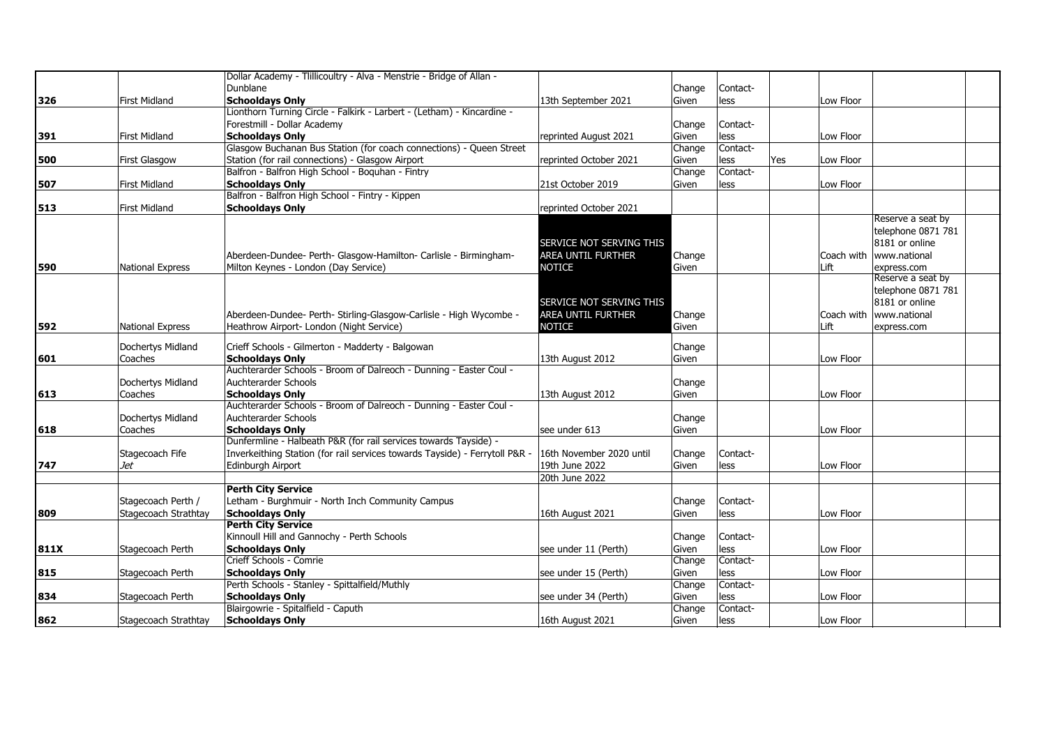| | | | | | | | | | |
|---|---|---|---|---|---|---|---|---|---|
| **326** | First Midland | Dollar Academy - Tlillicoultry - Alva - Menstrie - Bridge of Allan - Dunblane **Schooldays Only** | 13th September 2021 | Change Given | Contact-less | | Low Floor | | |
| **391** | First Midland | Lionthorn Turning Circle - Falkirk - Larbert - (Letham) - Kincardine - Forestmill - Dollar Academy **Schooldays Only** | reprinted August 2021 | Change Given | Contact-less | | Low Floor | | |
| **500** | First Glasgow | Glasgow Buchanan Bus Station (for coach connections) - Queen Street Station (for rail connections) - Glasgow Airport | reprinted October 2021 | Change Given | Contact-less | Yes | Low Floor | | |
| **507** | First Midland | Balfron - Balfron High School - Boquhan - Fintry **Schooldays Only** | 21st October 2019 | Change Given | Contact-less | | Low Floor | | |
| **513** | First Midland | Balfron - Balfron High School - Fintry - Kippen **Schooldays Only** | reprinted October 2021 | | | | | | |
| **590** | National Express | Aberdeen-Dundee- Perth- Glasgow-Hamilton- Carlisle - Birmingham- Milton Keynes - London (Day Service) | SERVICE NOT SERVING THIS AREA UNTIL FURTHER NOTICE | Change Given | | | Coach with Lift | Reserve a seat by telephone 0871 781 8181 or online www.nationalexpress.com | |
| **592** | National Express | Aberdeen-Dundee- Perth- Stirling-Glasgow-Carlisle - High Wycombe - Heathrow Airport- London (Night Service) | SERVICE NOT SERVING THIS AREA UNTIL FURTHER NOTICE | Change Given | | | Coach with Lift | Reserve a seat by telephone 0871 781 8181 or online www.nationalexpress.com | |
| **601** | Dochertys Midland Coaches | Crieff Schools - Gilmerton - Madderty - Balgowan **Schooldays Only** | 13th August 2012 | Change Given | | | Low Floor | | |
| **613** | Dochertys Midland Coaches | Auchterarder Schools - Broom of Dalreoch - Dunning - Easter Coul - Auchterarder Schools **Schooldays Only** | 13th August 2012 | Change Given | | | Low Floor | | |
| **618** | Dochertys Midland Coaches | Auchterarder Schools - Broom of Dalreoch - Dunning - Easter Coul - Auchterarder Schools **Schooldays Only** | see under 613 | Change Given | | | Low Floor | | |
| **747** | Stagecoach Fife *Jet* | Dunfermline - Halbeath P&R (for rail services towards Tayside) - Inverkeithing Station (for rail services towards Tayside) - Ferrytoll P&R - Edinburgh Airport | 16th November 2020 until 19th June 2022 | Change Given | Contact-less | | Low Floor | | |
| | | | 20th June 2022 | | | | | | |
| **809** | Stagecoach Perth / Stagecoach Strathtay | **Perth City Service** Letham - Burghmuir - North Inch Community Campus **Schooldays Only** | 16th August 2021 | Change Given | Contact-less | | Low Floor | | |
| **811X** | Stagecoach Perth | **Perth City Service** Kinnoull Hill and Gannochy - Perth Schools **Schooldays Only** | see under 11 (Perth) | Change Given | Contact-less | | Low Floor | | |
| **815** | Stagecoach Perth | Crieff Schools - Comrie **Schooldays Only** | see under 15 (Perth) | Change Given | Contact-less | | Low Floor | | |
| **834** | Stagecoach Perth | Perth Schools - Stanley - Spittalfield/Muthly **Schooldays Only** | see under 34 (Perth) | Change Given | Contact-less | | Low Floor | | |
| **862** | Stagecoach Strathtay | Blairgowrie - Spitalfield - Caputh **Schooldays Only** | 16th August 2021 | Change Given | Contact-less | | Low Floor | | |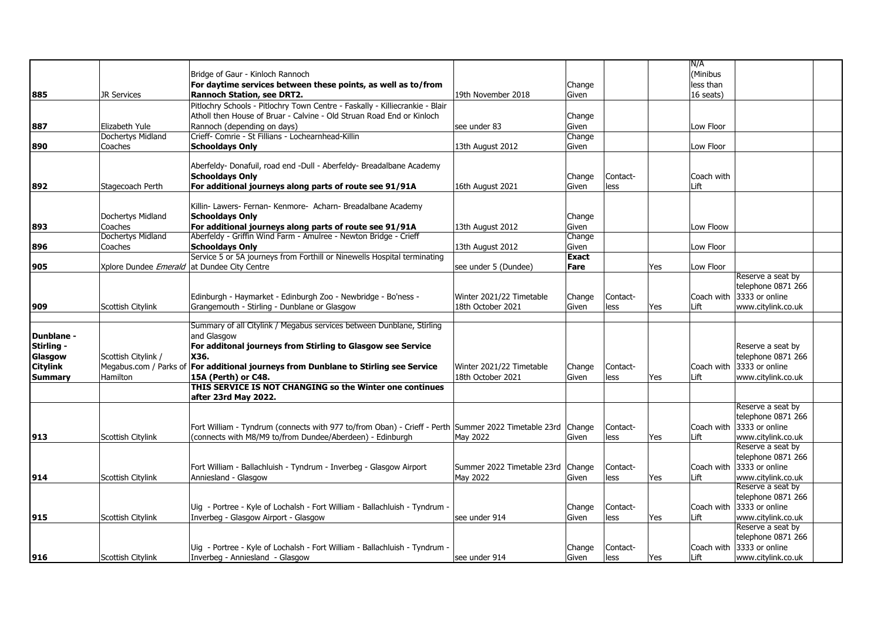| | | | | | | | | | |
|---|---|---|---|---|---|---|---|---|---|
| **885** | JR Services | Bridge of Gaur - Kinloch Rannoch<br>**For daytime services between these points, as well as to/from Rannoch Station, see DRT2.** | 19th November 2018 | Change Given | | | N/A (Minibus less than 16 seats) | | |
| **887** | Elizabeth Yule | Pitlochry Schools - Pitlochry Town Centre - Faskally - Killiecrankie - Blair Atholl then House of Bruar - Calvine - Old Struan Road End or Kinloch Rannoch (depending on days) | see under 83 | Change Given | | | Low Floor | | |
| **890** | Dochertys Midland Coaches | Crieff- Comrie - St Fillians - Lochearnhead-Killin<br>**Schooldays Only** | 13th August 2012 | Change Given | | | Low Floor | | |
| **892** | Stagecoach Perth | Aberfeldy- Donafuil, road end -Dull - Aberfeldy- Breadalbane Academy<br>**Schooldays Only**<br>**For additional journeys along parts of route see 91/91A** | 16th August 2021 | Change Given | Contact-less | | Coach with Lift | | |
| **893** | Dochertys Midland Coaches | Killin- Lawers- Fernan- Kenmore- Acharn- Breadalbane Academy<br>**Schooldays Only**<br>**For additional journeys along parts of route see 91/91A** | 13th August 2012 | Change Given | | | Low Floow | | |
| **896** | Dochertys Midland Coaches | Aberfeldy - Griffin Wind Farm - Amulree - Newton Bridge - Crieff<br>**Schooldays Only** | 13th August 2012 | Change Given | | | Low Floor | | |
| **905** | Xplore Dundee *Emerald* | Service 5 or 5A journeys from Forthill or Ninewells Hospital terminating at Dundee City Centre | see under 5 (Dundee) | **Exact Fare** | | Yes | Low Floor | | |
| **909** | Scottish Citylink | Edinburgh - Haymarket - Edinburgh Zoo - Newbridge - Bo'ness - Grangemouth - Stirling - Dunblane or Glasgow | Winter 2021/22 Timetable 18th October 2021 | Change Given | Contact-less | Yes | Coach with Lift | Reserve a seat by telephone 0871 266 3333 or online www.citylink.co.uk | |
| **Dunblane - Stirling - Glasgow Citylink Summary** | Scottish Citylink / Megabus.com / Parks of Hamilton | Summary of all Citylink / Megabus services between Dunblane, Stirling and Glasgow<br>**For additonal journeys from Stirling to Glasgow see Service X36.**<br>**For additional journeys from Dunblane to Stirling see Service 15A (Perth) or C48.** | Winter 2021/22 Timetable 18th October 2021 | Change Given | Contact-less | Yes | Coach with Lift | Reserve a seat by telephone 0871 266 3333 or online www.citylink.co.uk | |
| | | **THIS SERVICE IS NOT CHANGING so the Winter one continues after 23rd May 2022.** | | | | | | | |
| **913** | Scottish Citylink | Fort William - Tyndrum (connects with 977 to/from Oban) - Crieff - Perth (connects with M8/M9 to/from Dundee/Aberdeen) - Edinburgh | Summer 2022 Timetable 23rd May 2022 | Change Given | Contact-less | Yes | Coach with Lift | Reserve a seat by telephone 0871 266 3333 or online www.citylink.co.uk | |
| **914** | Scottish Citylink | Fort William - Ballachluish - Tyndrum - Inverbeg - Glasgow Airport Anniesland - Glasgow | Summer 2022 Timetable 23rd May 2022 | Change Given | Contact-less | Yes | Coach with Lift | Reserve a seat by telephone 0871 266 3333 or online www.citylink.co.uk | |
| **915** | Scottish Citylink | Uig - Portree - Kyle of Lochalsh - Fort William - Ballachluish - Tyndrum - Inverbeg - Glasgow Airport - Glasgow | see under 914 | Change Given | Contact-less | Yes | Coach with Lift | Reserve a seat by telephone 0871 266 3333 or online www.citylink.co.uk | |
| **916** | Scottish Citylink | Uig - Portree - Kyle of Lochalsh - Fort William - Ballachluish - Tyndrum - Inverbeg - Anniesland - Glasgow | see under 914 | Change Given | Contact-less | Yes | Coach with Lift | Reserve a seat by telephone 0871 266 3333 or online www.citylink.co.uk | |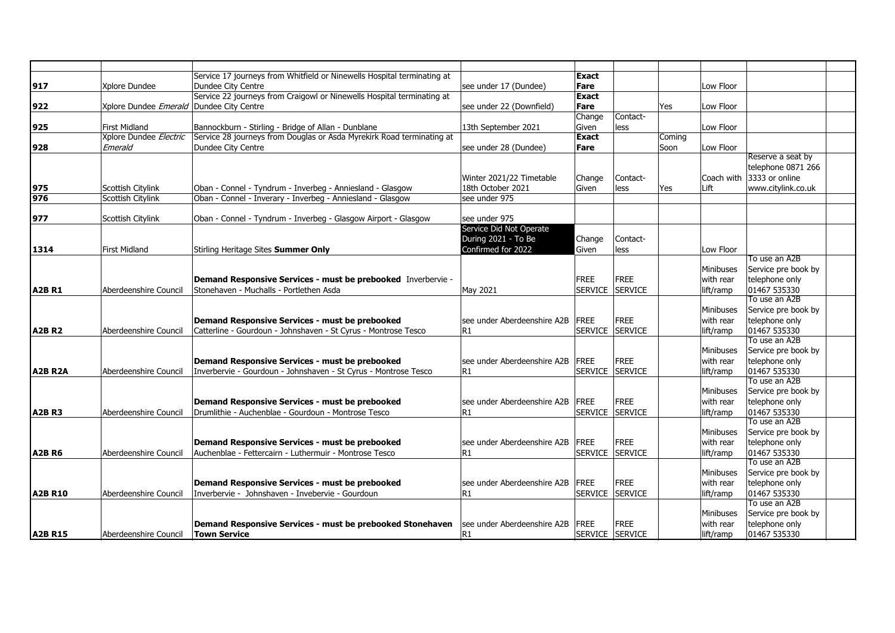| | | | | | | | | | |
|---|---|---|---|---|---|---|---|---|---|
| **917** | Xplore Dundee | Service 17 journeys from Whitfield or Ninewells Hospital terminating at Dundee City Centre | see under 17 (Dundee) | **Exact Fare** | | | Low Floor | | |
| **922** | Xplore Dundee *Emerald* | Service 22 journeys from Craigowl or Ninewells Hospital terminating at Dundee City Centre | see under 22 (Downfield) | **Exact Fare** | | Yes | Low Floor | | |
| **925** | First Midland | Bannockburn - Stirling - Bridge of Allan - Dunblane | 13th September 2021 | Change Given | Contact-less | | Low Floor | | |
| **928** | Xplore Dundee *Electric Emerald* | Service 28 journeys from Douglas or Asda Myrekirk Road terminating at Dundee City Centre | see under 28 (Dundee) | **Exact Fare** | | Coming Soon | Low Floor | | |
| **975** | Scottish Citylink | Oban - Connel - Tyndrum - Inverbeg - Anniesland - Glasgow | Winter 2021/22 Timetable 18th October 2021 | Change Given | Contact-less | Yes | Coach with Lift | Reserve a seat by telephone 0871 266 3333 or online www.citylink.co.uk | |
| **976** | Scottish Citylink | Oban - Connel - Inverary - Inverbeg - Anniesland - Glasgow | see under 975 | | | | | | |
| **977** | Scottish Citylink | Oban - Connel - Tyndrum - Inverbeg - Glasgow Airport - Glasgow | see under 975 | | | | | | |
| **1314** | First Midland | Stirling Heritage Sites **Summer Only** | Service Did Not Operate During 2021 - To Be Confirmed for 2022 | Change Given | Contact-less | | Low Floor | | |
| **A2B R1** | Aberdeenshire Council | **Demand Responsive Services - must be prebooked** Inverbervie - Stonehaven - Muchalls - Portlethen Asda | May 2021 | FREE SERVICE | FREE SERVICE | | Minibuses with rear lift/ramp | To use an A2B Service pre book by telephone only 01467 535330 | |
| **A2B R2** | Aberdeenshire Council | **Demand Responsive Services - must be prebooked** Catterline - Gourdoun - Johnshaven - St Cyrus - Montrose Tesco | see under Aberdeenshire A2B R1 | FREE SERVICE | FREE SERVICE | | Minibuses with rear lift/ramp | To use an A2B Service pre book by telephone only 01467 535330 | |
| **A2B R2A** | Aberdeenshire Council | **Demand Responsive Services - must be prebooked** Inverbervie - Gourdoun - Johnshaven - St Cyrus - Montrose Tesco | see under Aberdeenshire A2B R1 | FREE SERVICE | FREE SERVICE | | Minibuses with rear lift/ramp | To use an A2B Service pre book by telephone only 01467 535330 | |
| **A2B R3** | Aberdeenshire Council | **Demand Responsive Services - must be prebooked** Drumlithie - Auchenblae - Gourdoun - Montrose Tesco | see under Aberdeenshire A2B R1 | FREE SERVICE | FREE SERVICE | | Minibuses with rear lift/ramp | To use an A2B Service pre book by telephone only 01467 535330 | |
| **A2B R6** | Aberdeenshire Council | **Demand Responsive Services - must be prebooked** Auchenblae - Fettercairn - Luthermuir - Montrose Tesco | see under Aberdeenshire A2B R1 | FREE SERVICE | FREE SERVICE | | Minibuses with rear lift/ramp | To use an A2B Service pre book by telephone only 01467 535330 | |
| **A2B R10** | Aberdeenshire Council | **Demand Responsive Services - must be prebooked** Inverbervie - Johnshaven - Invebervie - Gourdoun | see under Aberdeenshire A2B R1 | FREE SERVICE | FREE SERVICE | | Minibuses with rear lift/ramp | To use an A2B Service pre book by telephone only 01467 535330 | |
| **A2B R15** | Aberdeenshire Council | **Demand Responsive Services - must be prebooked Stonehaven Town Service** | see under Aberdeenshire A2B R1 | FREE SERVICE | FREE SERVICE | | Minibuses with rear lift/ramp | To use an A2B Service pre book by telephone only 01467 535330 | |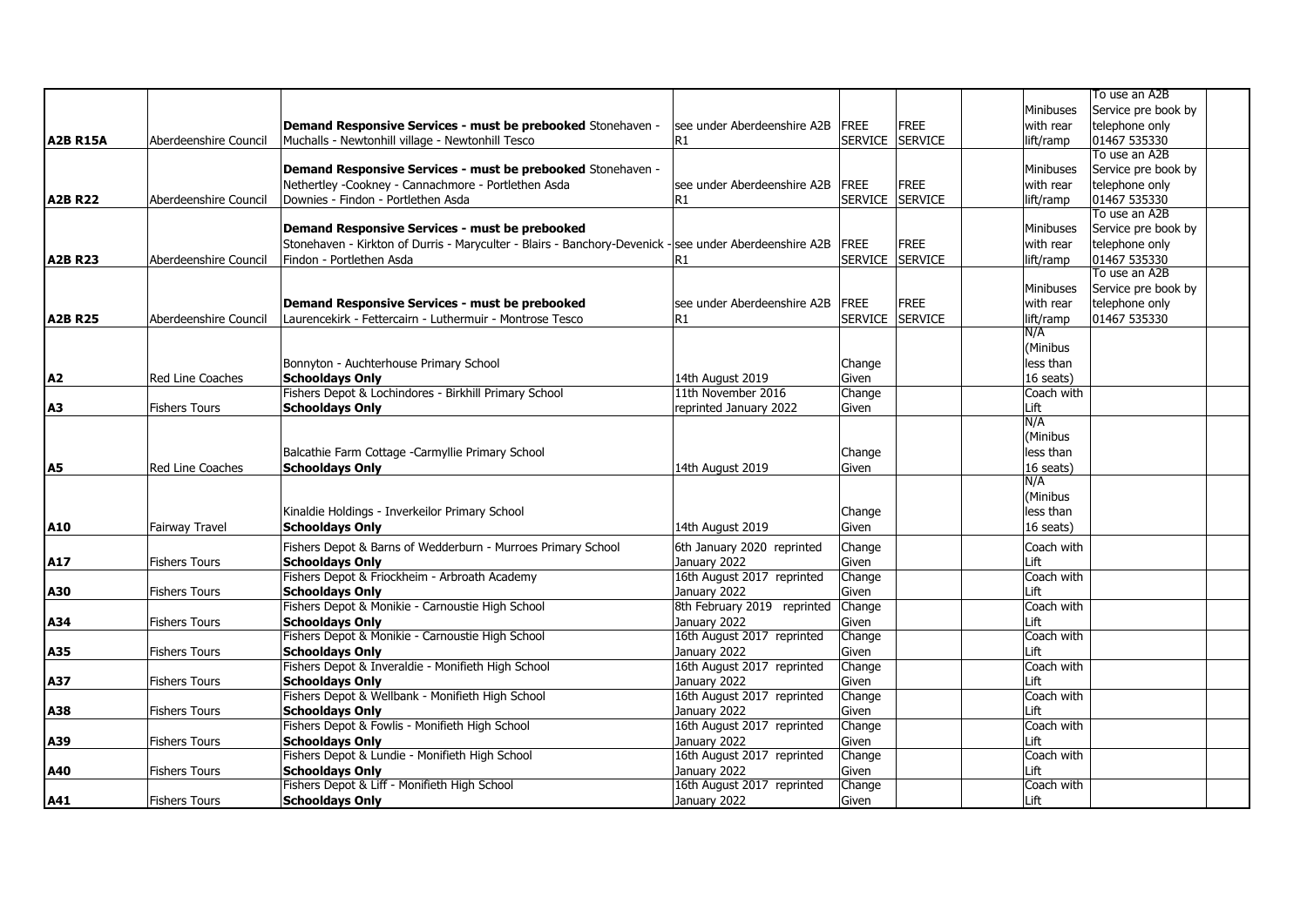| | | | | | | | | | |
|---|---|---|---|---|---|---|---|---|---|
| **A2B R15A** | Aberdeenshire Council | **Demand Responsive Services - must be prebooked** Stonehaven - Muchalls - Newtonhill village - Newtonhill Tesco | see under Aberdeenshire A2B R1 | FREE SERVICE | FREE SERVICE | | Minibuses with rear lift/ramp | To use an A2B Service pre book by telephone only 01467 535330 | |
| **A2B R22** | Aberdeenshire Council | **Demand Responsive Services - must be prebooked** Stonehaven - Nethertley -Cookney - Cannachmore - Portlethen Asda Downies - Findon - Portlethen Asda | see under Aberdeenshire A2B R1 | FREE SERVICE | FREE SERVICE | | Minibuses with rear lift/ramp | To use an A2B Service pre book by telephone only 01467 535330 | |
| **A2B R23** | Aberdeenshire Council | **Demand Responsive Services - must be prebooked** Stonehaven - Kirkton of Durris - Maryculter - Blairs - Banchory-Devenick - Findon - Portlethen Asda | see under Aberdeenshire A2B R1 | FREE SERVICE | FREE SERVICE | | Minibuses with rear lift/ramp | To use an A2B Service pre book by telephone only 01467 535330 | |
| **A2B R25** | Aberdeenshire Council | **Demand Responsive Services - must be prebooked** Laurencekirk - Fettercairn - Luthermuir - Montrose Tesco | see under Aberdeenshire A2B R1 | FREE SERVICE | FREE SERVICE | | Minibuses with rear lift/ramp | To use an A2B Service pre book by telephone only 01467 535330 | |
| **A2** | Red Line Coaches | Bonnyton - Auchterhouse Primary School **Schooldays Only** | 14th August 2019 | Change Given | | | N/A (Minibus less than 16 seats) | | |
| **A3** | Fishers Tours | Fishers Depot & Lochindores - Birkhill Primary School **Schooldays Only** | 11th November 2016 reprinted January 2022 | Change Given | | | Coach with Lift | | |
| **A5** | Red Line Coaches | Balcathie Farm Cottage -Carmyllie Primary School **Schooldays Only** | 14th August 2019 | Change Given | | | N/A (Minibus less than 16 seats) | | |
| **A10** | Fairway Travel | Kinaldie Holdings - Inverkeilor Primary School **Schooldays Only** | 14th August 2019 | Change Given | | | N/A (Minibus less than 16 seats) | | |
| **A17** | Fishers Tours | Fishers Depot & Barns of Wedderburn - Murroes Primary School **Schooldays Only** | 6th January 2020 reprinted January 2022 | Change Given | | | Coach with Lift | | |
| **A30** | Fishers Tours | Fishers Depot & Friockheim - Arbroath Academy **Schooldays Only** | 16th August 2017 reprinted January 2022 | Change Given | | | Coach with Lift | | |
| **A34** | Fishers Tours | Fishers Depot & Monikie - Carnoustie High School **Schooldays Only** | 8th February 2019 reprinted January 2022 | Change Given | | | Coach with Lift | | |
| **A35** | Fishers Tours | Fishers Depot & Monikie - Carnoustie High School **Schooldays Only** | 16th August 2017 reprinted January 2022 | Change Given | | | Coach with Lift | | |
| **A37** | Fishers Tours | Fishers Depot & Inveraldie - Monifieth High School **Schooldays Only** | 16th August 2017 reprinted January 2022 | Change Given | | | Coach with Lift | | |
| **A38** | Fishers Tours | Fishers Depot & Wellbank - Monifieth High School **Schooldays Only** | 16th August 2017 reprinted January 2022 | Change Given | | | Coach with Lift | | |
| **A39** | Fishers Tours | Fishers Depot & Fowlis - Monifieth High School **Schooldays Only** | 16th August 2017 reprinted January 2022 | Change Given | | | Coach with Lift | | |
| **A40** | Fishers Tours | Fishers Depot & Lundie - Monifieth High School **Schooldays Only** | 16th August 2017 reprinted January 2022 | Change Given | | | Coach with Lift | | |
| **A41** | Fishers Tours | Fishers Depot & Liff - Monifieth High School **Schooldays Only** | 16th August 2017 reprinted January 2022 | Change Given | | | Coach with Lift | | |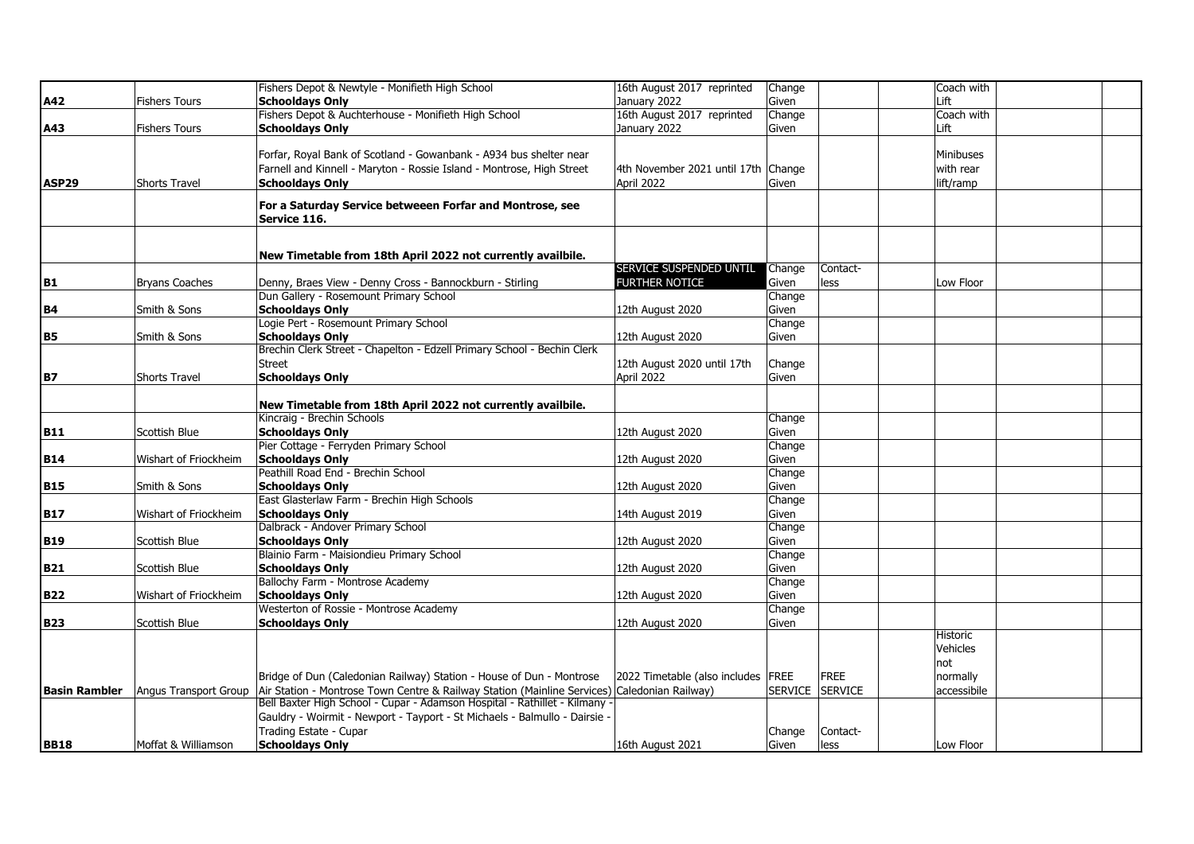| | | | | | | | | | |
|---|---|---|---|---|---|---|---|---|---|
| **A42** | Fishers Tours | Fishers Depot & Newtyle - Monifieth High School **Schooldays Only** | 16th August 2017 reprinted January 2022 | Change Given | | | Coach with Lift | | |
| **A43** | Fishers Tours | Fishers Depot & Auchterhouse - Monifieth High School **Schooldays Only** | 16th August 2017 reprinted January 2022 | Change Given | | | Coach with Lift | | |
| **ASP29** | Shorts Travel | Forfar, Royal Bank of Scotland - Gowanbank - A934 bus shelter near Farnell and Kinnell - Maryton - Rossie Island - Montrose, High Street **Schooldays Only** | 4th November 2021 until 17th April 2022 | Change Given | | | Minibuses with rear lift/ramp | | |
| | | **For a Saturday Service betweeen Forfar and Montrose, see Service 116.** | | | | | | | |
| | | **New Timetable from 18th April 2022 not currently availbile.** | | | | | | | |
| **B1** | Bryans Coaches | Denny, Braes View - Denny Cross - Bannockburn - Stirling | SERVICE SUSPENDED UNTIL FURTHER NOTICE | Change Given | Contact-less | | Low Floor | | |
| **B4** | Smith & Sons | Dun Gallery - Rosemount Primary School **Schooldays Only** | 12th August 2020 | Change Given | | | | | |
| **B5** | Smith & Sons | Logie Pert - Rosemount Primary School **Schooldays Only** | 12th August 2020 | Change Given | | | | | |
| **B7** | Shorts Travel | Brechin Clerk Street - Chapelton - Edzell Primary School - Bechin Clerk Street **Schooldays Only** | 12th August 2020 until 17th April 2022 | Change Given | | | | | |
| | | **New Timetable from 18th April 2022 not currently availbile.** | | | | | | | |
| **B11** | Scottish Blue | Kincraig - Brechin Schools **Schooldays Only** | 12th August 2020 | Change Given | | | | | |
| **B14** | Wishart of Friockheim | Pier Cottage - Ferryden Primary School **Schooldays Only** | 12th August 2020 | Change Given | | | | | |
| **B15** | Smith & Sons | Peathill Road End - Brechin School **Schooldays Only** | 12th August 2020 | Change Given | | | | | |
| **B17** | Wishart of Friockheim | East Glasterlaw Farm - Brechin High Schools **Schooldays Only** | 14th August 2019 | Change Given | | | | | |
| **B19** | Scottish Blue | Dalbrack - Andover Primary School **Schooldays Only** | 12th August 2020 | Change Given | | | | | |
| **B21** | Scottish Blue | Blainio Farm - Maisiondieu Primary School **Schooldays Only** | 12th August 2020 | Change Given | | | | | |
| **B22** | Wishart of Friockheim | Ballochy Farm - Montrose Academy **Schooldays Only** | 12th August 2020 | Change Given | | | | | |
| **B23** | Scottish Blue | Westerton of Rossie - Montrose Academy **Schooldays Only** | 12th August 2020 | Change Given | | | | | |
| **Basin Rambler** | Angus Transport Group | Bridge of Dun (Caledonian Railway) Station - House of Dun - Montrose Air Station - Montrose Town Centre & Railway Station (Mainline Services) | 2022 Timetable (also includes Caledonian Railway) | FREE SERVICE | FREE SERVICE | | Historic Vehicles not normally accessibile | | |
| **BB18** | Moffat & Williamson | Bell Baxter High School - Cupar - Adamson Hospital - Rathillet - Kilmany - Gauldry - Woirmit - Newport - Tayport - St Michaels - Balmullo - Dairsie - Trading Estate - Cupar **Schooldays Only** | 16th August 2021 | Change Given | Contact-less | | Low Floor | | |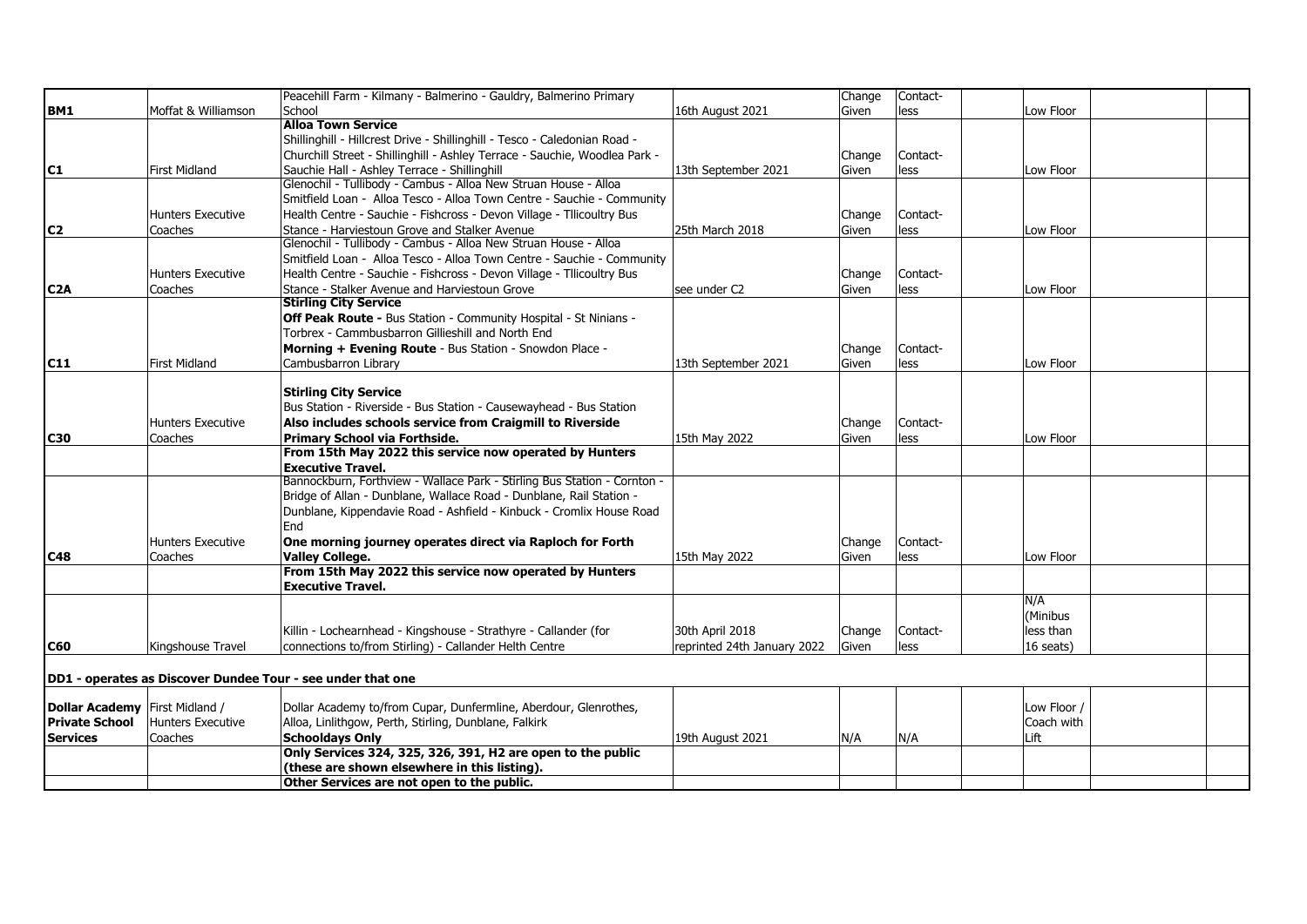| | | | | | | | | | |
|---|---|---|---|---|---|---|---|---|---|
| **BM1** | Moffat & Williamson | Peacehill Farm - Kilmany - Balmerino - Gauldry, Balmerino Primary School | 16th August 2021 | Change Given | Contact-less | | Low Floor | | |
| **C1** | First Midland | **Alloa Town Service** Shillinghill - Hillcrest Drive - Shillinghill - Tesco - Caledonian Road - Churchill Street - Shillinghill - Ashley Terrace - Sauchie, Woodlea Park - Sauchie Hall - Ashley Terrace - Shillinghill | 13th September 2021 | Change Given | Contact-less | | Low Floor | | |
| **C2** | Hunters Executive Coaches | Glenochil - Tullibody - Cambus - Alloa New Struan House - Alloa Smitfield Loan - Alloa Tesco - Alloa Town Centre - Sauchie - Community Health Centre - Sauchie - Fishcross - Devon Village - Tllicoultry Bus Stance - Harviestoun Grove and Stalker Avenue | 25th March 2018 | Change Given | Contact-less | | Low Floor | | |
| **C2A** | Hunters Executive Coaches | Glenochil - Tullibody - Cambus - Alloa New Struan House - Alloa Smitfield Loan - Alloa Tesco - Alloa Town Centre - Sauchie - Community Health Centre - Sauchie - Fishcross - Devon Village - Tllicoultry Bus Stance - Stalker Avenue and Harviestoun Grove | see under C2 | Change Given | Contact-less | | Low Floor | | |
| **C11** | First Midland | **Stirling City Service** **Off Peak Route -** Bus Station - Community Hospital - St Ninians - Torbrex - Cammbusbarron Gillieshill and North End **Morning + Evening Route** - Bus Station - Snowdon Place - Cambusbarron Library | 13th September 2021 | Change Given | Contact-less | | Low Floor | | |
| **C30** | Hunters Executive Coaches | **Stirling City Service** Bus Station - Riverside - Bus Station - Causewayhead - Bus Station **Also includes schools service from Craigmill to Riverside Primary School via Forthside.** | 15th May 2022 | Change Given | Contact-less | | Low Floor | | |
| | | **From 15th May 2022 this service now operated by Hunters Executive Travel.** | | | | | | | |
| **C48** | Hunters Executive Coaches | Bannockburn, Forthview - Wallace Park - Stirling Bus Station - Cornton - Bridge of Allan - Dunblane, Wallace Road - Dunblane, Rail Station - Dunblane, Kippendavie Road - Ashfield - Kinbuck - Cromlix House Road End **One morning journey operates direct via Raploch for Forth Valley College.** | 15th May 2022 | Change Given | Contact-less | | Low Floor | | |
| | | **From 15th May 2022 this service now operated by Hunters Executive Travel.** | | | | | | | |
| **C60** | Kingshouse Travel | Killin - Lochearnhead - Kingshouse - Strathyre - Callander (for connections to/from Stirling) - Callander Helth Centre | 30th April 2018 reprinted 24th January 2022 | Change Given | Contact-less | | N/A (Minibus less than 16 seats) | | |
| **DD1 - operates as Discover Dundee Tour - see under that one** | | | | | | | | | |
| **Dollar Academy Private School Services** | First Midland / Hunters Executive Coaches | Dollar Academy to/from Cupar, Dunfermline, Aberdour, Glenrothes, Alloa, Linlithgow, Perth, Stirling, Dunblane, Falkirk **Schooldays Only** | 19th August 2021 | N/A | N/A | | Low Floor / Coach with Lift | | |
| | | **Only Services 324, 325, 326, 391, H2 are open to the public (these are shown elsewhere in this listing).** | | | | | | | |
| | | **Other Services are not open to the public.** | | | | | | | |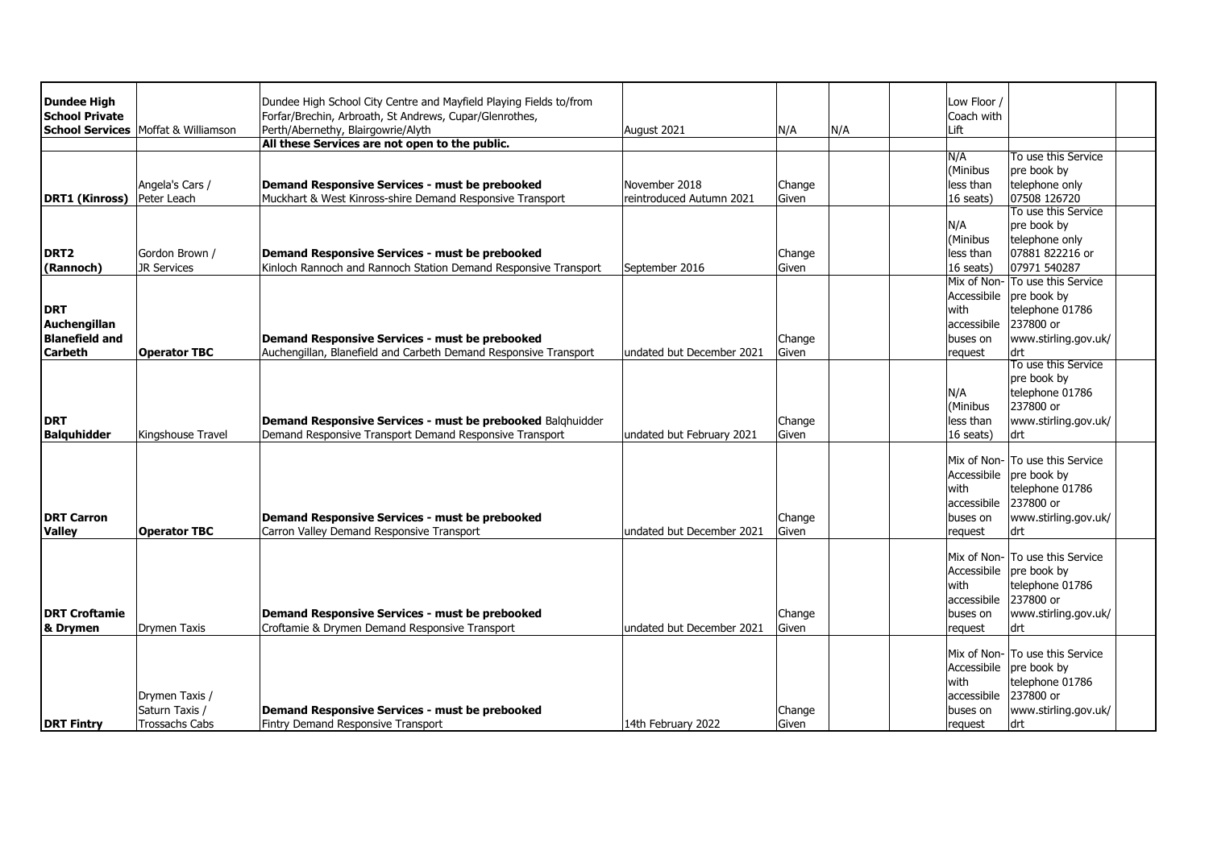| | | | | | | | | | |
|---|---|---|---|---|---|---|---|---|---|
| **Dundee High School Private School Services** | Moffat & Williamson | Dundee High School City Centre and Mayfield Playing Fields to/from Forfar/Brechin, Arbroath, St Andrews, Cupar/Glenrothes, Perth/Abernethy, Blairgowrie/Alyth | August 2021 | N/A | N/A | | Low Floor / Coach with Lift | | |
| | | **All these Services are not open to the public.** | | | | | | | |
| **DRT1 (Kinross)** | Angela's Cars / Peter Leach | **Demand Responsive Services - must be prebooked** Muckhart & West Kinross-shire Demand Responsive Transport | November 2018 reintroduced Autumn 2021 | Change Given | | | N/A (Minibus less than 16 seats) | To use this Service pre book by telephone only 07508 126720 | |
| **DRT2 (Rannoch)** | Gordon Brown / JR Services | **Demand Responsive Services - must be prebooked** Kinloch Rannoch and Rannoch Station Demand Responsive Transport | September 2016 | Change Given | | | N/A (Minibus less than 16 seats) | To use this Service pre book by telephone only 07881 822216 or 07971 540287 | |
| **DRT Auchengillan Blanefield and Carbeth** | **Operator TBC** | **Demand Responsive Services - must be prebooked** Auchengillan, Blanefield and Carbeth Demand Responsive Transport | undated but December 2021 | Change Given | | | Mix of Non-Accessibile with accessibile buses on request | To use this Service pre book by telephone 01786 237800 or www.stirling.gov.uk/drt | |
| **DRT Balquhidder** | Kingshouse Travel | **Demand Responsive Services - must be prebooked** Balqhuidder Demand Responsive Transport Demand Responsive Transport | undated but February 2021 | Change Given | | | N/A (Minibus less than 16 seats) | To use this Service pre book by telephone 01786 237800 or www.stirling.gov.uk/drt | |
| **DRT Carron Valley** | **Operator TBC** | **Demand Responsive Services - must be prebooked** Carron Valley Demand Responsive Transport | undated but December 2021 | Change Given | | | Mix of Non-Accessibile with accessibile buses on request | To use this Service pre book by telephone 01786 237800 or www.stirling.gov.uk/drt | |
| **DRT Croftamie & Drymen** | Drymen Taxis | **Demand Responsive Services - must be prebooked** Croftamie & Drymen Demand Responsive Transport | undated but December 2021 | Change Given | | | Mix of Non-Accessibile with accessibile buses on request | To use this Service pre book by telephone 01786 237800 or www.stirling.gov.uk/drt | |
| **DRT Fintry** | Drymen Taxis / Saturn Taxis / Trossachs Cabs | **Demand Responsive Services - must be prebooked** Fintry Demand Responsive Transport | 14th February 2022 | Change Given | | | Mix of Non-Accessibile with accessibile buses on request | To use this Service pre book by telephone 01786 237800 or www.stirling.gov.uk/drt | |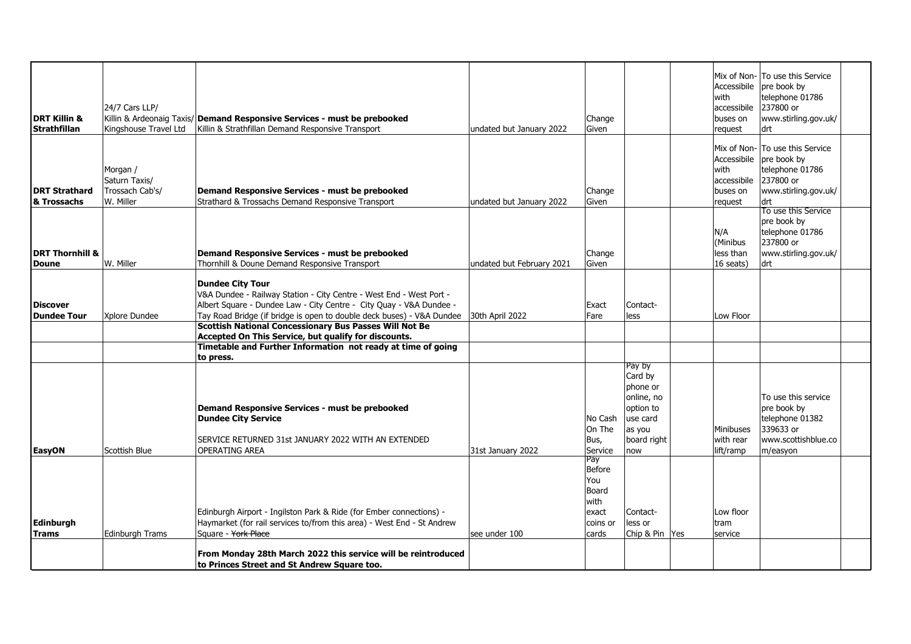| | | | | | | | | | |
|---|---|---|---|---|---|---|---|---|---|
| **DRT Killin & Strathfillan** | 24/7 Cars LLP/ Killin & Ardeonaig Taxis/ Kingshouse Travel Ltd | **Demand Responsive Services - must be prebooked** Killin & Strathfillan Demand Responsive Transport | undated but January 2022 | Change Given | | | Mix of Non-Accessibile with accessibile buses on request | To use this Service pre book by telephone 01786 237800 or www.stirling.gov.uk/drt | |
| **DRT Strathard & Trossachs** | Morgan / Saturn Taxis/ Trossach Cab's/ W. Miller | **Demand Responsive Services - must be prebooked** Strathard & Trossachs Demand Responsive Transport | undated but January 2022 | Change Given | | | Mix of Non-Accessibile with accessibile buses on request | To use this Service pre book by telephone 01786 237800 or www.stirling.gov.uk/drt | |
| **DRT Thornhill & Doune** | W. Miller | **Demand Responsive Services - must be prebooked** Thornhill & Doune Demand Responsive Transport | undated but February 2021 | Change Given | | | N/A (Minibus less than 16 seats) | To use this Service pre book by telephone 01786 237800 or www.stirling.gov.uk/drt | |
| **Discover Dundee Tour** | Xplore Dundee | **Dundee City Tour** V&A Dundee - Railway Station - City Centre - West End - West Port - Albert Square - Dundee Law - City Centre - City Quay - V&A Dundee - Tay Road Bridge (if bridge is open to double deck buses) - V&A Dundee | 30th April 2022 | Exact Fare | Contact-less | | Low Floor | | |
| | | **Scottish National Concessionary Bus Passes Will Not Be Accepted On This Service, but qualify for discounts.** | | | | | | | |
| | | **Timetable and Further Information not ready at time of going to press.** | | | | | | | |
| **EasyON** | Scottish Blue | **Demand Responsive Services - must be prebooked** **Dundee City Service** SERVICE RETURNED 31st JANUARY 2022 WITH AN EXTENDED OPERATING AREA | 31st January 2022 | No Cash On The Bus, Service | Pay by Card by phone or online, no option to use card as you board right now | | Minibuses with rear lift/ramp | To use this service pre book by telephone 01382 339633 or www.scottishblue.com/easyon | |
| **Edinburgh Trams** | Edinburgh Trams | Edinburgh Airport - Ingilston Park & Ride (for Ember connections) - Haymarket (for rail services to/from this area) - West End - St Andrew Square - ~~York Place~~ | see under 100 | Pay Before You Board with exact coins or cards | Contact-less or Chip & Pin | Yes | Low floor tram service | | |
| | | **From Monday 28th March 2022 this service will be reintroduced to Princes Street and St Andrew Square too.** | | | | | | | |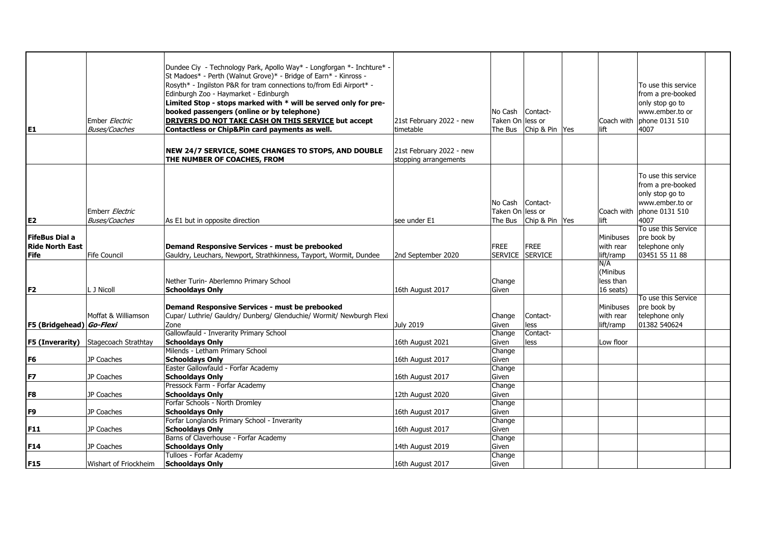| | | | | | | | | | |
|---|---|---|---|---|---|---|---|---|---|
| **E1** | Ember *Electric Buses/Coaches* | Dundee Ciy - Technology Park, Apollo Way* - Longforgan *- Inchture* - St Madoes* - Perth (Walnut Grove)* - Bridge of Earn* - Kinross - Rosyth* - Ingilston P&R for tram connections to/from Edi Airport* - Edinburgh Zoo - Haymarket - Edinburgh **Limited Stop - stops marked with * will be served only for pre-booked passengers (online or by telephone)** **DRIVERS DO NOT TAKE CASH ON THIS SERVICE but accept Contactless or Chip&Pin card payments as well.** | 21st February 2022 - new timetable | No Cash Taken On The Bus | Contact-less or Chip & Pin | Yes | Coach with lift | To use this service from a pre-booked only stop go to www.ember.to or phone 0131 510 4007 | |
| | | **NEW 24/7 SERVICE, SOME CHANGES TO STOPS, AND DOUBLE THE NUMBER OF COACHES, FROM** | 21st February 2022 - new stopping arrangements | | | | | | |
| **E2** | Emberr *Electric Buses/Coaches* | As E1 but in opposite direction | see under E1 | No Cash Taken On The Bus | Contact-less or Chip & Pin | Yes | Coach with lift | To use this service from a pre-booked only stop go to www.ember.to or phone 0131 510 4007 | |
| **FifeBus Dial a Ride North East Fife** | Fife Council | **Demand Responsive Services - must be prebooked** Gauldry, Leuchars, Newport, Strathkinness, Tayport, Wormit, Dundee | 2nd September 2020 | FREE SERVICE | FREE SERVICE | | Minibuses with rear lift/ramp | To use this Service pre book by telephone only 03451 55 11 88 | |
| **F2** | L J Nicoll | Nether Turin- Aberlemno Primary School **Schooldays Only** | 16th August 2017 | Change Given | | | N/A (Minibus less than 16 seats) | | |
| **F5 (Bridgehead)** | Moffat & Williamson ***Go-Flexi*** | **Demand Responsive Services - must be prebooked** Cupar/ Luthrie/ Gauldry/ Dunberg/ Glenduchie/ Wormit/ Newburgh Flexi Zone | July 2019 | Change Given | Contact-less | | Minibuses with rear lift/ramp | To use this Service pre book by telephone only 01382 540624 | |
| **F5 (Inverarity)** | Stagecoach Strathtay | Gallowfauld - Inverarity Primary School **Schooldays Only** | 16th August 2021 | Change Given | Contact-less | | Low floor | | |
| **F6** | JP Coaches | Milends - Letham Primary School **Schooldays Only** | 16th August 2017 | Change Given | | | | | |
| **F7** | JP Coaches | Easter Gallowfauld - Forfar Academy **Schooldays Only** | 16th August 2017 | Change Given | | | | | |
| **F8** | JP Coaches | Pressock Farm - Forfar Academy **Schooldays Only** | 12th August 2020 | Change Given | | | | | |
| **F9** | JP Coaches | Forfar Schools - North Dromley **Schooldays Only** | 16th August 2017 | Change Given | | | | | |
| **F11** | JP Coaches | Forfar Longlands Primary School - Inverarity **Schooldays Only** | 16th August 2017 | Change Given | | | | | |
| **F14** | JP Coaches | Barns of Claverhouse - Forfar Academy **Schooldays Only** | 14th August 2019 | Change Given | | | | | |
| **F15** | Wishart of Friockheim | Tulloes - Forfar Academy **Schooldays Only** | 16th August 2017 | Change Given | | | | | |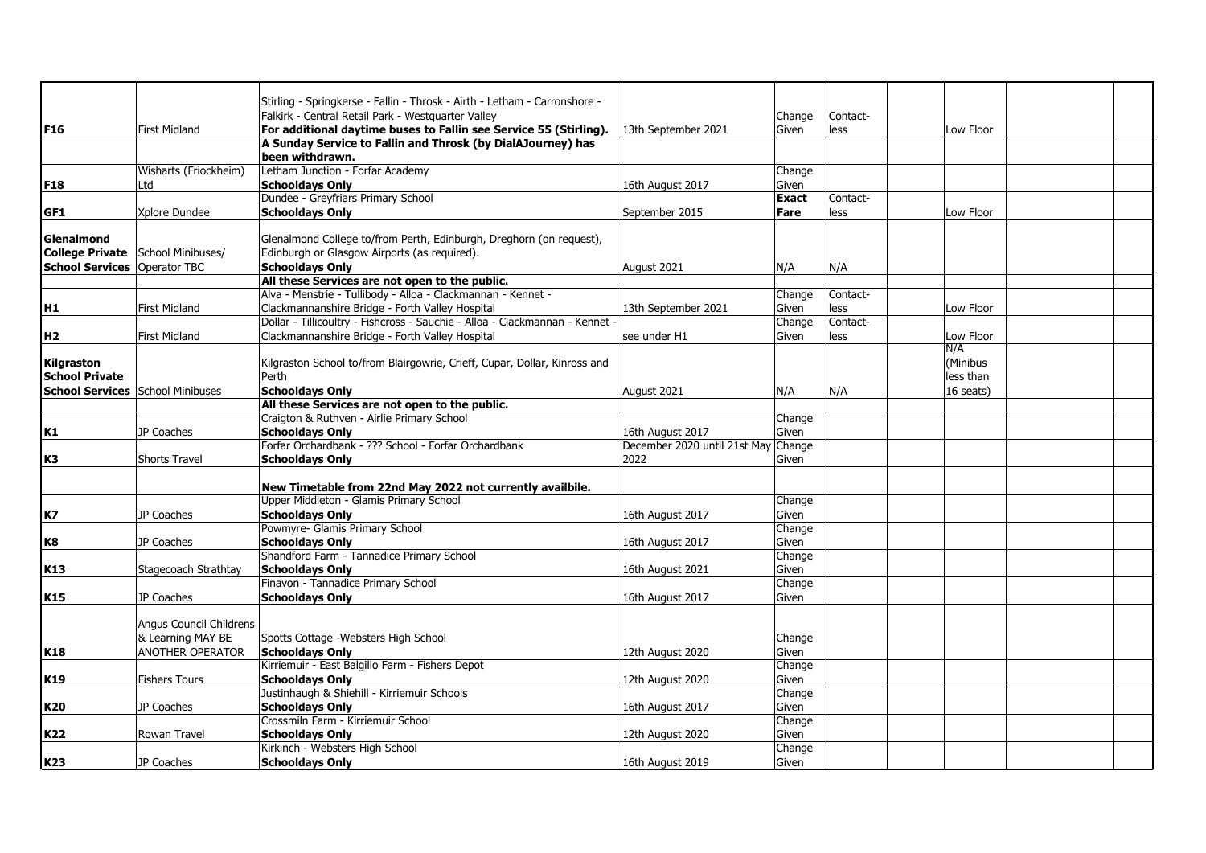| | | | | | | | | | |
|---|---|---|---|---|---|---|---|---|---|
| **F16** | First Midland | Stirling - Springkerse - Fallin - Throsk - Airth - Letham - Carronshore - Falkirk - Central Retail Park - Westquarter Valley **For additional daytime buses to Fallin see Service 55 (Stirling).** | 13th September 2021 | Change Given | Contact-less | | Low Floor | | |
| | | **A Sunday Service to Fallin and Throsk (by DialAJourney) has been withdrawn.** | | | | | | | |
| **F18** | Wisharts (Friockheim) Ltd | Letham Junction - Forfar Academy **Schooldays Only** | 16th August 2017 | Change Given | | | | | |
| **GF1** | Xplore Dundee | Dundee - Greyfriars Primary School **Schooldays Only** | September 2015 | **Exact Fare** | Contact-less | | Low Floor | | |
| **Glenalmond College Private School Services** | School Minibuses/ Operator TBC | Glenalmond College to/from Perth, Edinburgh, Dreghorn (on request), Edinburgh or Glasgow Airports (as required). **Schooldays Only** | August 2021 | N/A | N/A | | | | |
| | | **All these Services are not open to the public.** | | | | | | | |
| **H1** | First Midland | Alva - Menstrie - Tullibody - Alloa - Clackmannan - Kennet - Clackmannanshire Bridge - Forth Valley Hospital | 13th September 2021 | Change Given | Contact-less | | Low Floor | | |
| **H2** | First Midland | Dollar - Tillicoultry - Fishcross - Sauchie - Alloa - Clackmannan - Kennet - Clackmannanshire Bridge - Forth Valley Hospital | see under H1 | Change Given | Contact-less | | Low Floor | | |
| **Kilgraston School Private School Services** | School Minibuses | Kilgraston School to/from Blairgowrie, Crieff, Cupar, Dollar, Kinross and Perth **Schooldays Only** | August 2021 | N/A | N/A | | N/A (Minibus less than 16 seats) | | |
| | | **All these Services are not open to the public.** | | | | | | | |
| **K1** | JP Coaches | Craigton & Ruthven - Airlie Primary School **Schooldays Only** | 16th August 2017 | Change Given | | | | | |
| **K3** | Shorts Travel | Forfar Orchardbank - ??? School - Forfar Orchardbank **Schooldays Only** | December 2020 until 21st May 2022 | Change Given | | | | | |
| | | **New Timetable from 22nd May 2022 not currently availbile.** | | | | | | | |
| **K7** | JP Coaches | Upper Middleton - Glamis Primary School **Schooldays Only** | 16th August 2017 | Change Given | | | | | |
| **K8** | JP Coaches | Powmyre- Glamis Primary School **Schooldays Only** | 16th August 2017 | Change Given | | | | | |
| **K13** | Stagecoach Strathtay | Shandford Farm - Tannadice Primary School **Schooldays Only** | 16th August 2021 | Change Given | | | | | |
| **K15** | JP Coaches | Finavon - Tannadice Primary School **Schooldays Only** | 16th August 2017 | Change Given | | | | | |
| **K18** | Angus Council Childrens & Learning MAY BE ANOTHER OPERATOR | Spotts Cottage -Websters High School **Schooldays Only** | 12th August 2020 | Change Given | | | | | |
| **K19** | Fishers Tours | Kirriemuir - East Balgillo Farm - Fishers Depot **Schooldays Only** | 12th August 2020 | Change Given | | | | | |
| **K20** | JP Coaches | Justinhaugh & Shiehill - Kirriemuir Schools **Schooldays Only** | 16th August 2017 | Change Given | | | | | |
| **K22** | Rowan Travel | Crossmiln Farm - Kirriemuir School **Schooldays Only** | 12th August 2020 | Change Given | | | | | |
| **K23** | JP Coaches | Kirkinch - Websters High School **Schooldays Only** | 16th August 2019 | Change Given | | | | | |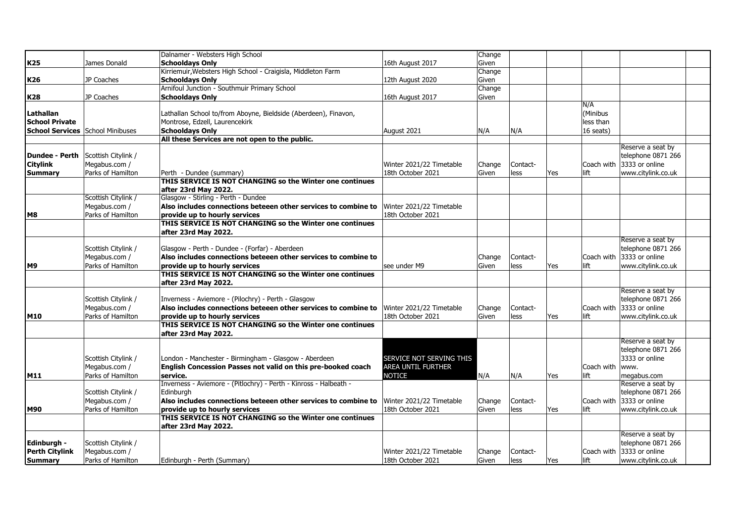| | | | | | | | | | |
|---|---|---|---|---|---|---|---|---|---|
| **K25** | James Donald | Dalnamer - Websters High School<br>**Schooldays Only** | 16th August 2017 | Change Given | | | | | |
| **K26** | JP Coaches | Kirriemuir,Websters High School - Craigisla, Middleton Farm<br>**Schooldays Only** | 12th August 2020 | Change Given | | | | | |
| **K28** | JP Coaches | Arnifoul Junction - Southmuir Primary School<br>**Schooldays Only** | 16th August 2017 | Change Given | | | | | |
| **Lathallan School Private School Services** | School Minibuses | Lathallan School to/from Aboyne, Bieldside (Aberdeen), Finavon, Montrose, Edzell, Laurencekirk<br>**Schooldays Only** | August 2021 | N/A | N/A | | N/A (Minibus less than 16 seats) | | |
| | | **All these Services are not open to the public.** | | | | | | | |
| **Dundee - Perth Citylink Summary** | Scottish Citylink / Megabus.com / Parks of Hamilton | Perth - Dundee (summary) | Winter 2021/22 Timetable 18th October 2021 | Change Given | Contact-less | Yes | Coach with lift | Reserve a seat by telephone 0871 266 3333 or online www.citylink.co.uk | |
| | | **THIS SERVICE IS NOT CHANGING so the Winter one continues after 23rd May 2022.** | | | | | | | |
| **M8** | Scottish Citylink / Megabus.com / Parks of Hamilton | Glasgow - Stirling - Perth - Dundee<br>**Also includes connections beteeen other services to combine to provide up to hourly services** | Winter 2021/22 Timetable 18th October 2021 | | | | | | |
| | | **THIS SERVICE IS NOT CHANGING so the Winter one continues after 23rd May 2022.** | | | | | | | |
| **M9** | Scottish Citylink / Megabus.com / Parks of Hamilton | Glasgow - Perth - Dundee - (Forfar) - Aberdeen<br>**Also includes connections beteeen other services to combine to provide up to hourly services** | see under M9 | Change Given | Contact-less | Yes | Coach with lift | Reserve a seat by telephone 0871 266 3333 or online www.citylink.co.uk | |
| | | **THIS SERVICE IS NOT CHANGING so the Winter one continues after 23rd May 2022.** | | | | | | | |
| **M10** | Scottish Citylink / Megabus.com / Parks of Hamilton | Inverness - Aviemore - (Pilochry) - Perth - Glasgow<br>**Also includes connections beteeen other services to combine to provide up to hourly services** | Winter 2021/22 Timetable 18th October 2021 | Change Given | Contact-less | Yes | Coach with lift | Reserve a seat by telephone 0871 266 3333 or online www.citylink.co.uk | |
| | | **THIS SERVICE IS NOT CHANGING so the Winter one continues after 23rd May 2022.** | | | | | | | |
| **M11** | Scottish Citylink / Megabus.com / Parks of Hamilton | London - Manchester - Birmingham - Glasgow - Aberdeen<br>**English Concession Passes not valid on this pre-booked coach service.** | SERVICE NOT SERVING THIS AREA UNTIL FURTHER NOTICE | N/A | N/A | Yes | Coach with lift | Reserve a seat by telephone 0871 266 3333 or online www. megabus.com | |
| **M90** | Scottish Citylink / Megabus.com / Parks of Hamilton | Inverness - Aviemore - (Pitlochry) - Perth - Kinross - Halbeath - Edinburgh<br>**Also includes connections beteeen other services to combine to provide up to hourly services** | Winter 2021/22 Timetable 18th October 2021 | Change Given | Contact-less | Yes | Coach with lift | Reserve a seat by telephone 0871 266 3333 or online www.citylink.co.uk | |
| | | **THIS SERVICE IS NOT CHANGING so the Winter one continues after 23rd May 2022.** | | | | | | | |
| **Edinburgh - Perth Citylink Summary** | Scottish Citylink / Megabus.com / Parks of Hamilton | Edinburgh - Perth (Summary) | Winter 2021/22 Timetable 18th October 2021 | Change Given | Contact-less | Yes | Coach with lift | Reserve a seat by telephone 0871 266 3333 or online www.citylink.co.uk | |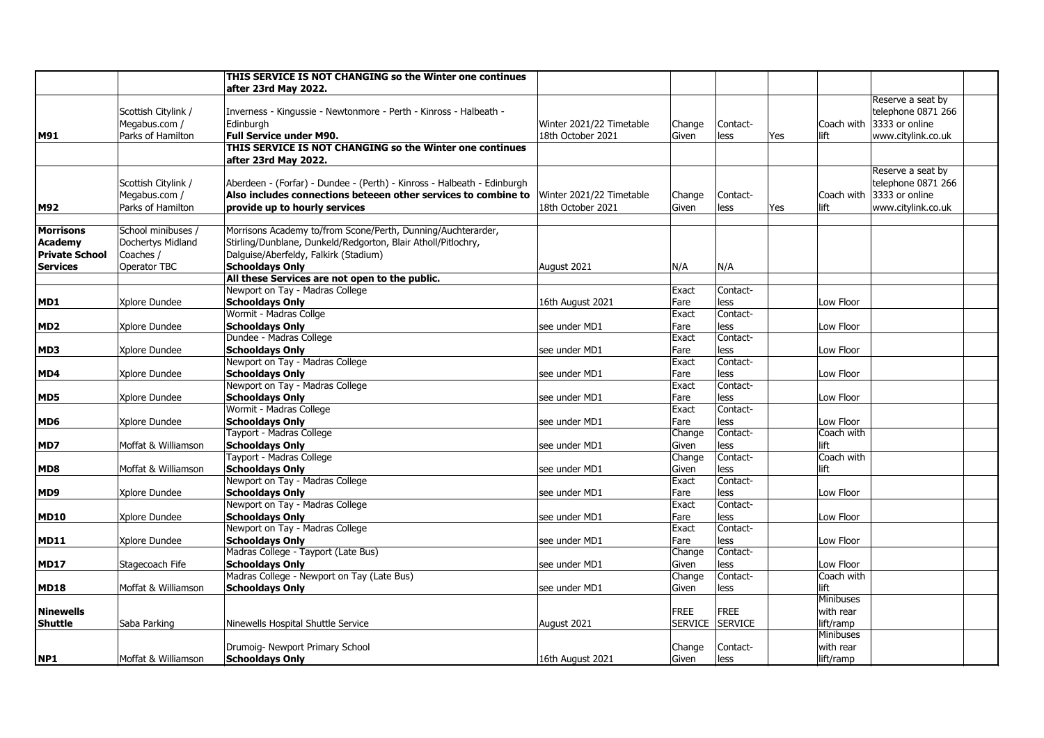| | | | | | | | | | |
|---|---|---|---|---|---|---|---|---|---|
| | | **THIS SERVICE IS NOT CHANGING so the Winter one continues after 23rd May 2022.** | | | | | | | |
| **M91** | Scottish Citylink / Megabus.com / Parks of Hamilton | Inverness - Kingussie - Newtonmore - Perth - Kinross - Halbeath - Edinburgh **Full Service under M90.** | Winter 2021/22 Timetable 18th October 2021 | Change Given | Contact-less | Yes | Coach with lift | Reserve a seat by telephone 0871 266 3333 or online www.citylink.co.uk | |
| | | **THIS SERVICE IS NOT CHANGING so the Winter one continues after 23rd May 2022.** | | | | | | | |
| **M92** | Scottish Citylink / Megabus.com / Parks of Hamilton | Aberdeen - (Forfar) - Dundee - (Perth) - Kinross - Halbeath - Edinburgh **Also includes connections beteeen other services to combine to provide up to hourly services** | Winter 2021/22 Timetable 18th October 2021 | Change Given | Contact-less | Yes | Coach with lift | Reserve a seat by telephone 0871 266 3333 or online www.citylink.co.uk | |
| **Morrisons Academy Private School Services** | School minibuses / Dochertys Midland Coaches / Operator TBC | Morrisons Academy to/from Scone/Perth, Dunning/Auchterarder, Stirling/Dunblane, Dunkeld/Redgorton, Blair Atholl/Pitlochry, Dalguise/Aberfeldy, Falkirk (Stadium) **Schooldays Only** | August 2021 | N/A | N/A | | | | |
| | | **All these Services are not open to the public.** | | | | | | | |
| **MD1** | Xplore Dundee | Newport on Tay - Madras College **Schooldays Only** | 16th August 2021 | Exact Fare | Contact-less | | Low Floor | | |
| **MD2** | Xplore Dundee | Wormit - Madras Collge **Schooldays Only** | see under MD1 | Exact Fare | Contact-less | | Low Floor | | |
| **MD3** | Xplore Dundee | Dundee - Madras College **Schooldays Only** | see under MD1 | Exact Fare | Contact-less | | Low Floor | | |
| **MD4** | Xplore Dundee | Newport on Tay - Madras College **Schooldays Only** | see under MD1 | Exact Fare | Contact-less | | Low Floor | | |
| **MD5** | Xplore Dundee | Newport on Tay - Madras College **Schooldays Only** | see under MD1 | Exact Fare | Contact-less | | Low Floor | | |
| **MD6** | Xplore Dundee | Wormit - Madras College **Schooldays Only** | see under MD1 | Exact Fare | Contact-less | | Low Floor | | |
| **MD7** | Moffat & Williamson | Tayport - Madras College **Schooldays Only** | see under MD1 | Change Given | Contact-less | | Coach with lift | | |
| **MD8** | Moffat & Williamson | Tayport - Madras College **Schooldays Only** | see under MD1 | Change Given | Contact-less | | Coach with lift | | |
| **MD9** | Xplore Dundee | Newport on Tay - Madras College **Schooldays Only** | see under MD1 | Exact Fare | Contact-less | | Low Floor | | |
| **MD10** | Xplore Dundee | Newport on Tay - Madras College **Schooldays Only** | see under MD1 | Exact Fare | Contact-less | | Low Floor | | |
| **MD11** | Xplore Dundee | Newport on Tay - Madras College **Schooldays Only** | see under MD1 | Exact Fare | Contact-less | | Low Floor | | |
| **MD17** | Stagecoach Fife | Madras College - Tayport (Late Bus) **Schooldays Only** | see under MD1 | Change Given | Contact-less | | Low Floor | | |
| **MD18** | Moffat & Williamson | Madras College - Newport on Tay (Late Bus) **Schooldays Only** | see under MD1 | Change Given | Contact-less | | Coach with lift | | |
| **Ninewells Shuttle** | Saba Parking | Ninewells Hospital Shuttle Service | August 2021 | FREE SERVICE | FREE SERVICE | | Minibuses with rear lift/ramp | | |
| **NP1** | Moffat & Williamson | Drumoig- Newport Primary School **Schooldays Only** | 16th August 2021 | Change Given | Contact-less | | Minibuses with rear lift/ramp | | |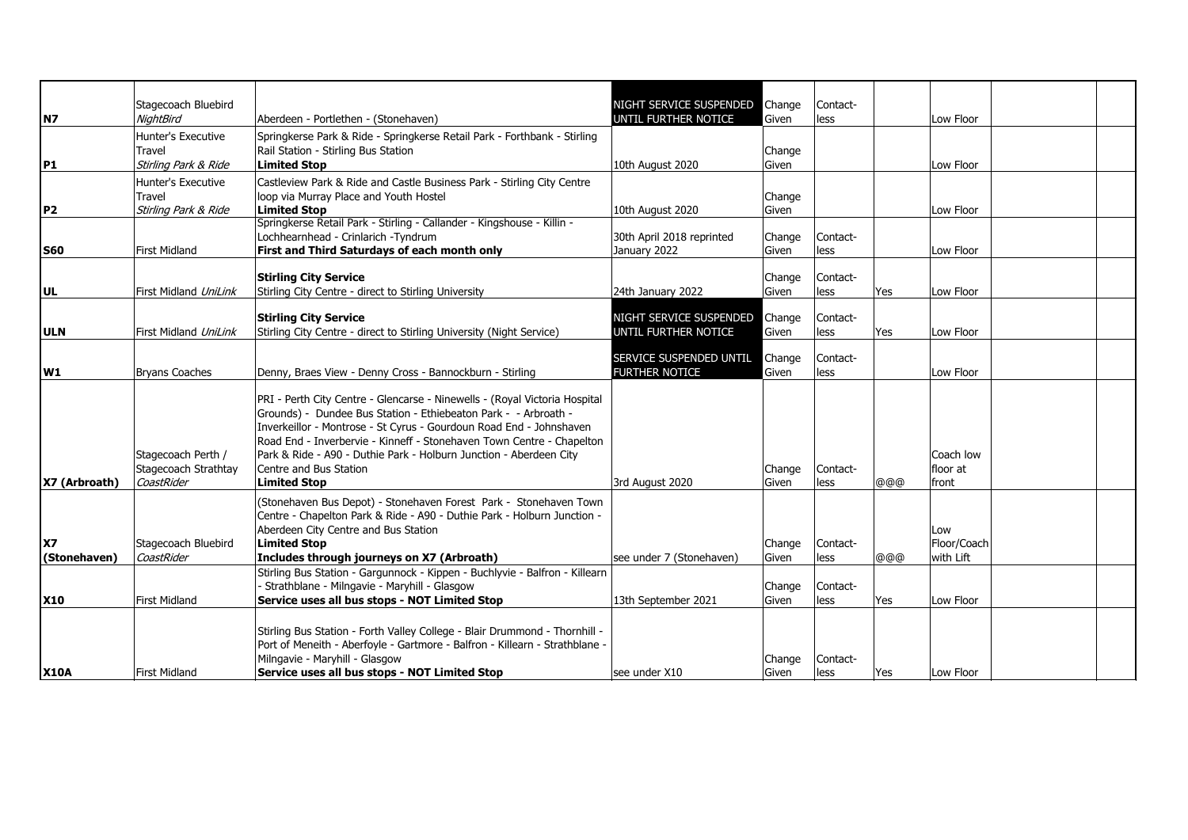| | | | | | | | | | |
|---|---|---|---|---|---|---|---|---|---|
| **N7** | Stagecoach Bluebird *NightBird* | Aberdeen - Portlethen - (Stonehaven) | NIGHT SERVICE SUSPENDED UNTIL FURTHER NOTICE | Change Given | Contact-less | | Low Floor | | |
| **P1** | Hunter's Executive Travel *Stirling Park & Ride* | Springkerse Park & Ride - Springkerse Retail Park - Forthbank - Stirling Rail Station - Stirling Bus Station **Limited Stop** | 10th August 2020 | Change Given | | | Low Floor | | |
| **P2** | Hunter's Executive Travel *Stirling Park & Ride* | Castleview Park & Ride and Castle Business Park - Stirling City Centre loop via Murray Place and Youth Hostel **Limited Stop** | 10th August 2020 | Change Given | | | Low Floor | | |
| **S60** | First Midland | Springkerse Retail Park - Stirling - Callander - Kingshouse - Killin - Lochhearnhead - Crinlarich -Tyndrum **First and Third Saturdays of each month only** | 30th April 2018 reprinted January 2022 | Change Given | Contact-less | | Low Floor | | |
| **UL** | First Midland *UniLink* | **Stirling City Service** Stirling City Centre - direct to Stirling University | 24th January 2022 | Change Given | Contact-less | Yes | Low Floor | | |
| **ULN** | First Midland *UniLink* | **Stirling City Service** Stirling City Centre - direct to Stirling University (Night Service) | NIGHT SERVICE SUSPENDED UNTIL FURTHER NOTICE | Change Given | Contact-less | Yes | Low Floor | | |
| **W1** | Bryans Coaches | Denny, Braes View - Denny Cross - Bannockburn - Stirling | SERVICE SUSPENDED UNTIL FURTHER NOTICE | Change Given | Contact-less | | Low Floor | | |
| **X7 (Arbroath)** | Stagecoach Perth / Stagecoach Strathtay *CoastRider* | PRI - Perth City Centre - Glencarse - Ninewells - (Royal Victoria Hospital Grounds) - Dundee Bus Station - Ethiebeaton Park - - Arbroath - Inverkeillor - Montrose - St Cyrus - Gourdoun Road End - Johnshaven Road End - Inverbervie - Kinneff - Stonehaven Town Centre - Chapelton Park & Ride - A90 - Duthie Park - Holburn Junction - Aberdeen City Centre and Bus Station **Limited Stop** | 3rd August 2020 | Change Given | Contact-less | @@@ | Coach low floor at front | | |
| **X7 (Stonehaven)** | Stagecoach Bluebird *CoastRider* | (Stonehaven Bus Depot) - Stonehaven Forest Park - Stonehaven Town Centre - Chapelton Park & Ride - A90 - Duthie Park - Holburn Junction - Aberdeen City Centre and Bus Station **Limited Stop** **Includes through journeys on X7 (Arbroath)** | see under 7 (Stonehaven) | Change Given | Contact-less | @@@ | Low Floor/Coach with Lift | | |
| **X10** | First Midland | Stirling Bus Station - Gargunnock - Kippen - Buchlyvie - Balfron - Killearn - Strathblane - Milngavie - Maryhill - Glasgow **Service uses all bus stops - NOT Limited Stop** | 13th September 2021 | Change Given | Contact-less | Yes | Low Floor | | |
| **X10A** | First Midland | Stirling Bus Station - Forth Valley College - Blair Drummond - Thornhill - Port of Meneith - Aberfoyle - Gartmore - Balfron - Killearn - Strathblane - Milngavie - Maryhill - Glasgow **Service uses all bus stops - NOT Limited Stop** | see under X10 | Change Given | Contact-less | Yes | Low Floor | | |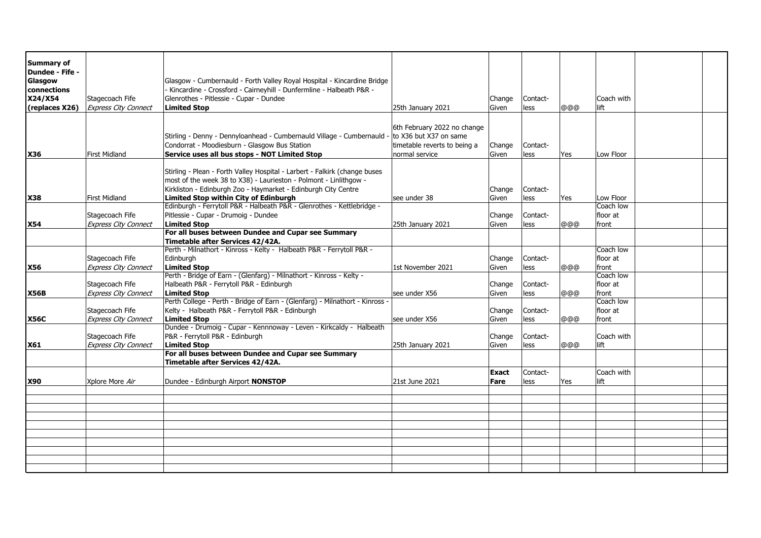| | | | | | | | | | |
|---|---|---|---|---|---|---|---|---|---|
| **Summary of Dundee - Fife - Glasgow connections X24/X54 (replaces X26)** | Stagecoach Fife *Express City Connect* | Glasgow - Cumbernauld - Forth Valley Royal Hospital - Kincardine Bridge - Kincardine - Crossford - Cairneyhill - Dunfermline - Halbeath P&R - Glenrothes - Pitlessie - Cupar - Dundee **Limited Stop** | 25th January 2021 | Change Given | Contact-less | @@@ | Coach with lift | | |
| **X36** | First Midland | Stirling - Denny - Dennyloanhead - Cumbernauld Village - Cumbernauld - Condorrat - Moodiesburn - Glasgow Bus Station **Service uses all bus stops - NOT Limited Stop** | 6th February 2022 no change to X36 but X37 on same timetable reverts to being a normal service | Change Given | Contact-less | Yes | Low Floor | | |
| **X38** | First Midland | Stirling - Plean - Forth Valley Hospital - Larbert - Falkirk (change buses most of the week 38 to X38) - Laurieston - Polmont - Linlithgow - Kirkliston - Edinburgh Zoo - Haymarket - Edinburgh City Centre **Limited Stop within City of Edinburgh** | see under 38 | Change Given | Contact-less | Yes | Low Floor | | |
| **X54** | Stagecoach Fife *Express City Connect* | Edinburgh - Ferrytoll P&R - Halbeath P&R - Glenrothes - Kettlebridge - Pitlessie - Cupar - Drumoig - Dundee **Limited Stop** | 25th January 2021 | Change Given | Contact-less | @@@ | Coach low floor at front | | |
| | | **For all buses between Dundee and Cupar see Summary Timetable after Services 42/42A.** | | | | | | | |
| **X56** | Stagecoach Fife *Express City Connect* | Perth - Milnathort - Kinross - Kelty - Halbeath P&R - Ferrytoll P&R - Edinburgh **Limited Stop** | 1st November 2021 | Change Given | Contact-less | @@@ | Coach low floor at front | | |
| **X56B** | Stagecoach Fife *Express City Connect* | Perth - Bridge of Earn - (Glenfarg) - Milnathort - Kinross - Kelty - Halbeath P&R - Ferrytoll P&R - Edinburgh **Limited Stop** | see under X56 | Change Given | Contact-less | @@@ | Coach low floor at front | | |
| **X56C** | Stagecoach Fife *Express City Connect* | Perth College - Perth - Bridge of Earn - (Glenfarg) - Milnathort - Kinross - Kelty - Halbeath P&R - Ferrytoll P&R - Edinburgh **Limited Stop** | see under X56 | Change Given | Contact-less | @@@ | Coach low floor at front | | |
| **X61** | Stagecoach Fife *Express City Connect* | Dundee - Drumoig - Cupar - Kennnoway - Leven - Kirkcaldy - Halbeath P&R - Ferrytoll P&R - Edinburgh **Limited Stop** | 25th January 2021 | Change Given | Contact-less | @@@ | Coach with lift | | |
| | | **For all buses between Dundee and Cupar see Summary Timetable after Services 42/42A.** | | | | | | | |
| **X90** | Xplore More *Air* | Dundee - Edinburgh Airport **NONSTOP** | 21st June 2021 | **Exact Fare** | Contact-less | Yes | Coach with lift | | |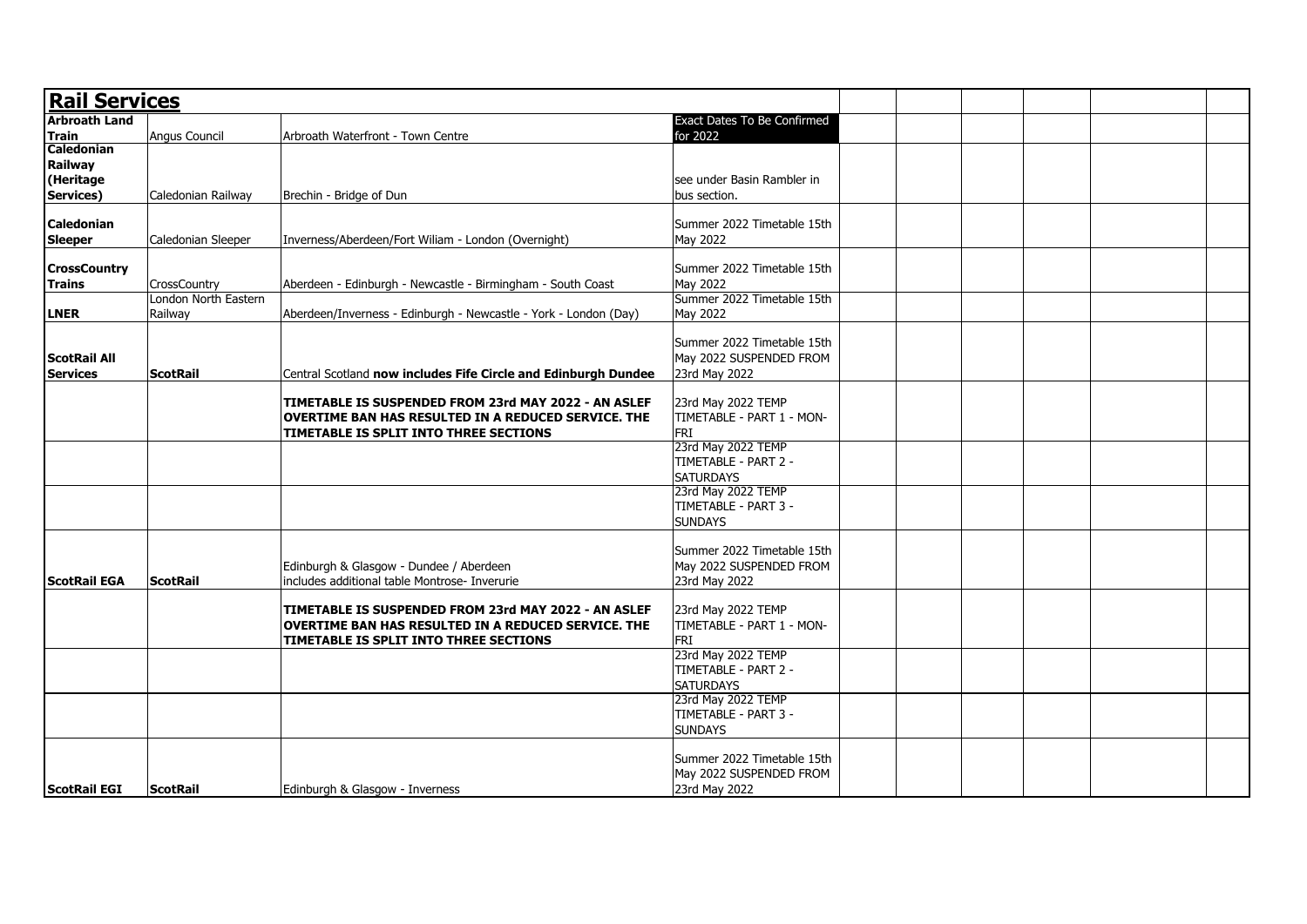## Rail Services

| | | | | | | | | | |
|---|---|---|---|---|---|---|---|---|---|
| **Arbroath Land Train** | Angus Council | Arbroath Waterfront - Town Centre | Exact Dates To Be Confirmed for 2022 | | | | | | |
| **Caledonian Railway (Heritage Services)** | Caledonian Railway | Brechin - Bridge of Dun | see under Basin Rambler in bus section. | | | | | | |
| **Caledonian Sleeper** | Caledonian Sleeper | Inverness/Aberdeen/Fort Wiliam - London (Overnight) | Summer 2022 Timetable 15th May 2022 | | | | | | |
| **CrossCountry Trains** | CrossCountry | Aberdeen - Edinburgh - Newcastle - Birmingham - South Coast | Summer 2022 Timetable 15th May 2022 | | | | | | |
| **LNER** | London North Eastern Railway | Aberdeen/Inverness - Edinburgh - Newcastle - York - London (Day) | Summer 2022 Timetable 15th May 2022 | | | | | | |
| **ScotRail All Services** | **ScotRail** | Central Scotland **now includes Fife Circle and Edinburgh Dundee** | Summer 2022 Timetable 15th May 2022 SUSPENDED FROM 23rd May 2022 | | | | | | |
| | | **TIMETABLE IS SUSPENDED FROM 23rd MAY 2022 - AN ASLEF OVERTIME BAN HAS RESULTED IN A REDUCED SERVICE. THE TIMETABLE IS SPLIT INTO THREE SECTIONS** | 23rd May 2022 TEMP TIMETABLE - PART 1 - MON-FRI | | | | | | |
| | | | 23rd May 2022 TEMP TIMETABLE - PART 2 - SATURDAYS | | | | | | |
| | | | 23rd May 2022 TEMP TIMETABLE - PART 3 - SUNDAYS | | | | | | |
| **ScotRail EGA** | **ScotRail** | Edinburgh & Glasgow - Dundee / Aberdeen includes additional table Montrose- Inverurie | Summer 2022 Timetable 15th May 2022 SUSPENDED FROM 23rd May 2022 | | | | | | |
| | | **TIMETABLE IS SUSPENDED FROM 23rd MAY 2022 - AN ASLEF OVERTIME BAN HAS RESULTED IN A REDUCED SERVICE. THE TIMETABLE IS SPLIT INTO THREE SECTIONS** | 23rd May 2022 TEMP TIMETABLE - PART 1 - MON-FRI | | | | | | |
| | | | 23rd May 2022 TEMP TIMETABLE - PART 2 - SATURDAYS | | | | | | |
| | | | 23rd May 2022 TEMP TIMETABLE - PART 3 - SUNDAYS | | | | | | |
| **ScotRail EGI** | **ScotRail** | Edinburgh & Glasgow - Inverness | Summer 2022 Timetable 15th May 2022 SUSPENDED FROM 23rd May 2022 | | | | | | |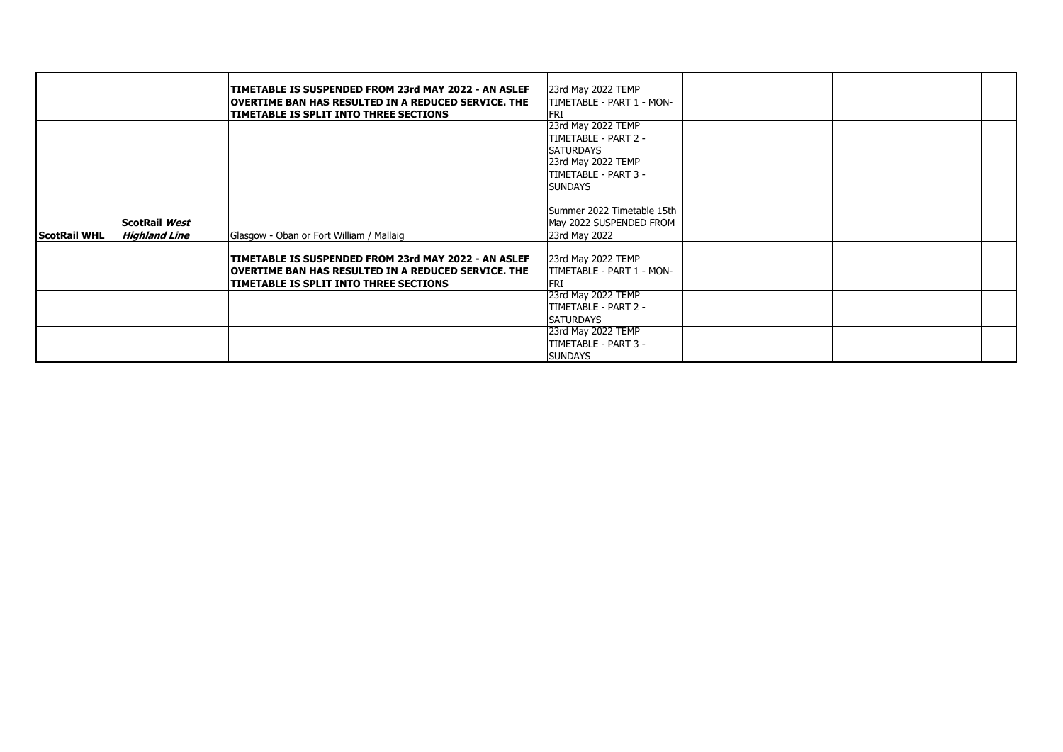| | | | | | | | | | |
|---|---|---|---|---|---|---|---|---|---|
| | | **TIMETABLE IS SUSPENDED FROM 23rd MAY 2022 - AN ASLEF OVERTIME BAN HAS RESULTED IN A REDUCED SERVICE. THE TIMETABLE IS SPLIT INTO THREE SECTIONS** | 23rd May 2022 TEMP TIMETABLE - PART 1 - MON-FRI | | | | | | |
| | | | 23rd May 2022 TEMP TIMETABLE - PART 2 - SATURDAYS | | | | | | |
| | | | 23rd May 2022 TEMP TIMETABLE - PART 3 - SUNDAYS | | | | | | |
| **ScotRail WHL** | **ScotRail *West Highland Line*** | Glasgow - Oban or Fort William / Mallaig | Summer 2022 Timetable 15th May 2022 SUSPENDED FROM 23rd May 2022 | | | | | | |
| | | **TIMETABLE IS SUSPENDED FROM 23rd MAY 2022 - AN ASLEF OVERTIME BAN HAS RESULTED IN A REDUCED SERVICE. THE TIMETABLE IS SPLIT INTO THREE SECTIONS** | 23rd May 2022 TEMP TIMETABLE - PART 1 - MON-FRI | | | | | | |
| | | | 23rd May 2022 TEMP TIMETABLE - PART 2 - SATURDAYS | | | | | | |
| | | | 23rd May 2022 TEMP TIMETABLE - PART 3 - SUNDAYS | | | | | | |